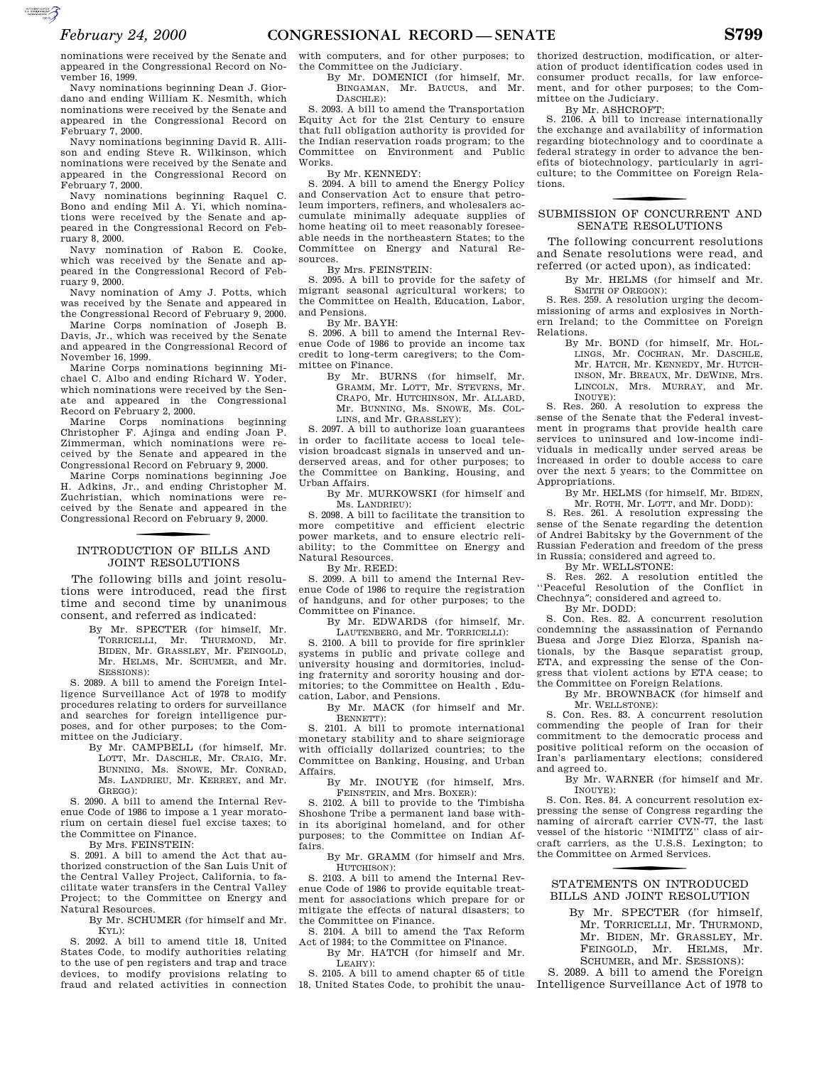nominations were received by the Senate and appeared in the Congressional Record on November 16, 1999.

Navy nominations beginning Dean J. Giordano and ending William K. Nesmith, which nominations were received by the Senate and appeared in the Congressional Record on February 7, 2000.

Navy nominations beginning David R. Allison and ending Steve R. Wilkinson, which nominations were received by the Senate and appeared in the Congressional Record on February 7, 2000.

Navy nominations beginning Raquel C. Bono and ending Mil A. Yi, which nominations were received by the Senate and appeared in the Congressional Record on February 8, 2000.

Navy nomination of Rabon E. Cooke, which was received by the Senate and appeared in the Congressional Record of February 9, 2000.

Navy nomination of Amy J. Potts, which was received by the Senate and appeared in the Congressional Record of February 9, 2000.

Marine Corps nomination of Joseph B. Davis, Jr., which was received by the Senate and appeared in the Congressional Record of November 16, 1999.

Marine Corps nominations beginning Michael C. Albo and ending Richard W. Yoder, which nominations were received by the Senate and appeared in the Congressional Record on February 2, 2000.

Marine Corps nominations beginning Christopher F. Ajinga and ending Joan P. Zimmerman, which nominations were received by the Senate and appeared in the Congressional Record on February 9, 2000.

Marine Corps nominations beginning Joe H. Adkins, Jr., and ending Christopher M. Zuchristian, which nominations were received by the Senate and appeared in the Congressional Record on February 9, 2000.

## INTRODUCTION OF BILLS AND JOINT RESOLUTIONS

The following bills and joint resolutions were introduced, read the first time and second time by unanimous consent, and referred as indicated:

By Mr. SPECTER (for himself, Mr. TORRICELLI, Mr. THURMOND, Mr. BIDEN, Mr. GRASSLEY, Mr. FEINGOLD, Mr. HELMS, Mr. SCHUMER, and Mr. SESSIONS):

S. 2089. A bill to amend the Foreign Intelligence Surveillance Act of 1978 to modify procedures relating to orders for surveillance and searches for foreign intelligence purposes, and for other purposes; to the Committee on the Judiciary.

By Mr. CAMPBELL (for himself, Mr. LOTT, Mr. DASCHLE, Mr. CRAIG, Mr. BUNNING, Ms. SNOWE, Mr. CONRAD, Ms. LANDRIEU, Mr. KERREY, and Mr. GREGG):

S. 2090. A bill to amend the Internal Revenue Code of 1986 to impose a 1 year moratorium on certain diesel fuel excise taxes; to the Committee on Finance.

By Mrs. FEINSTEIN:

S. 2091. A bill to amend the Act that authorized construction of the San Luis Unit of the Central Valley Project, California, to facilitate water transfers in the Central Valley Project; to the Committee on Energy and Natural Resources.

By Mr. SCHUMER (for himself and Mr. KYL):

S. 2092. A bill to amend title 18, United States Code, to modify authorities relating to the use of pen registers and trap and trace devices, to modify provisions relating to fraud and related activities in connection with computers, and for other purposes; to the Committee on the Judiciary.

By Mr. DOMENICI (for himself, Mr. BINGAMAN, Mr. BAUCUS, and Mr. DASCHLE):

S. 2093. A bill to amend the Transportation Equity Act for the 21st Century to ensure that full obligation authority is provided for the Indian reservation roads program; to the Committee on Environment and Public Works.

By Mr. KENNEDY:

S. 2094. A bill to amend the Energy Policy and Conservation Act to ensure that petroleum importers, refiners, and wholesalers accumulate minimally adequate supplies of home heating oil to meet reasonably foreseeable needs in the northeastern States; to the Committee on Energy and Natural Resources.

By Mrs. FEINSTEIN:

S. 2095. A bill to provide for the safety of migrant seasonal agricultural workers; to the Committee on Health, Education, Labor, and Pensions.

By Mr. BAYH:

S. 2096. A bill to amend the Internal Revenue Code of 1986 to provide an income tax credit to long-term caregivers; to the Committee on Finance.

By Mr. BURNS (for himself, Mr. GRAMM, Mr. LOTT, Mr. STEVENS, Mr. CRAPO, Mr. HUTCHINSON, Mr. ALLARD, Mr. BUNNING, Ms. SNOWE, Ms. COLLINS, and Mr. GRASSLEY):

S. 2097. A bill to authorize loan guarantees in order to facilitate access to local television broadcast signals in unserved and underserved areas, and for other purposes; to the Committee on Banking, Housing, and Urban Affairs.

By Mr. MURKOWSKI (for himself and Ms. LANDRIEU):

S. 2098. A bill to facilitate the transition to more competitive and efficient electric power markets, and to ensure electric reliability; to the Committee on Energy and Natural Resources.

By Mr. REED:

S. 2099. A bill to amend the Internal Revenue Code of 1986 to require the registration of handguns, and for other purposes; to the Committee on Finance.

By Mr. EDWARDS (for himself, Mr. LAUTENBERG, and Mr. TORRICELLI):

S. 2100. A bill to provide for fire sprinkler systems in public and private college and university housing and dormitories, including fraternity and sorority housing and dormitories; to the Committee on Health , Education, Labor, and Pensions.

By Mr. MACK (for himself and Mr. BENNETT):

S. 2101. A bill to promote international monetary stability and to share seigniorage with officially dollarized countries; to the Committee on Banking, Housing, and Urban Affairs.

By Mr. INOUYE (for himself, Mrs. FEINSTEIN, and Mrs. BOXER):

S. 2102. A bill to provide to the Timbisha Shoshone Tribe a permanent land base within its aboriginal homeland, and for other purposes; to the Committee on Indian Affairs.

By Mr. GRAMM (for himself and Mrs. HUTCHISON):

S. 2103. A bill to amend the Internal Revenue Code of 1986 to provide equitable treatment for associations which prepare for or mitigate the effects of natural disasters; to the Committee on Finance.

S. 2104. A bill to amend the Tax Reform Act of 1984; to the Committee on Finance.

By Mr. HATCH (for himself and Mr. LEAHY):

S. 2105. A bill to amend chapter 65 of title 18, United States Code, to prohibit the unauthorized destruction, modification, or alteration of product identification codes used in consumer product recalls, for law enforcement, and for other purposes; to the Committee on the Judiciary.

By Mr. ASHCROFT:

S. 2106. A bill to increase internationally the exchange and availability of information regarding biotechnology and to coordinate a federal strategy in order to advance the benefits of biotechnology, particularly in agriculture; to the Committee on Foreign Relations.

## SUBMISSION OF CONCURRENT AND SENATE RESOLUTIONS

The following concurrent resolutions and Senate resolutions were read, and referred (or acted upon), as indicated:

By Mr. HELMS (for himself and Mr. SMITH OF OREGON):

S. Res. 259. A resolution urging the decommissioning of arms and explosives in Northern Ireland; to the Committee on Foreign Relations.

By Mr. BOND (for himself, Mr. HOLLINGS, Mr. COCHRAN, Mr. DASCHLE, Mr. HATCH, Mr. KENNEDY, Mr. HUTCHINSON, Mr. BREAUX, Mr. DEWINE, Mrs. LINCOLN, Mrs. MURRAY, and Mr. INOUYE):

S. Res. 260. A resolution to express the sense of the Senate that the Federal investment in programs that provide health care services to uninsured and low-income individuals in medically under served areas be increased in order to double access to care over the next 5 years; to the Committee on Appropriations.

By Mr. HELMS (for himself, Mr. BIDEN, Mr. ROTH, Mr. LOTT, and Mr. DODD):

S. Res. 261. A resolution expressing the sense of the Senate regarding the detention of Andrei Babitsky by the Government of the Russian Federation and freedom of the press in Russia; considered and agreed to.

By Mr. WELLSTONE:

S. Res. 262. A resolution entitled the ''Peaceful Resolution of the Conflict in Chechnya''; considered and agreed to.

By Mr. DODD:

S. Con. Res. 82. A concurrent resolution condemning the assassination of Fernando Buesa and Jorge Diez Elorza, Spanish nationals, by the Basque separatist group, ETA, and expressing the sense of the Congress that violent actions by ETA cease; to the Committee on Foreign Relations.

By Mr. BROWNBACK (for himself and Mr. WELLSTONE):

S. Con. Res. 83. A concurrent resolution commending the people of Iran for their commitment to the democratic process and positive political reform on the occasion of Iran's parliamentary elections; considered and agreed to.

By Mr. WARNER (for himself and Mr. INOUYE):

S. Con. Res. 84. A concurrent resolution expressing the sense of Congress regarding the naming of aircraft carrier CVN-77, the last vessel of the historic ''NIMITZ'' class of aircraft carriers, as the U.S.S. Lexington; to the Committee on Armed Services.

## STATEMENTS ON INTRODUCED BILLS AND JOINT RESOLUTION

By Mr. SPECTER (for himself, Mr. TORRICELLI, Mr. THURMOND, Mr. BIDEN, Mr. GRASSLEY, Mr. FEINGOLD, Mr. HELMS, Mr. SCHUMER, and Mr. SESSIONS):

S. 2089. A bill to amend the Foreign Intelligence Surveillance Act of 1978 to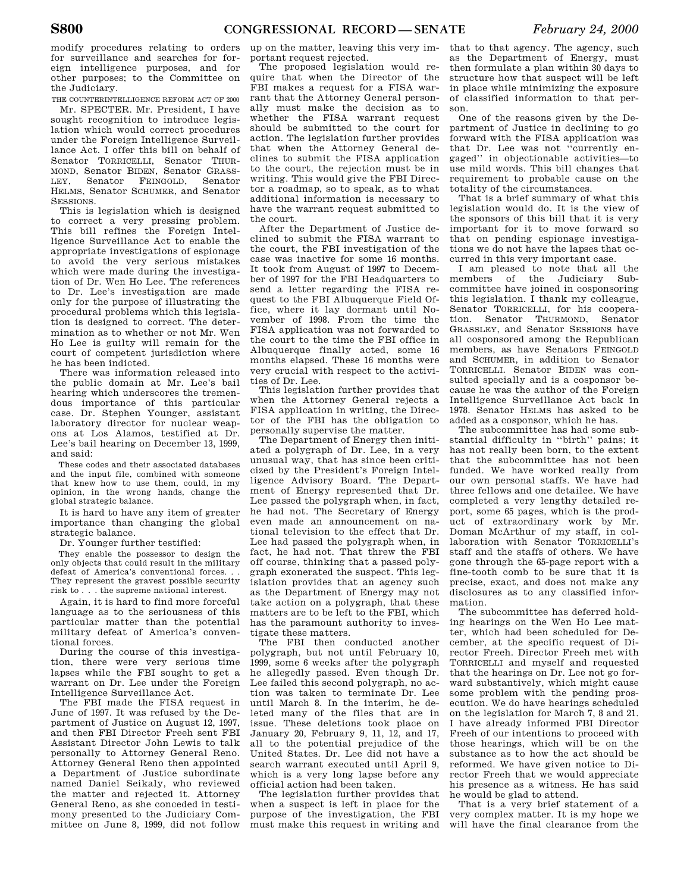modify procedures relating to orders for surveillance and searches for foreign intelligence purposes, and for other purposes; to the Committee on the Judiciary.

THE COUNTERINTELLIGENCE REFORM ACT OF 2000

Mr. SPECTER. Mr. President, I have sought recognition to introduce legislation which would correct procedures under the Foreign Intelligence Surveillance Act. I offer this bill on behalf of Senator TORRICELLI, Senator THURMOND, Senator BIDEN, Senator GRASSLEY, Senator FEINGOLD, Senator HELMS, Senator SCHUMER, and Senator SESSIONS.

This is legislation which is designed to correct a very pressing problem. This bill refines the Foreign Intelligence Surveillance Act to enable the appropriate investigations of espionage to avoid the very serious mistakes which were made during the investigation of Dr. Wen Ho Lee. The references to Dr. Lee's investigation are made only for the purpose of illustrating the procedural problems which this legislation is designed to correct. The determination as to whether or not Mr. Wen Ho Lee is guilty will remain for the court of competent jurisdiction where he has been indicted.

There was information released into the public domain at Mr. Lee's bail hearing which underscores the tremendous importance of this particular case. Dr. Stephen Younger, assistant laboratory director for nuclear weapons at Los Alamos, testified at Dr. Lee's bail hearing on December 13, 1999, and said:

> These codes and their associated databases and the input file, combined with someone that knew how to use them, could, in my opinion, in the wrong hands, change the global strategic balance.

It is hard to have any item of greater importance than changing the global strategic balance.

Dr. Younger further testified:

> They enable the possessor to design the only objects that could result in the military defeat of America's conventional forces. . . They represent the gravest possible security risk to . . . the supreme national interest.

Again, it is hard to find more forceful language as to the seriousness of this particular matter than the potential military defeat of America's conventional forces.

During the course of this investigation, there were very serious time lapses while the FBI sought to get a warrant on Dr. Lee under the Foreign Intelligence Surveillance Act.

The FBI made the FISA request in June of 1997. It was refused by the Department of Justice on August 12, 1997, and then FBI Director Freeh sent FBI Assistant Director John Lewis to talk personally to Attorney General Reno. Attorney General Reno then appointed a Department of Justice subordinate named Daniel Seikaly, who reviewed the matter and rejected it. Attorney General Reno, as she conceded in testimony presented to the Judiciary Committee on June 8, 1999, did not follow up on the matter, leaving this very important request rejected.

The proposed legislation would require that when the Director of the FBI makes a request for a FISA warrant that the Attorney General personally must make the decision as to whether the FISA warrant request should be submitted to the court for action. The legislation further provides that when the Attorney General declines to submit the FISA application to the court, the rejection must be in writing. This would give the FBI Director a roadmap, so to speak, as to what additional information is necessary to have the warrant request submitted to the court.

After the Department of Justice declined to submit the FISA warrant to the court, the FBI investigation of the case was inactive for some 16 months. It took from August of 1997 to December of 1997 for the FBI Headquarters to send a letter regarding the FISA request to the FBI Albuquerque Field Office, where it lay dormant until November of 1998. From the time the FISA application was not forwarded to the court to the time the FBI office in Albuquerque finally acted, some 16 months elapsed. These 16 months were very crucial with respect to the activities of Dr. Lee.

This legislation further provides that when the Attorney General rejects a FISA application in writing, the Director of the FBI has the obligation to personally supervise the matter.

The Department of Energy then initiated a polygraph of Dr. Lee, in a very unusual way, that has since been criticized by the President's Foreign Intelligence Advisory Board. The Department of Energy represented that Dr. Lee passed the polygraph when, in fact, he had not. The Secretary of Energy even made an announcement on national television to the effect that Dr. Lee had passed the polygraph when, in fact, he had not. That threw the FBI off course, thinking that a passed polygraph exonerated the suspect. This legislation provides that an agency such as the Department of Energy may not take action on a polygraph, that these matters are to be left to the FBI, which has the paramount authority to investigate these matters.

The FBI then conducted another polygraph, but not until February 10, 1999, some 6 weeks after the polygraph he allegedly passed. Even though Dr. Lee failed this second polygraph, no action was taken to terminate Dr. Lee until March 8. In the interim, he deleted many of the files that are in issue. These deletions took place on January 20, February 9, 11, 12, and 17, all to the potential prejudice of the United States. Dr. Lee did not have a search warrant executed until April 9, which is a very long lapse before any official action had been taken.

The legislation further provides that when a suspect is left in place for the purpose of the investigation, the FBI must make this request in writing and that to that agency. The agency, such as the Department of Energy, must then formulate a plan within 30 days to structure how that suspect will be left in place while minimizing the exposure of classified information to that person.

One of the reasons given by the Department of Justice in declining to go forward with the FISA application was that Dr. Lee was not ''currently engaged'' in objectionable activities—to use mild words. This bill changes that requirement to probable cause on the totality of the circumstances.

That is a brief summary of what this legislation would do. It is the view of the sponsors of this bill that it is very important for it to move forward so that on pending espionage investigations we do not have the lapses that occurred in this very important case.

I am pleased to note that all the members of the Judiciary Subcommittee have joined in cosponsoring this legislation. I thank my colleague, Senator TORRICELLI, for his cooperation. Senator THURMOND, Senator GRASSLEY, and Senator SESSIONS have all cosponsored among the Republican members, as have Senators FEINGOLD and SCHUMER, in addition to Senator TORRICELLI. Senator BIDEN was consulted specially and is a cosponsor because he was the author of the Foreign Intelligence Surveillance Act back in 1978. Senator HELMS has asked to be added as a cosponsor, which he has.

The subcommittee has had some substantial difficulty in ''birth'' pains; it has not really been born, to the extent that the subcommittee has not been funded. We have worked really from our own personal staffs. We have had three fellows and one detailee. We have completed a very lengthy detailed report, some 65 pages, which is the product of extraordinary work by Mr. Doman McArthur of my staff, in collaboration with Senator TORRICELLI's staff and the staffs of others. We have gone through the 65-page report with a fine-tooth comb to be sure that it is precise, exact, and does not make any disclosures as to any classified information.

The subcommittee has deferred holding hearings on the Wen Ho Lee matter, which had been scheduled for December, at the specific request of Director Freeh. Director Freeh met with TORRICELLI and myself and requested that the hearings on Dr. Lee not go forward substantively, which might cause some problem with the pending prosecution. We do have hearings scheduled on the legislation for March 7, 8 and 21. I have already informed FBI Director Freeh of our intentions to proceed with those hearings, which will be on the substance as to how the act should be reformed. We have given notice to Director Freeh that we would appreciate his presence as a witness. He has said he would be glad to attend.

That is a very brief statement of a very complex matter. It is my hope we will have the final clearance from the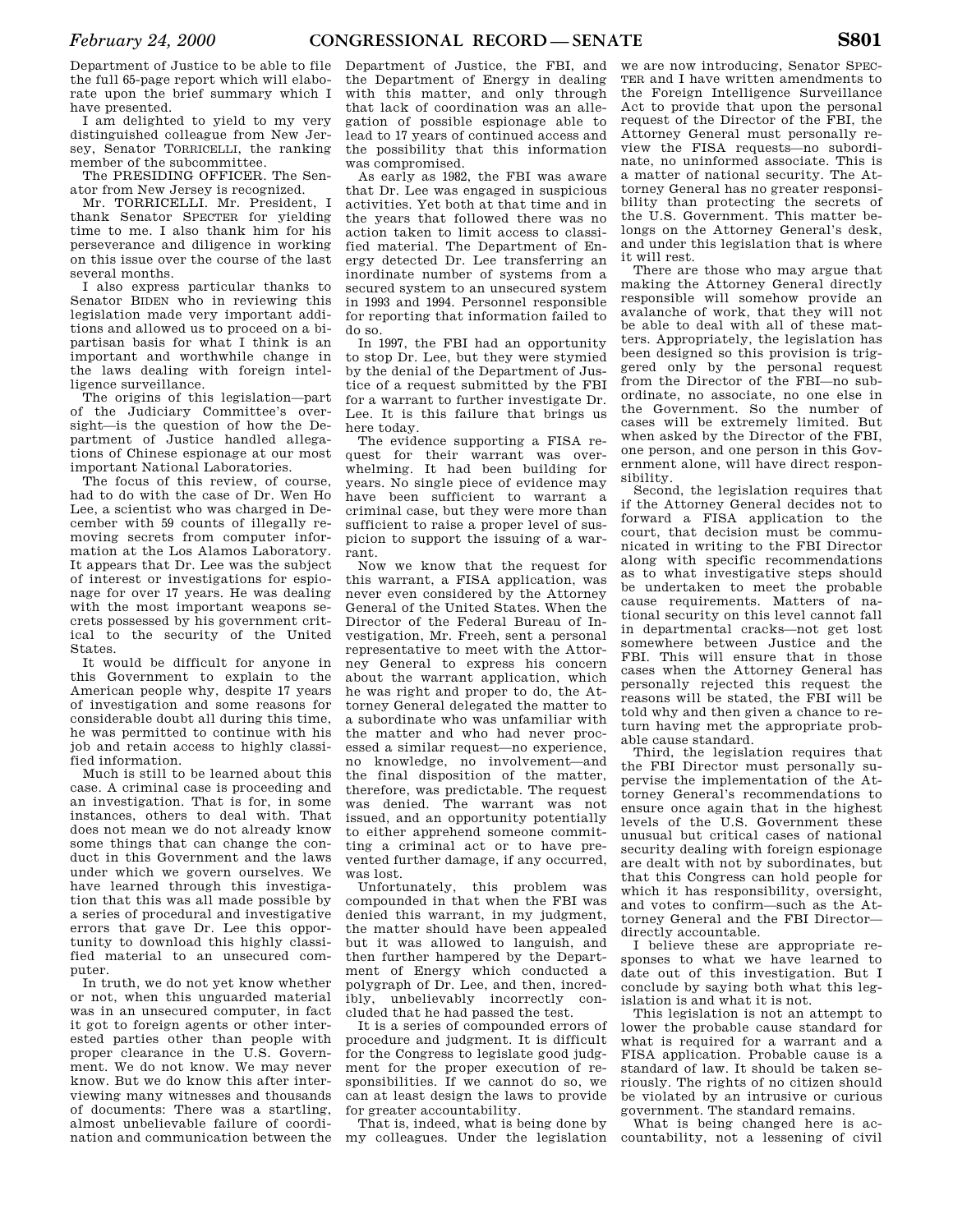Department of Justice to be able to file the full 65-page report which will elaborate upon the brief summary which I have presented.

I am delighted to yield to my very distinguished colleague from New Jersey, Senator TORRICELLI, the ranking member of the subcommittee.

The PRESIDING OFFICER. The Senator from New Jersey is recognized.

Mr. TORRICELLI. Mr. President, I thank Senator SPECTER for yielding time to me. I also thank him for his perseverance and diligence in working on this issue over the course of the last several months.

I also express particular thanks to Senator BIDEN who in reviewing this legislation made very important additions and allowed us to proceed on a bipartisan basis for what I think is an important and worthwhile change in the laws dealing with foreign intelligence surveillance.

The origins of this legislation—part of the Judiciary Committee's oversight—is the question of how the Department of Justice handled allegations of Chinese espionage at our most important National Laboratories.

The focus of this review, of course, had to do with the case of Dr. Wen Ho Lee, a scientist who was charged in December with 59 counts of illegally removing secrets from computer information at the Los Alamos Laboratory. It appears that Dr. Lee was the subject of interest or investigations for espionage for over 17 years. He was dealing with the most important weapons secrets possessed by his government critical to the security of the United States.

It would be difficult for anyone in this Government to explain to the American people why, despite 17 years of investigation and some reasons for considerable doubt all during this time, he was permitted to continue with his job and retain access to highly classified information.

Much is still to be learned about this case. A criminal case is proceeding and an investigation. That is for, in some instances, others to deal with. That does not mean we do not already know some things that can change the conduct in this Government and the laws under which we govern ourselves. We have learned through this investigation that this was all made possible by a series of procedural and investigative errors that gave Dr. Lee this opportunity to download this highly classified material to an unsecured computer.

In truth, we do not yet know whether or not, when this unguarded material was in an unsecured computer, in fact it got to foreign agents or other interested parties other than people with proper clearance in the U.S. Government. We do not know. We may never know. But we do know this after interviewing many witnesses and thousands of documents: There was a startling, almost unbelievable failure of coordination and communication between the Department of Justice, the FBI, and the Department of Energy in dealing with this matter, and only through that lack of coordination was an allegation of possible espionage able to lead to 17 years of continued access and the possibility that this information was compromised.

As early as 1982, the FBI was aware that Dr. Lee was engaged in suspicious activities. Yet both at that time and in the years that followed there was no action taken to limit access to classified material. The Department of Energy detected Dr. Lee transferring an inordinate number of systems from a secured system to an unsecured system in 1993 and 1994. Personnel responsible for reporting that information failed to do so.

In 1997, the FBI had an opportunity to stop Dr. Lee, but they were stymied by the denial of the Department of Justice of a request submitted by the FBI for a warrant to further investigate Dr. Lee. It is this failure that brings us here today.

The evidence supporting a FISA request for their warrant was overwhelming. It had been building for years. No single piece of evidence may have been sufficient to warrant a criminal case, but they were more than sufficient to raise a proper level of suspicion to support the issuing of a warrant.

Now we know that the request for this warrant, a FISA application, was never even considered by the Attorney General of the United States. When the Director of the Federal Bureau of Investigation, Mr. Freeh, sent a personal representative to meet with the Attorney General to express his concern about the warrant application, which he was right and proper to do, the Attorney General delegated the matter to a subordinate who was unfamiliar with the matter and who had never processed a similar request—no experience, no knowledge, no involvement—and the final disposition of the matter, therefore, was predictable. The request was denied. The warrant was not issued, and an opportunity potentially to either apprehend someone committing a criminal act or to have prevented further damage, if any occurred, was lost.

Unfortunately, this problem was compounded in that when the FBI was denied this warrant, in my judgment, the matter should have been appealed but it was allowed to languish, and then further hampered by the Department of Energy which conducted a polygraph of Dr. Lee, and then, incredibly, unbelievably incorrectly concluded that he had passed the test.

It is a series of compounded errors of procedure and judgment. It is difficult for the Congress to legislate good judgment for the proper execution of responsibilities. If we cannot do so, we can at least design the laws to provide for greater accountability.

That is, indeed, what is being done by my colleagues. Under the legislation we are now introducing, Senator SPECTER and I have written amendments to the Foreign Intelligence Surveillance Act to provide that upon the personal request of the Director of the FBI, the Attorney General must personally review the FISA requests—no subordinate, no uninformed associate. This is a matter of national security. The Attorney General has no greater responsibility than protecting the secrets of the U.S. Government. This matter belongs on the Attorney General's desk, and under this legislation that is where it will rest.

There are those who may argue that making the Attorney General directly responsible will somehow provide an avalanche of work, that they will not be able to deal with all of these matters. Appropriately, the legislation has been designed so this provision is triggered only by the personal request from the Director of the FBI—no subordinate, no associate, no one else in the Government. So the number of cases will be extremely limited. But when asked by the Director of the FBI, one person, and one person in this Government alone, will have direct responsibility.

Second, the legislation requires that if the Attorney General decides not to forward a FISA application to the court, that decision must be communicated in writing to the FBI Director along with specific recommendations as to what investigative steps should be undertaken to meet the probable cause requirements. Matters of national security on this level cannot fall in departmental cracks—not get lost somewhere between Justice and the FBI. This will ensure that in those cases when the Attorney General has personally rejected this request the reasons will be stated, the FBI will be told why and then given a chance to return having met the appropriate probable cause standard.

Third, the legislation requires that the FBI Director must personally supervise the implementation of the Attorney General's recommendations to ensure once again that in the highest levels of the U.S. Government these unusual but critical cases of national security dealing with foreign espionage are dealt with not by subordinates, but that this Congress can hold people for which it has responsibility, oversight, and votes to confirm—such as the Attorney General and the FBI Director—directly accountable.

I believe these are appropriate responses to what we have learned to date out of this investigation. But I conclude by saying both what this legislation is and what it is not.

This legislation is not an attempt to lower the probable cause standard for what is required for a warrant and a FISA application. Probable cause is a standard of law. It should be taken seriously. The rights of no citizen should be violated by an intrusive or curious government. The standard remains.

What is being changed here is accountability, not a lessening of civil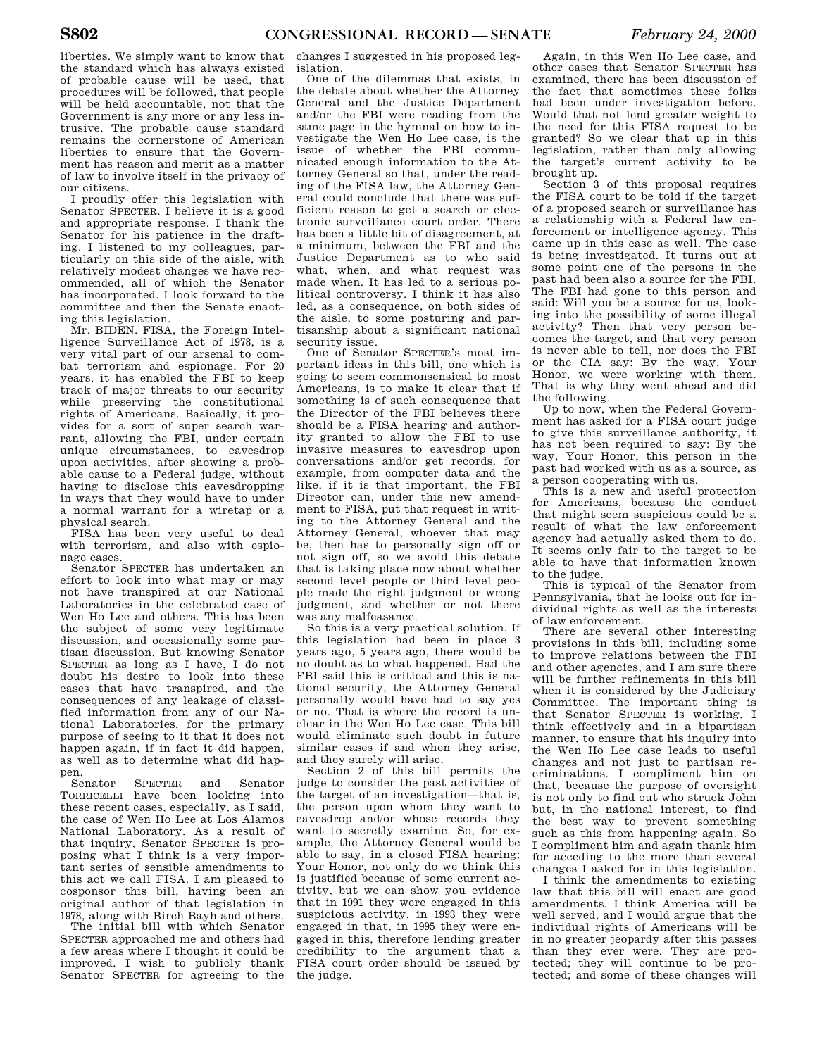liberties. We simply want to know that the standard which has always existed of probable cause will be used, that procedures will be followed, that people will be held accountable, not that the Government is any more or any less intrusive. The probable cause standard remains the cornerstone of American liberties to ensure that the Government has reason and merit as a matter of law to involve itself in the privacy of our citizens.

I proudly offer this legislation with Senator SPECTER. I believe it is a good and appropriate response. I thank the Senator for his patience in the drafting. I listened to my colleagues, particularly on this side of the aisle, with relatively modest changes we have recommended, all of which the Senator has incorporated. I look forward to the committee and then the Senate enacting this legislation.

Mr. BIDEN. FISA, the Foreign Intelligence Surveillance Act of 1978, is a very vital part of our arsenal to combat terrorism and espionage. For 20 years, it has enabled the FBI to keep track of major threats to our security while preserving the constitutional rights of Americans. Basically, it provides for a sort of super search warrant, allowing the FBI, under certain unique circumstances, to eavesdrop upon activities, after showing a probable cause to a Federal judge, without having to disclose this eavesdropping in ways that they would have to under a normal warrant for a wiretap or a physical search.

FISA has been very useful to deal with terrorism, and also with espionage cases.

Senator SPECTER has undertaken an effort to look into what may or may not have transpired at our National Laboratories in the celebrated case of Wen Ho Lee and others. This has been the subject of some very legitimate discussion, and occasionally some partisan discussion. But knowing Senator SPECTER as long as I have, I do not doubt his desire to look into these cases that have transpired, and the consequences of any leakage of classified information from any of our National Laboratories, for the primary purpose of seeing to it that it does not happen again, if in fact it did happen, as well as to determine what did happen.

Senator SPECTER and Senator TORRICELLI have been looking into these recent cases, especially, as I said, the case of Wen Ho Lee at Los Alamos National Laboratory. As a result of that inquiry, Senator SPECTER is proposing what I think is a very important series of sensible amendments to this act we call FISA. I am pleased to cosponsor this bill, having been an original author of that legislation in 1978, along with Birch Bayh and others.

The initial bill with which Senator SPECTER approached me and others had a few areas where I thought it could be improved. I wish to publicly thank Senator SPECTER for agreeing to the changes I suggested in his proposed legislation.

One of the dilemmas that exists, in the debate about whether the Attorney General and the Justice Department and/or the FBI were reading from the same page in the hymnal on how to investigate the Wen Ho Lee case, is the issue of whether the FBI communicated enough information to the Attorney General so that, under the reading of the FISA law, the Attorney General could conclude that there was sufficient reason to get a search or electronic surveillance court order. There has been a little bit of disagreement, at a minimum, between the FBI and the Justice Department as to who said what, when, and what request was made when. It has led to a serious political controversy. I think it has also led, as a consequence, on both sides of the aisle, to some posturing and partisanship about a significant national security issue.

One of Senator SPECTER's most important ideas in this bill, one which is going to seem commonsensical to most Americans, is to make it clear that if something is of such consequence that the Director of the FBI believes there should be a FISA hearing and authority granted to allow the FBI to use invasive measures to eavesdrop upon conversations and/or get records, for example, from computer data and the like, if it is that important, the FBI Director can, under this new amendment to FISA, put that request in writing to the Attorney General and the Attorney General, whoever that may be, then has to personally sign off or not sign off, so we avoid this debate that is taking place now about whether second level people or third level people made the right judgment or wrong judgment, and whether or not there was any malfeasance.

So this is a very practical solution. If this legislation had been in place 3 years ago, 5 years ago, there would be no doubt as to what happened. Had the FBI said this is critical and this is national security, the Attorney General personally would have had to say yes or no. That is where the record is unclear in the Wen Ho Lee case. This bill would eliminate such doubt in future similar cases if and when they arise, and they surely will arise.

Section 2 of this bill permits the judge to consider the past activities of the target of an investigation—that is, the person upon whom they want to eavesdrop and/or whose records they want to secretly examine. So, for example, the Attorney General would be able to say, in a closed FISA hearing: Your Honor, not only do we think this is justified because of some current activity, but we can show you evidence that in 1991 they were engaged in this suspicious activity, in 1993 they were engaged in that, in 1995 they were engaged in this, therefore lending greater credibility to the argument that a FISA court order should be issued by the judge.

Again, in this Wen Ho Lee case, and other cases that Senator SPECTER has examined, there has been discussion of the fact that sometimes these folks had been under investigation before. Would that not lend greater weight to the need for this FISA request to be granted? So we clear that up in this legislation, rather than only allowing the target's current activity to be brought up.

Section 3 of this proposal requires the FISA court to be told if the target of a proposed search or surveillance has a relationship with a Federal law enforcement or intelligence agency. This came up in this case as well. The case is being investigated. It turns out at some point one of the persons in the past had been also a source for the FBI. The FBI had gone to this person and said: Will you be a source for us, looking into the possibility of some illegal activity? Then that very person becomes the target, and that very person is never able to tell, nor does the FBI or the CIA say: By the way, Your Honor, we were working with them. That is why they went ahead and did the following.

Up to now, when the Federal Government has asked for a FISA court judge to give this surveillance authority, it has not been required to say: By the way, Your Honor, this person in the past had worked with us as a source, as a person cooperating with us.

This is a new and useful protection for Americans, because the conduct that might seem suspicious could be a result of what the law enforcement agency had actually asked them to do. It seems only fair to the target to be able to have that information known to the judge.

This is typical of the Senator from Pennsylvania, that he looks out for individual rights as well as the interests of law enforcement.

There are several other interesting provisions in this bill, including some to improve relations between the FBI and other agencies, and I am sure there will be further refinements in this bill when it is considered by the Judiciary Committee. The important thing is that Senator SPECTER is working, I think effectively and in a bipartisan manner, to ensure that his inquiry into the Wen Ho Lee case leads to useful changes and not just to partisan recriminations. I compliment him on that, because the purpose of oversight is not only to find out who struck John but, in the national interest, to find the best way to prevent something such as this from happening again. So I compliment him and again thank him for acceding to the more than several changes I asked for in this legislation.

I think the amendments to existing law that this bill will enact are good amendments. I think America will be well served, and I would argue that the individual rights of Americans will be in no greater jeopardy after this passes than they ever were. They are protected; they will continue to be protected; and some of these changes will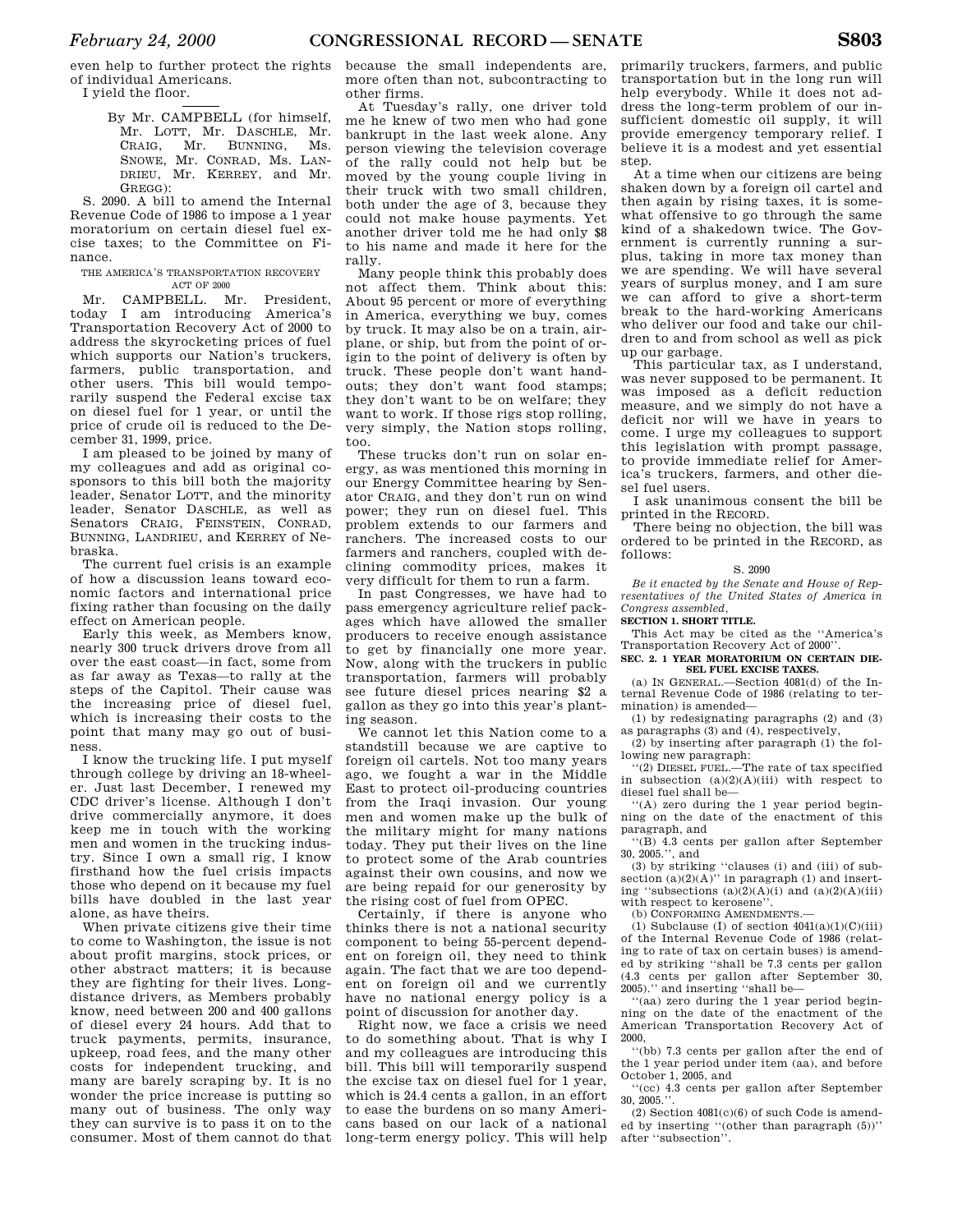even help to further protect the rights of individual Americans.

I yield the floor.

---

By Mr. CAMPBELL (for himself, Mr. LOTT, Mr. DASCHLE, Mr. CRAIG, Mr. BUNNING, Ms. SNOWE, Mr. CONRAD, Ms. LANDRIEU, Mr. KERREY, and Mr. GREGG):

S. 2090. A bill to amend the Internal Revenue Code of 1986 to impose a 1 year moratorium on certain diesel fuel excise taxes; to the Committee on Finance.

THE AMERICA'S TRANSPORTATION RECOVERY ACT OF 2000

Mr. CAMPBELL. Mr. President, today I am introducing America's Transportation Recovery Act of 2000 to address the skyrocketing prices of fuel which supports our Nation's truckers, farmers, public transportation, and other users. This bill would temporarily suspend the Federal excise tax on diesel fuel for 1 year, or until the price of crude oil is reduced to the December 31, 1999, price.

I am pleased to be joined by many of my colleagues and add as original cosponsors to this bill both the majority leader, Senator LOTT, and the minority leader, Senator DASCHLE, as well as Senators CRAIG, FEINSTEIN, CONRAD, BUNNING, LANDRIEU, and KERREY of Nebraska.

The current fuel crisis is an example of how a discussion leans toward economic factors and international price fixing rather than focusing on the daily effect on American people.

Early this week, as Members know, nearly 300 truck drivers drove from all over the east coast—in fact, some from as far away as Texas—to rally at the steps of the Capitol. Their cause was the increasing price of diesel fuel, which is increasing their costs to the point that many may go out of business.

I know the trucking life. I put myself through college by driving an 18-wheeler. Just last December, I renewed my CDC driver's license. Although I don't drive commercially anymore, it does keep me in touch with the working men and women in the trucking industry. Since I own a small rig, I know firsthand how the fuel crisis impacts those who depend on it because my fuel bills have doubled in the last year alone, as have theirs.

When private citizens give their time to come to Washington, the issue is not about profit margins, stock prices, or other abstract matters; it is because they are fighting for their lives. Long-distance drivers, as Members probably know, need between 200 and 400 gallons of diesel every 24 hours. Add that to truck payments, permits, insurance, upkeep, road fees, and the many other costs for independent trucking, and many are barely scraping by. It is no wonder the price increase is putting so many out of business. The only way they can survive is to pass it on to the consumer. Most of them cannot do that because the small independents are, more often than not, subcontracting to other firms.

At Tuesday's rally, one driver told me he knew of two men who had gone bankrupt in the last week alone. Any person viewing the television coverage of the rally could not help but be moved by the young couple living in their truck with two small children, both under the age of 3, because they could not make house payments. Yet another driver told me he had only $8 to his name and made it here for the rally.

Many people think this probably does not affect them. Think about this: About 95 percent or more of everything in America, everything we buy, comes by truck. It may also be on a train, airplane, or ship, but from the point of origin to the point of delivery is often by truck. These people don't want handouts; they don't want food stamps; they don't want to be on welfare; they want to work. If those rigs stop rolling, very simply, the Nation stops rolling, too.

These trucks don't run on solar energy, as was mentioned this morning in our Energy Committee hearing by Senator CRAIG, and they don't run on wind power; they run on diesel fuel. This problem extends to our farmers and ranchers. The increased costs to our farmers and ranchers, coupled with declining commodity prices, makes it very difficult for them to run a farm.

In past Congresses, we have had to pass emergency agriculture relief packages which have allowed the smaller producers to receive enough assistance to get by financially one more year. Now, along with the truckers in public transportation, farmers will probably see future diesel prices nearing $2 a gallon as they go into this year's planting season.

We cannot let this Nation come to a standstill because we are captive to foreign oil cartels. Not too many years ago, we fought a war in the Middle East to protect oil-producing countries from the Iraqi invasion. Our young men and women make up the bulk of the military might for many nations today. They put their lives on the line to protect some of the Arab countries against their own cousins, and now we are being repaid for our generosity by the rising cost of fuel from OPEC.

Certainly, if there is anyone who thinks there is not a national security component to being 55-percent dependent on foreign oil, they need to think again. The fact that we are too dependent on foreign oil and we currently have no national energy policy is a point of discussion for another day.

Right now, we face a crisis we need to do something about. That is why I and my colleagues are introducing this bill. This bill will temporarily suspend the excise tax on diesel fuel for 1 year, which is 24.4 cents a gallon, in an effort to ease the burdens on so many Americans based on our lack of a national long-term energy policy. This will help primarily truckers, farmers, and public transportation but in the long run will help everybody. While it does not address the long-term problem of our insufficient domestic oil supply, it will provide emergency temporary relief. I believe it is a modest and yet essential step.

At a time when our citizens are being shaken down by a foreign oil cartel and then again by rising taxes, it is somewhat offensive to go through the same kind of a shakedown twice. The Government is currently running a surplus, taking in more tax money than we are spending. We will have several years of surplus money, and I am sure we can afford to give a short-term break to the hard-working Americans who deliver our food and take our children to and from school as well as pick up our garbage.

This particular tax, as I understand, was never supposed to be permanent. It was imposed as a deficit reduction measure, and we simply do not have a deficit nor will we have in years to come. I urge my colleagues to support this legislation with prompt passage, to provide immediate relief for America's truckers, farmers, and other diesel fuel users.

I ask unanimous consent the bill be printed in the RECORD.

There being no objection, the bill was ordered to be printed in the RECORD, as follows:

S. 2090

*Be it enacted by the Senate and House of Representatives of the United States of America in Congress assembled,*

**SECTION 1. SHORT TITLE.**

This Act may be cited as the ''America's Transportation Recovery Act of 2000''.

**SEC. 2. 1 YEAR MORATORIUM ON CERTAIN DIESEL FUEL EXCISE TAXES.**

(a) IN GENERAL.—Section 4081(d) of the Internal Revenue Code of 1986 (relating to termination) is amended—

(1) by redesignating paragraphs (2) and (3) as paragraphs (3) and (4), respectively,

(2) by inserting after paragraph (1) the following new paragraph:

''(2) DIESEL FUEL.—The rate of tax specified in subsection (a)(2)(A)(iii) with respect to diesel fuel shall be—

''(A) zero during the 1 year period beginning on the date of the enactment of this paragraph, and

''(B) 4.3 cents per gallon after September 30, 2005.'', and

(3) by striking ''clauses (i) and (iii) of subsection (a)(2)(A)'' in paragraph (1) and inserting ''subsections (a)(2)(A)(i) and (a)(2)(A)(iii) with respect to kerosene''.

(b) CONFORMING AMENDMENTS.—

(1) Subclause (I) of section 4041(a)(1)(C)(iii) of the Internal Revenue Code of 1986 (relating to rate of tax on certain buses) is amended by striking ''shall be 7.3 cents per gallon (4.3 cents per gallon after September 30, 2005).'' and inserting ''shall be—

''(aa) zero during the 1 year period beginning on the date of the enactment of the American Transportation Recovery Act of 2000,

''(bb) 7.3 cents per gallon after the end of the 1 year period under item (aa), and before October 1, 2005, and

''(cc) 4.3 cents per gallon after September 30, 2005.''.

(2) Section 4081(c)(6) of such Code is amended by inserting ''(other than paragraph (5))'' after ''subsection''.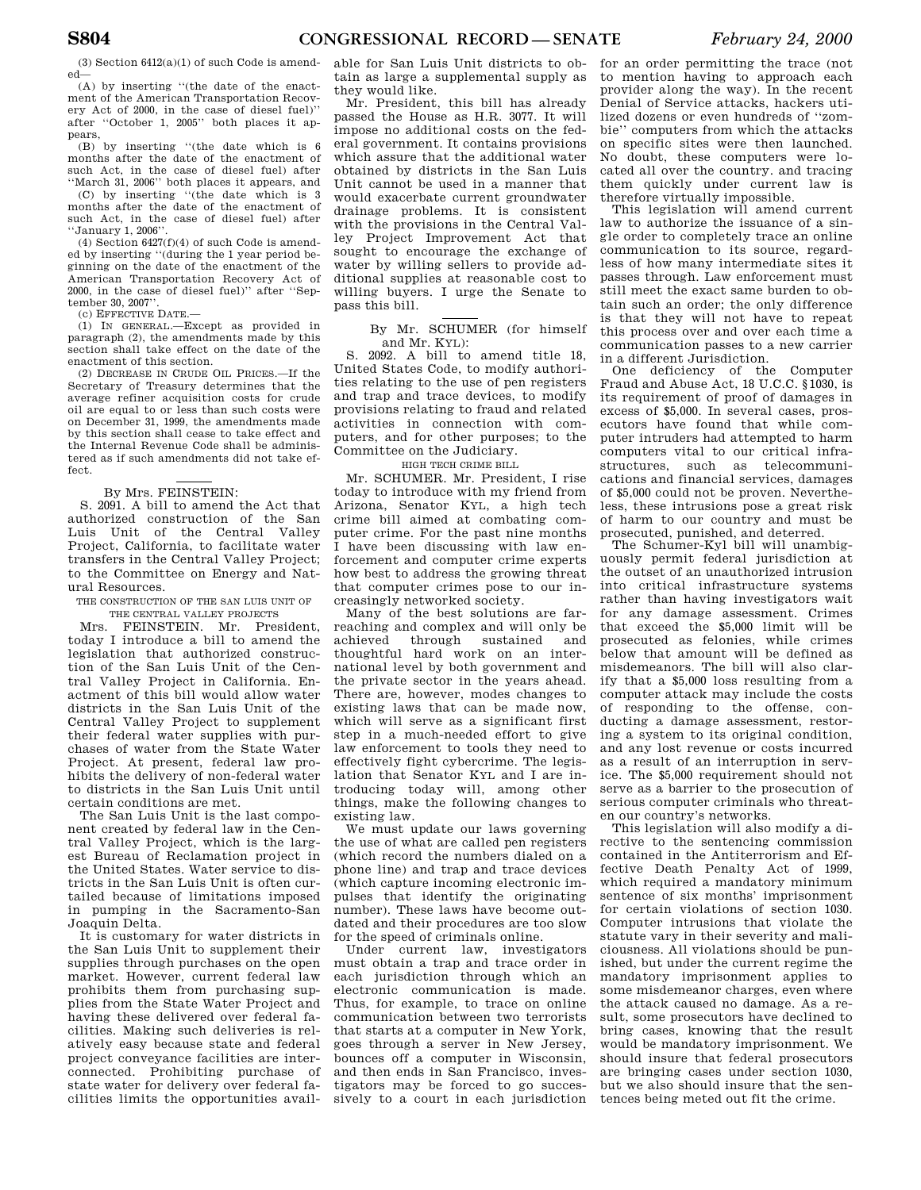(3) Section 6412(a)(1) of such Code is amended—

(A) by inserting ''(the date of the enactment of the American Transportation Recovery Act of 2000, in the case of diesel fuel)'' after ''October 1, 2005'' both places it appears,

(B) by inserting ''(the date which is 6 months after the date of the enactment of such Act, in the case of diesel fuel) after ''March 31, 2006'' both places it appears, and

(C) by inserting ''(the date which is 3 months after the date of the enactment of such Act, in the case of diesel fuel) after ''January 1, 2006''.

(4) Section 6427(f)(4) of such Code is amended by inserting ''(during the 1 year period beginning on the date of the enactment of the American Transportation Recovery Act of 2000, in the case of diesel fuel)'' after ''September 30, 2007''.

(c) EFFECTIVE DATE.—

(1) IN GENERAL.—Except as provided in paragraph (2), the amendments made by this section shall take effect on the date of the enactment of this section.

(2) DECREASE IN CRUDE OIL PRICES.—If the Secretary of Treasury determines that the average refiner acquisition costs for crude oil are equal to or less than such costs were on December 31, 1999, the amendments made by this section shall cease to take effect and the Internal Revenue Code shall be administered as if such amendments did not take effect.

---

By Mrs. FEINSTEIN:

S. 2091. A bill to amend the Act that authorized construction of the San Luis Unit of the Central Valley Project, California, to facilitate water transfers in the Central Valley Project; to the Committee on Energy and Natural Resources.

THE CONSTRUCTION OF THE SAN LUIS UNIT OF THE CENTRAL VALLEY PROJECTS

Mrs. FEINSTEIN. Mr. President, today I introduce a bill to amend the legislation that authorized construction of the San Luis Unit of the Central Valley Project in California. Enactment of this bill would allow water districts in the San Luis Unit of the Central Valley Project to supplement their federal water supplies with purchases of water from the State Water Project. At present, federal law prohibits the delivery of non-federal water to districts in the San Luis Unit until certain conditions are met.

The San Luis Unit is the last component created by federal law in the Central Valley Project, which is the largest Bureau of Reclamation project in the United States. Water service to districts in the San Luis Unit is often curtailed because of limitations imposed in pumping in the Sacramento-San Joaquin Delta.

It is customary for water districts in the San Luis Unit to supplement their supplies through purchases on the open market. However, current federal law prohibits them from purchasing supplies from the State Water Project and having these delivered over federal facilities. Making such deliveries is relatively easy because state and federal project conveyance facilities are interconnected. Prohibiting purchase of state water for delivery over federal facilities limits the opportunities available for San Luis Unit districts to obtain as large a supplemental supply as they would like.

Mr. President, this bill has already passed the House as H.R. 3077. It will impose no additional costs on the federal government. It contains provisions which assure that the additional water obtained by districts in the San Luis Unit cannot be used in a manner that would exacerbate current groundwater drainage problems. It is consistent with the provisions in the Central Valley Project Improvement Act that sought to encourage the exchange of water by willing sellers to provide additional supplies at reasonable cost to willing buyers. I urge the Senate to pass this bill.

---

By Mr. SCHUMER (for himself and Mr. KYL):

S. 2092. A bill to amend title 18, United States Code, to modify authorities relating to the use of pen registers and trap and trace devices, to modify provisions relating to fraud and related activities in connection with computers, and for other purposes; to the Committee on the Judiciary.

HIGH TECH CRIME BILL

Mr. SCHUMER. Mr. President, I rise today to introduce with my friend from Arizona, Senator KYL, a high tech crime bill aimed at combating computer crime. For the past nine months I have been discussing with law enforcement and computer crime experts how best to address the growing threat that computer crimes pose to our increasingly networked society.

Many of the best solutions are far-reaching and complex and will only be achieved through sustained and thoughtful hard work on an international level by both government and the private sector in the years ahead. There are, however, modes changes to existing laws that can be made now, which will serve as a significant first step in a much-needed effort to give law enforcement to tools they need to effectively fight cybercrime. The legislation that Senator KYL and I are introducing today will, among other things, make the following changes to existing law.

We must update our laws governing the use of what are called pen registers (which record the numbers dialed on a phone line) and trap and trace devices (which capture incoming electronic impulses that identify the originating number). These laws have become outdated and their procedures are too slow for the speed of criminals online.

Under current law, investigators must obtain a trap and trace order in each jurisdiction through which an electronic communication is made. Thus, for example, to trace on online communication between two terrorists that starts at a computer in New York, goes through a server in New Jersey, bounces off a computer in Wisconsin, and then ends in San Francisco, investigators may be forced to go successively to a court in each jurisdiction for an order permitting the trace (not to mention having to approach each provider along the way). In the recent Denial of Service attacks, hackers utilized dozens or even hundreds of ''zombie'' computers from which the attacks on specific sites were then launched. No doubt, these computers were located all over the country. and tracing them quickly under current law is therefore virtually impossible.

This legislation will amend current law to authorize the issuance of a single order to completely trace an online communication to its source, regardless of how many intermediate sites it passes through. Law enforcement must still meet the exact same burden to obtain such an order; the only difference is that they will not have to repeat this process over and over each time a communication passes to a new carrier in a different Jurisdiction.

One deficiency of the Computer Fraud and Abuse Act, 18 U.C.C. §1030, is its requirement of proof of damages in excess of $5,000. In several cases, prosecutors have found that while computer intruders had attempted to harm computers vital to our critical infrastructures, such as telecommunications and financial services, damages of $5,000 could not be proven. Nevertheless, these intrusions pose a great risk of harm to our country and must be prosecuted, punished, and deterred.

The Schumer-Kyl bill will unambiguously permit federal jurisdiction at the outset of an unauthorized intrusion into critical infrastructure systems rather than having investigators wait for any damage assessment. Crimes that exceed the $5,000 limit will be prosecuted as felonies, while crimes below that amount will be defined as misdemeanors. The bill will also clarify that a $5,000 loss resulting from a computer attack may include the costs of responding to the offense, conducting a damage assessment, restoring a system to its original condition, and any lost revenue or costs incurred as a result of an interruption in service. The $5,000 requirement should not serve as a barrier to the prosecution of serious computer criminals who threaten our country's networks.

This legislation will also modify a directive to the sentencing commission contained in the Antiterrorism and Effective Death Penalty Act of 1999, which required a mandatory minimum sentence of six months' imprisonment for certain violations of section 1030. Computer intrusions that violate the statute vary in their severity and maliciousness. All violations should be punished, but under the current regime the mandatory imprisonment applies to some misdemeanor charges, even where the attack caused no damage. As a result, some prosecutors have declined to bring cases, knowing that the result would be mandatory imprisonment. We should insure that federal prosecutors are bringing cases under section 1030, but we also should insure that the sentences being meted out fit the crime.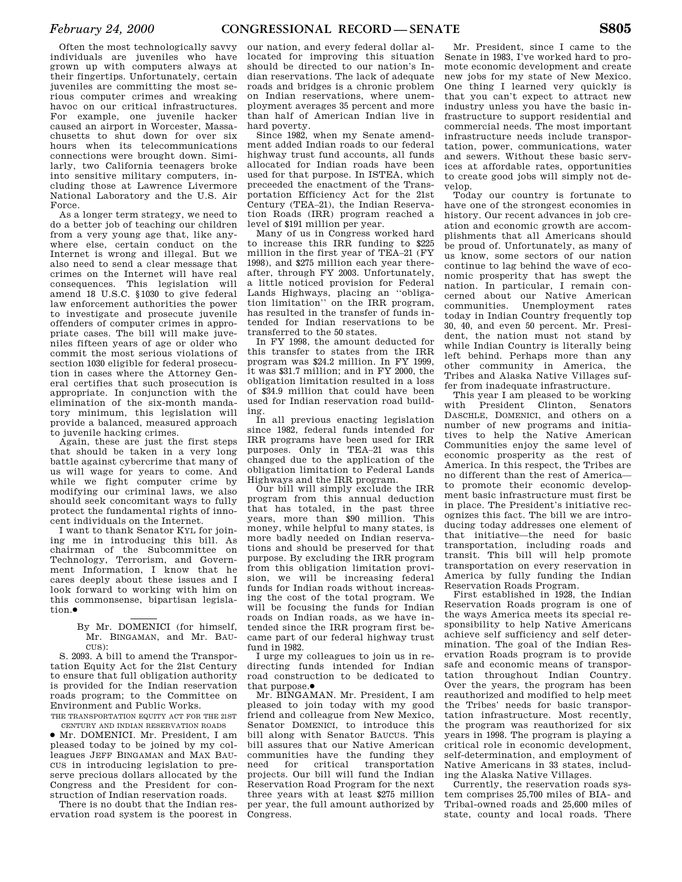Often the most technologically savvy individuals are juveniles who have grown up with computers always at their fingertips. Unfortunately, certain juveniles are committing the most serious computer crimes and wreaking havoc on our critical infrastructures. For example, one juvenile hacker caused an airport in Worcester, Massachusetts to shut down for over six hours when its telecommunications connections were brought down. Similarly, two California teenagers broke into sensitive military computers, including those at Lawrence Livermore National Laboratory and the U.S. Air Force.

As a longer term strategy, we need to do a better job of teaching our children from a very young age that, like anywhere else, certain conduct on the Internet is wrong and illegal. But we also need to send a clear message that crimes on the Internet will have real consequences. This legislation will amend 18 U.S.C. §1030 to give federal law enforcement authorities the power to investigate and prosecute juvenile offenders of computer crimes in appropriate cases. The bill will make juveniles fifteen years of age or older who commit the most serious violations of section 1030 eligible for federal prosecution in cases where the Attorney General certifies that such prosecution is appropriate. In conjunction with the elimination of the six-month mandatory minimum, this legislation will provide a balanced, measured approach to juvenile hacking crimes.

Again, these are just the first steps that should be taken in a very long battle against cybercrime that many of us will wage for years to come. And while we fight computer crime by modifying our criminal laws, we also should seek concomitant ways to fully protect the fundamental rights of innocent individuals on the Internet.

I want to thank Senator KYL for joining me in introducing this bill. As chairman of the Subcommittee on Technology, Terrorism, and Government Information, I know that he cares deeply about these issues and I look forward to working with him on this commonsense, bipartisan legislation.●

---

By Mr. DOMENICI (for himself, Mr. BINGAMAN, and Mr. BAUCUS):

S. 2093. A bill to amend the Transportation Equity Act for the 21st Century to ensure that full obligation authority is provided for the Indian reservation roads program; to the Committee on Environment and Public Works.

THE TRANSPORTATION EQUITY ACT FOR THE 21ST CENTURY AND INDIAN RESERVATION ROADS

● Mr. DOMENICI. Mr. President, I am pleased today to be joined by my colleagues JEFF BINGAMAN and MAX BAUCUS in introducing legislation to preserve precious dollars allocated by the Congress and the President for construction of Indian reservation roads.

There is no doubt that the Indian reservation road system is the poorest in our nation, and every federal dollar allocated for improving this situation should be directed to our nation's Indian reservations. The lack of adequate roads and bridges is a chronic problem on Indian reservations, where unemployment averages 35 percent and more than half of American Indian live in hard poverty.

Since 1982, when my Senate amendment added Indian roads to our federal highway trust fund accounts, all funds allocated for Indian roads have been used for that purpose. In ISTEA, which preceeded the enactment of the Transportation Efficiency Act for the 21st Century (TEA–21), the Indian Reservation Roads (IRR) program reached a level of $191 million per year.

Many of us in Congress worked hard to increase this IRR funding to $225 million in the first year of TEA–21 (FY 1998), and $275 million each year thereafter, through FY 2003. Unfortunately, a little noticed provision for Federal Lands Highways, placing an "obligation limitation" on the IRR program, has resulted in the transfer of funds intended for Indian reservations to be transferred to the 50 states.

In FY 1998, the amount deducted for this transfer to states from the IRR program was $24.2 million. In FY 1999, it was $31.7 million; and in FY 2000, the obligation limitation resulted in a loss of $34.9 million that could have been used for Indian reservation road building.

In all previous enacting legislation since 1982, federal funds intended for IRR programs have been used for IRR purposes. Only in TEA–21 was this changed due to the application of the obligation limitation to Federal Lands Highways and the IRR program.

Our bill will simply exclude the IRR program from this annual deduction that has totaled, in the past three years, more than $90 million. This money, while helpful to many states, is more badly needed on Indian reservations and should be preserved for that purpose. By excluding the IRR program from this obligation limitation provision, we will be increasing federal funds for Indian roads without increasing the cost of the total program. We will be focusing the funds for Indian roads on Indian roads, as we have intended since the IRR program first became part of our federal highway trust fund in 1982.

I urge my colleagues to join us in redirecting funds intended for Indian road construction to be dedicated to that purpose.●

● Mr. BINGAMAN. Mr. President, I am pleased to join today with my good friend and colleague from New Mexico, Senator DOMENICI, to introduce this bill along with Senator BAUCUS. This bill assures that our Native American communities have the funding they need for critical transportation projects. Our bill will fund the Indian Reservation Road Program for the next three years with at least $275 million per year, the full amount authorized by Congress.

Mr. President, since I came to the Senate in 1983, I've worked hard to promote economic development and create new jobs for my state of New Mexico. One thing I learned very quickly is that you can't expect to attract new industry unless you have the basic infrastructure to support residential and commercial needs. The most important infrastructure needs include transportation, power, communications, water and sewers. Without these basic services at affordable rates, opportunities to create good jobs will simply not develop.

Today our country is fortunate to have one of the strongest economies in history. Our recent advances in job creation and economic growth are accomplishments that all Americans should be proud of. Unfortunately, as many of us know, some sectors of our nation continue to lag behind the wave of economic prosperity that has swept the nation. In particular, I remain concerned about our Native American communities. Unemployment rates today in Indian Country frequently top 30, 40, and even 50 percent. Mr. President, the nation must not stand by while Indian Country is literally being left behind. Perhaps more than any other community in America, the Tribes and Alaska Native Villages suffer from inadequate infrastructure.

This year I am pleased to be working with President Clinton, Senators DASCHLE, DOMENICI, and others on a number of new programs and initiatives to help the Native American Communities enjoy the same level of economic prosperity as the rest of America. In this respect, the Tribes are no different than the rest of America—to promote their economic development basic infrastructure must first be in place. The President's initiative recognizes this fact. The bill we are introducing today addresses one element of that initiative—the need for basic transportation, including roads and transit. This bill will help promote transportation on every reservation in America by fully funding the Indian Reservation Roads Program.

First established in 1928, the Indian Reservation Roads program is one of the ways America meets its special responsibility to help Native Americans achieve self sufficiency and self determination. The goal of the Indian Reservation Roads program is to provide safe and economic means of transportation throughout Indian Country. Over the years, the program has been reauthorized and modified to help meet the Tribes' needs for basic transportation infrastructure. Most recently, the program was reauthorized for six years in 1998. The program is playing a critical role in economic development, self-determination, and employment of Native Americans in 33 states, including the Alaska Native Villages.

Currently, the reservation roads system comprises 25,700 miles of BIA- and Tribal-owned roads and 25,600 miles of state, county and local roads. There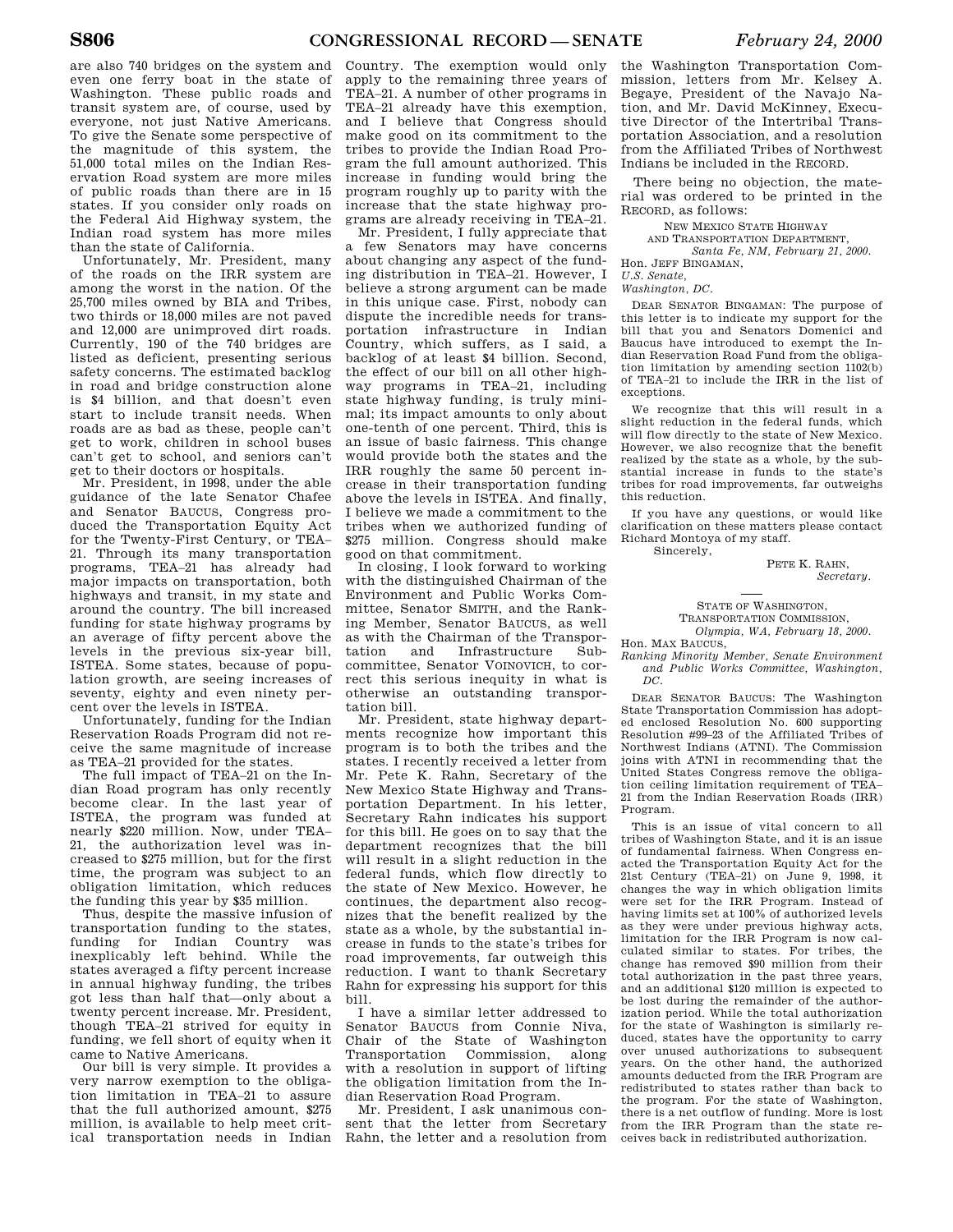are also 740 bridges on the system and even one ferry boat in the state of Washington. These public roads and transit system are, of course, used by everyone, not just Native Americans. To give the Senate some perspective of the magnitude of this system, the 51,000 total miles on the Indian Reservation Road system are more miles of public roads than there are in 15 states. If you consider only roads on the Federal Aid Highway system, the Indian road system has more miles than the state of California.

Unfortunately, Mr. President, many of the roads on the IRR system are among the worst in the nation. Of the 25,700 miles owned by BIA and Tribes, two thirds or 18,000 miles are not paved and 12,000 are unimproved dirt roads. Currently, 190 of the 740 bridges are listed as deficient, presenting serious safety concerns. The estimated backlog in road and bridge construction alone is $4 billion, and that doesn't even start to include transit needs. When roads are as bad as these, people can't get to work, children in school buses can't get to school, and seniors can't get to their doctors or hospitals.

Mr. President, in 1998, under the able guidance of the late Senator Chafee and Senator BAUCUS, Congress produced the Transportation Equity Act for the Twenty-First Century, or TEA–21. Through its many transportation programs, TEA–21 has already had major impacts on transportation, both highways and transit, in my state and around the country. The bill increased funding for state highway programs by an average of fifty percent above the levels in the previous six-year bill, ISTEA. Some states, because of population growth, are seeing increases of seventy, eighty and even ninety percent over the levels in ISTEA.

Unfortunately, funding for the Indian Reservation Roads Program did not receive the same magnitude of increase as TEA–21 provided for the states.

The full impact of TEA–21 on the Indian Road program has only recently become clear. In the last year of ISTEA, the program was funded at nearly $220 million. Now, under TEA–21, the authorization level was increased to $275 million, but for the first time, the program was subject to an obligation limitation, which reduces the funding this year by $35 million.

Thus, despite the massive infusion of transportation funding to the states, funding for Indian Country was inexplicably left behind. While the states averaged a fifty percent increase in annual highway funding, the tribes got less than half that—only about a twenty percent increase. Mr. President, though TEA–21 strived for equity in funding, we fell short of equity when it came to Native Americans.

Our bill is very simple. It provides a very narrow exemption to the obligation limitation in TEA–21 to assure that the full authorized amount, $275 million, is available to help meet critical transportation needs in Indian Country. The exemption would only apply to the remaining three years of TEA–21. A number of other programs in TEA–21 already have this exemption, and I believe that Congress should make good on its commitment to the tribes to provide the Indian Road Program the full amount authorized. This increase in funding would bring the program roughly up to parity with the increase that the state highway programs are already receiving in TEA–21.

Mr. President, I fully appreciate that a few Senators may have concerns about changing any aspect of the funding distribution in TEA–21. However, I believe a strong argument can be made in this unique case. First, nobody can dispute the incredible needs for transportation infrastructure in Indian Country, which suffers, as I said, a backlog of at least $4 billion. Second, the effect of our bill on all other highway programs in TEA–21, including state highway funding, is truly minimal; its impact amounts to only about one-tenth of one percent. Third, this is an issue of basic fairness. This change would provide both the states and the IRR roughly the same 50 percent increase in their transportation funding above the levels in ISTEA. And finally, I believe we made a commitment to the tribes when we authorized funding of $275 million. Congress should make good on that commitment.

In closing, I look forward to working with the distinguished Chairman of the Environment and Public Works Committee, Senator SMITH, and the Ranking Member, Senator BAUCUS, as well as with the Chairman of the Transportation and Infrastructure Subcommittee, Senator VOINOVICH, to correct this serious inequity in what is otherwise an outstanding transportation bill.

Mr. President, state highway departments recognize how important this program is to both the tribes and the states. I recently received a letter from Mr. Pete K. Rahn, Secretary of the New Mexico State Highway and Transportation Department. In his letter, Secretary Rahn indicates his support for this bill. He goes on to say that the department recognizes that the bill will result in a slight reduction in the federal funds, which flow directly to the state of New Mexico. However, he continues, the department also recognizes that the benefit realized by the state as a whole, by the substantial increase in funds to the state's tribes for road improvements, far outweigh this reduction. I want to thank Secretary Rahn for expressing his support for this bill.

I have a similar letter addressed to Senator BAUCUS from Connie Niva, Chair of the State of Washington Transportation Commission, along with a resolution in support of lifting the obligation limitation from the Indian Reservation Road Program.

Mr. President, I ask unanimous consent that the letter from Secretary Rahn, the letter and a resolution from the Washington Transportation Commission, letters from Mr. Kelsey A. Begaye, President of the Navajo Nation, and Mr. David McKinney, Executive Director of the Intertribal Transportation Association, and a resolution from the Affiliated Tribes of Northwest Indians be included in the RECORD.

There being no objection, the material was ordered to be printed in the RECORD, as follows:

NEW MEXICO STATE HIGHWAY AND TRANSPORTATION DEPARTMENT,
*Santa Fe, NM, February 21, 2000.*

Hon. JEFF BINGAMAN,
*U.S. Senate,*
*Washington, DC.*

DEAR SENATOR BINGAMAN: The purpose of this letter is to indicate my support for the bill that you and Senators Domenici and Baucus have introduced to exempt the Indian Reservation Road Fund from the obligation limitation by amending section 1102(b) of TEA–21 to include the IRR in the list of exceptions.

We recognize that this will result in a slight reduction in the federal funds, which will flow directly to the state of New Mexico. However, we also recognize that the benefit realized by the state as a whole, by the substantial increase in funds to the state's tribes for road improvements, far outweighs this reduction.

If you have any questions, or would like clarification on these matters please contact Richard Montoya of my staff.

Sincerely,

PETE K. RAHN,
*Secretary.*

---

STATE OF WASHINGTON,
TRANSPORTATION COMMISSION,
*Olympia, WA, February 18, 2000.*

Hon. MAX BAUCUS,
*Ranking Minority Member, Senate Environment and Public Works Committee, Washington, DC.*

DEAR SENATOR BAUCUS: The Washington State Transportation Commission has adopted enclosed Resolution No. 600 supporting Resolution #99–23 of the Affiliated Tribes of Northwest Indians (ATNI). The Commission joins with ATNI in recommending that the United States Congress remove the obligation ceiling limitation requirement of TEA–21 from the Indian Reservation Roads (IRR) Program.

This is an issue of vital concern to all tribes of Washington State, and it is an issue of fundamental fairness. When Congress enacted the Transportation Equity Act for the 21st Century (TEA–21) on June 9, 1998, it changes the way in which obligation limits were set for the IRR Program. Instead of having limits set at 100% of authorized levels as they were under previous highway acts, limitation for the IRR Program is now calculated similar to states. For tribes, the change has removed $90 million from their total authorization in the past three years, and an additional $120 million is expected to be lost during the remainder of the authorization period. While the total authorization for the state of Washington is similarly reduced, states have the opportunity to carry over unused authorizations to subsequent years. On the other hand, the authorized amounts deducted from the IRR Program are redistributed to states rather than back to the program. For the state of Washington, there is a net outflow of funding. More is lost from the IRR Program than the state receives back in redistributed authorization.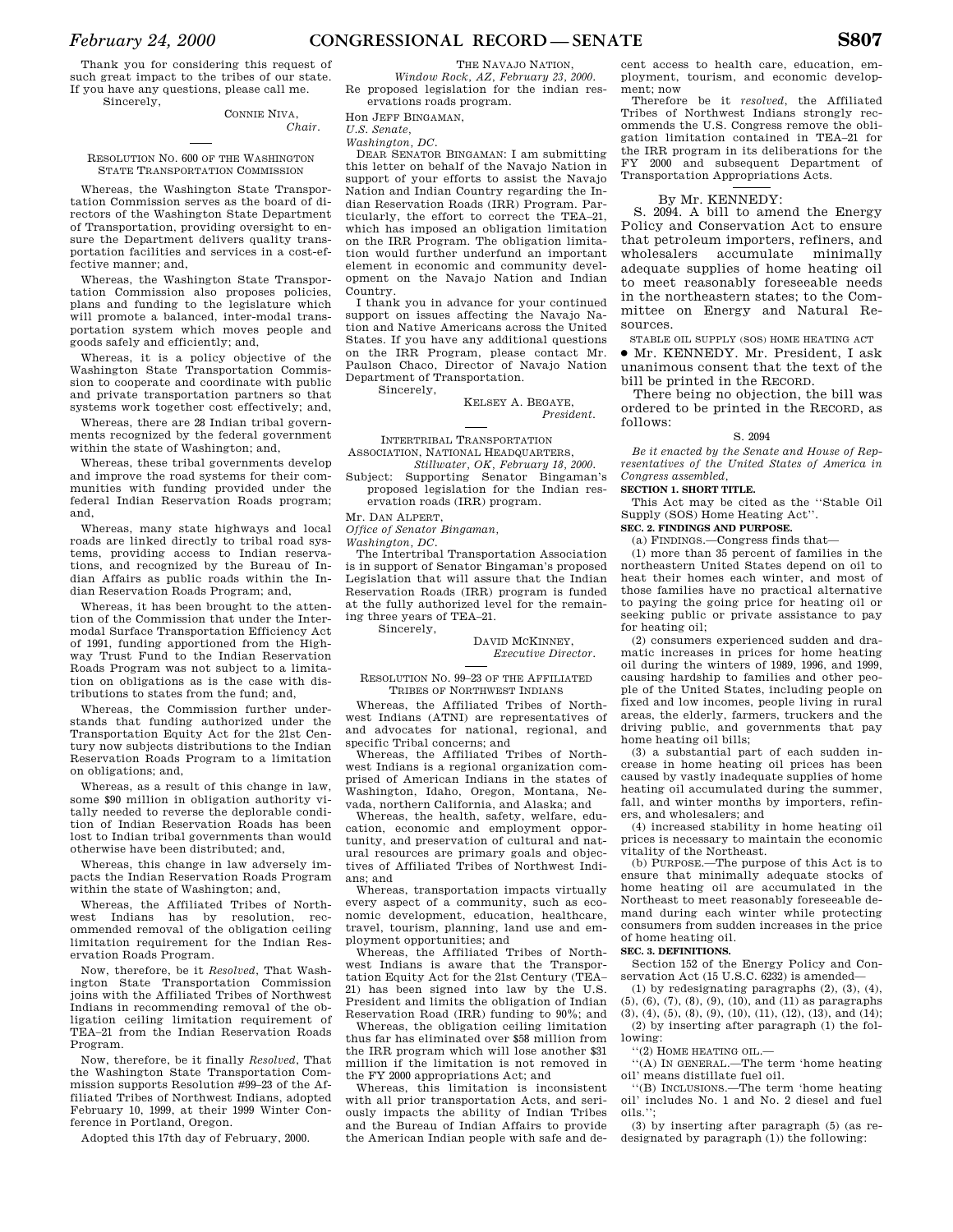Thank you for considering this request of such great impact to the tribes of our state. If you have any questions, please call me.

Sincerely,

CONNIE NIVA,
*Chair.*

---

RESOLUTION NO. 600 OF THE WASHINGTON STATE TRANSPORTATION COMMISSION

Whereas, the Washington State Transportation Commission serves as the board of directors of the Washington State Department of Transportation, providing oversight to ensure the Department delivers quality transportation facilities and services in a cost-effective manner; and,

Whereas, the Washington State Transportation Commission also proposes policies, plans and funding to the legislature which will promote a balanced, inter-modal transportation system which moves people and goods safely and efficiently; and,

Whereas, it is a policy objective of the Washington State Transportation Commission to cooperate and coordinate with public and private transportation partners so that systems work together cost effectively; and,

Whereas, there are 28 Indian tribal governments recognized by the federal government within the state of Washington; and,

Whereas, these tribal governments develop and improve the road systems for their communities with funding provided under the federal Indian Reservation Roads program; and,

Whereas, many state highways and local roads are linked directly to tribal road systems, providing access to Indian reservations, and recognized by the Bureau of Indian Affairs as public roads within the Indian Reservation Roads Program; and,

Whereas, it has been brought to the attention of the Commission that under the Intermodal Surface Transportation Efficiency Act of 1991, funding apportioned from the Highway Trust Fund to the Indian Reservation Roads Program was not subject to a limitation on obligations as is the case with distributions to states from the fund; and,

Whereas, the Commission further understands that funding authorized under the Transportation Equity Act for the 21st Century now subjects distributions to the Indian Reservation Roads Program to a limitation on obligations; and,

Whereas, as a result of this change in law, some $90 million in obligation authority vitally needed to reverse the deplorable condition of Indian Reservation Roads has been lost to Indian tribal governments than would otherwise have been distributed; and,

Whereas, this change in law adversely impacts the Indian Reservation Roads Program within the state of Washington; and,

Whereas, the Affiliated Tribes of Northwest Indians has by resolution, recommended removal of the obligation ceiling limitation requirement for the Indian Reservation Roads Program.

Now, therefore, be it *Resolved*, That Washington State Transportation Commission joins with the Affiliated Tribes of Northwest Indians in recommending removal of the obligation ceiling limitation requirement of TEA–21 from the Indian Reservation Roads Program.

Now, therefore, be it finally *Resolved*, That the Washington State Transportation Commission supports Resolution #99–23 of the Affiliated Tribes of Northwest Indians, adopted February 10, 1999, at their 1999 Winter Conference in Portland, Oregon.

Adopted this 17th day of February, 2000.

---

THE NAVAJO NATION,
*Window Rock, AZ, February 23, 2000.*

Re proposed legislation for the indian reservations roads program.

Hon JEFF BINGAMAN,
*U.S. Senate,*
*Washington, DC.*

DEAR SENATOR BINGAMAN: I am submitting this letter on behalf of the Navajo Nation in support of your efforts to assist the Navajo Nation and Indian Country regarding the Indian Reservation Roads (IRR) Program. Particularly, the effort to correct the TEA–21, which has imposed an obligation limitation on the IRR Program. The obligation limitation would further underfund an important element in economic and community development on the Navajo Nation and Indian Country.

I thank you in advance for your continued support on issues affecting the Navajo Nation and Native Americans across the United States. If you have any additional questions on the IRR Program, please contact Mr. Paulson Chaco, Director of Navajo Nation Department of Transportation.

Sincerely,

KELSEY A. BEGAYE,
*President.*

---

INTERTRIBAL TRANSPORTATION ASSOCIATION, NATIONAL HEADQUARTERS,
*Stillwater, OK, February 18, 2000.*

Subject: Supporting Senator Bingaman's proposed legislation for the Indian reservation roads (IRR) program.

Mr. DAN ALPERT,
*Office of Senator Bingaman,*
*Washington, DC.*

The Intertribal Transportation Association is in support of Senator Bingaman's proposed Legislation that will assure that the Indian Reservation Roads (IRR) program is funded at the fully authorized level for the remaining three years of TEA–21.

Sincerely,

DAVID MCKINNEY,
*Executive Director.*

---

RESOLUTION NO. 99–23 OF THE AFFILIATED TRIBES OF NORTHWEST INDIANS

Whereas, the Affiliated Tribes of Northwest Indians (ATNI) are representatives of and advocates for national, regional, and specific Tribal concerns; and

Whereas, the Affiliated Tribes of Northwest Indians is a regional organization comprised of American Indians in the states of Washington, Idaho, Oregon, Montana, Nevada, northern California, and Alaska; and

Whereas, the health, safety, welfare, education, economic and employment opportunity, and preservation of cultural and natural resources are primary goals and objectives of Affiliated Tribes of Northwest Indians; and

Whereas, transportation impacts virtually every aspect of a community, such as economic development, education, healthcare, travel, tourism, planning, land use and employment opportunities; and

Whereas, the Affiliated Tribes of Northwest Indians is aware that the Transportation Equity Act for the 21st Century (TEA–21) has been signed into law by the U.S. President and limits the obligation of Indian Reservation Road (IRR) funding to 90%; and

Whereas, the obligation ceiling limitation thus far has eliminated over $58 million from the IRR program which will lose another $31 million if the limitation is not removed in the FY 2000 appropriations Act; and

Whereas, this limitation is inconsistent with all prior transportation Acts, and seriously impacts the ability of Indian Tribes and the Bureau of Indian Affairs to provide the American Indian people with safe and decent access to health care, education, employment, tourism, and economic development; now

Therefore be it *resolved*, the Affiliated Tribes of Northwest Indians strongly recommends the U.S. Congress remove the obligation limitation contained in TEA–21 for the IRR program in its deliberations for the FY 2000 and subsequent Department of Transportation Appropriations Acts.

---

By Mr. KENNEDY:

S. 2094. A bill to amend the Energy Policy and Conservation Act to ensure that petroleum importers, refiners, and wholesalers accumulate minimally adequate supplies of home heating oil to meet reasonably foreseeable needs in the northeastern states; to the Committee on Energy and Natural Resources.

STABLE OIL SUPPLY (SOS) HOME HEATING ACT

• Mr. KENNEDY. Mr. President, I ask unanimous consent that the text of the bill be printed in the RECORD.

There being no objection, the bill was ordered to be printed in the RECORD, as follows:

S. 2094

*Be it enacted by the Senate and House of Representatives of the United States of America in Congress assembled,*

**SECTION 1. SHORT TITLE.**

This Act may be cited as the ''Stable Oil Supply (SOS) Home Heating Act''.

**SEC. 2. FINDINGS AND PURPOSE.**

(a) FINDINGS.—Congress finds that—

(1) more than 35 percent of families in the northeastern United States depend on oil to heat their homes each winter, and most of those families have no practical alternative to paying the going price for heating oil or seeking public or private assistance to pay for heating oil;

(2) consumers experienced sudden and dramatic increases in prices for home heating oil during the winters of 1989, 1996, and 1999, causing hardship to families and other people of the United States, including people on fixed and low incomes, people living in rural areas, the elderly, farmers, truckers and the driving public, and governments that pay home heating oil bills;

(3) a substantial part of each sudden increase in home heating oil prices has been caused by vastly inadequate supplies of home heating oil accumulated during the summer, fall, and winter months by importers, refiners, and wholesalers; and

(4) increased stability in home heating oil prices is necessary to maintain the economic vitality of the Northeast.

(b) PURPOSE.—The purpose of this Act is to ensure that minimally adequate stocks of home heating oil are accumulated in the Northeast to meet reasonably foreseeable demand during each winter while protecting consumers from sudden increases in the price of home heating oil.

**SEC. 3. DEFINITIONS.**

Section 152 of the Energy Policy and Conservation Act (15 U.S.C. 6232) is amended—

(1) by redesignating paragraphs (2), (3), (4), (5), (6), (7), (8), (9), (10), and (11) as paragraphs (3), (4), (5), (8), (9), (10), (11), (12), (13), and (14);

(2) by inserting after paragraph (1) the following:

''(2) HOME HEATING OIL.—

''(A) IN GENERAL.—The term 'home heating oil' means distillate fuel oil.

''(B) INCLUSIONS.—The term 'home heating oil' includes No. 1 and No. 2 diesel and fuel oils.'';

(3) by inserting after paragraph (5) (as redesignated by paragraph (1)) the following: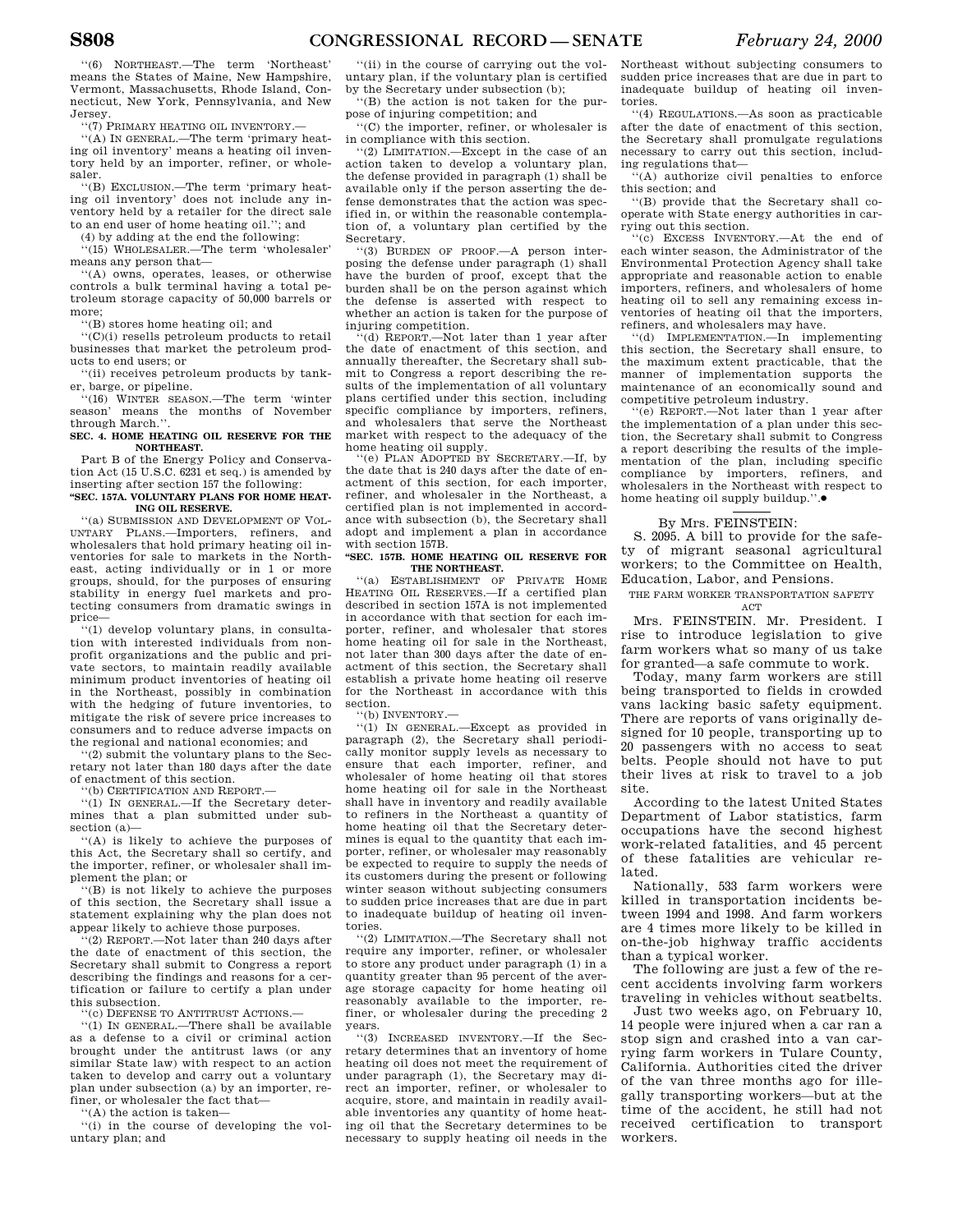"(6) NORTHEAST.—The term 'Northeast' means the States of Maine, New Hampshire, Vermont, Massachusetts, Rhode Island, Connecticut, New York, Pennsylvania, and New Jersey.

"(7) PRIMARY HEATING OIL INVENTORY.—

"(A) IN GENERAL.—The term 'primary heating oil inventory' means a heating oil inventory held by an importer, refiner, or wholesaler.

"(B) EXCLUSION.—The term 'primary heating oil inventory' does not include any inventory held by a retailer for the direct sale to an end user of home heating oil."; and

(4) by adding at the end the following:

"(15) WHOLESALER.—The term 'wholesaler' means any person that—

"(A) owns, operates, leases, or otherwise controls a bulk terminal having a total petroleum storage capacity of 50,000 barrels or more;

"(B) stores home heating oil; and

"(C)(i) resells petroleum products to retail businesses that market the petroleum products to end users; or

"(ii) receives petroleum products by tanker, barge, or pipeline.

"(16) WINTER SEASON.—The term 'winter season' means the months of November through March.".

**SEC. 4. HOME HEATING OIL RESERVE FOR THE NORTHEAST.**

Part B of the Energy Policy and Conservation Act (15 U.S.C. 6231 et seq.) is amended by inserting after section 157 the following:

**"SEC. 157A. VOLUNTARY PLANS FOR HOME HEATING OIL RESERVE.**

"(a) SUBMISSION AND DEVELOPMENT OF VOLUNTARY PLANS.—Importers, refiners, and wholesalers that hold primary heating oil inventories for sale to markets in the Northeast, acting individually or in 1 or more groups, should, for the purposes of ensuring stability in energy fuel markets and protecting consumers from dramatic swings in price—

"(1) develop voluntary plans, in consultation with interested individuals from nonprofit organizations and the public and private sectors, to maintain readily available minimum product inventories of heating oil in the Northeast, possibly in combination with the hedging of future inventories, to mitigate the risk of severe price increases to consumers and to reduce adverse impacts on the regional and national economies; and

"(2) submit the voluntary plans to the Secretary not later than 180 days after the date of enactment of this section.

"(b) CERTIFICATION AND REPORT.—

"(1) IN GENERAL.—If the Secretary determines that a plan submitted under subsection (a)—

"(A) is likely to achieve the purposes of this Act, the Secretary shall so certify, and the importer, refiner, or wholesaler shall implement the plan; or

"(B) is not likely to achieve the purposes of this section, the Secretary shall issue a statement explaining why the plan does not appear likely to achieve those purposes.

"(2) REPORT.—Not later than 240 days after the date of enactment of this section, the Secretary shall submit to Congress a report describing the findings and reasons for a certification or failure to certify a plan under this subsection.

"(c) DEFENSE TO ANTITRUST ACTIONS.—

"(1) IN GENERAL.—There shall be available as a defense to a civil or criminal action brought under the antitrust laws (or any similar State law) with respect to an action taken to develop and carry out a voluntary plan under subsection (a) by an importer, refiner, or wholesaler the fact that—

"(A) the action is taken—

"(i) in the course of developing the voluntary plan; and

"(ii) in the course of carrying out the voluntary plan, if the voluntary plan is certified by the Secretary under subsection (b);

"(B) the action is not taken for the purpose of injuring competition; and

"(C) the importer, refiner, or wholesaler is in compliance with this section.

"(2) LIMITATION.—Except in the case of an action taken to develop a voluntary plan, the defense provided in paragraph (1) shall be available only if the person asserting the defense demonstrates that the action was specified in, or within the reasonable contemplation of, a voluntary plan certified by the Secretary.

"(3) BURDEN OF PROOF.—A person interposing the defense under paragraph (1) shall have the burden of proof, except that the burden shall be on the person against which the defense is asserted with respect to whether an action is taken for the purpose of injuring competition.

"(d) REPORT.—Not later than 1 year after the date of enactment of this section, and annually thereafter, the Secretary shall submit to Congress a report describing the results of the implementation of all voluntary plans certified under this section, including specific compliance by importers, refiners, and wholesalers that serve the Northeast market with respect to the adequacy of the home heating oil supply.

"(e) PLAN ADOPTED BY SECRETARY.—If, by the date that is 240 days after the date of enactment of this section, for each importer, refiner, and wholesaler in the Northeast, a certified plan is not implemented in accordance with subsection (b), the Secretary shall adopt and implement a plan in accordance with section 157B.

**"SEC. 157B. HOME HEATING OIL RESERVE FOR THE NORTHEAST.**

"(a) ESTABLISHMENT OF PRIVATE HOME HEATING OIL RESERVES.—If a certified plan described in section 157A is not implemented in accordance with that section for each importer, refiner, and wholesaler that stores home heating oil for sale in the Northeast, not later than 300 days after the date of enactment of this section, the Secretary shall establish a private home heating oil reserve for the Northeast in accordance with this section.

"(b) INVENTORY.—

"(1) IN GENERAL.—Except as provided in paragraph (2), the Secretary shall periodically monitor supply levels as necessary to ensure that each importer, refiner, and wholesaler of home heating oil that stores home heating oil for sale in the Northeast shall have in inventory and readily available to refiners in the Northeast a quantity of home heating oil that the Secretary determines is equal to the quantity that each importer, refiner, or wholesaler may reasonably be expected to require to supply the needs of its customers during the present or following winter season without subjecting consumers to sudden price increases that are due in part to inadequate buildup of heating oil inventories.

"(2) LIMITATION.—The Secretary shall not require any importer, refiner, or wholesaler to store any product under paragraph (1) in a quantity greater than 95 percent of the average storage capacity for home heating oil reasonably available to the importer, refiner, or wholesaler during the preceding 2 years.

"(3) INCREASED INVENTORY.—If the Secretary determines that an inventory of home heating oil does not meet the requirement of under paragraph (1), the Secretary may direct an importer, refiner, or wholesaler to acquire, store, and maintain in readily available inventories any quantity of home heating oil that the Secretary determines to be necessary to supply heating oil needs in the Northeast without subjecting consumers to sudden price increases that are due in part to inadequate buildup of heating oil inventories.

"(4) REGULATIONS.—As soon as practicable after the date of enactment of this section, the Secretary shall promulgate regulations necessary to carry out this section, including regulations that—

"(A) authorize civil penalties to enforce this section; and

"(B) provide that the Secretary shall cooperate with State energy authorities in carrying out this section.

"(c) EXCESS INVENTORY.—At the end of each winter season, the Administrator of the Environmental Protection Agency shall take appropriate and reasonable action to enable importers, refiners, and wholesalers of home heating oil to sell any remaining excess inventories of heating oil that the importers, refiners, and wholesalers may have.

"(d) IMPLEMENTATION.—In implementing this section, the Secretary shall ensure, to the maximum extent practicable, that the manner of implementation supports the maintenance of an economically sound and competitive petroleum industry.

"(e) REPORT.—Not later than 1 year after the implementation of a plan under this section, the Secretary shall submit to Congress a report describing the results of the implementation of the plan, including specific compliance by importers, refiners, and wholesalers in the Northeast with respect to home heating oil supply buildup.".●

---

By Mrs. FEINSTEIN:

S. 2095. A bill to provide for the safety of migrant seasonal agricultural workers; to the Committee on Health, Education, Labor, and Pensions.

THE FARM WORKER TRANSPORTATION SAFETY ACT

Mrs. FEINSTEIN. Mr. President. I rise to introduce legislation to give farm workers what so many of us take for granted—a safe commute to work.

Today, many farm workers are still being transported to fields in crowded vans lacking basic safety equipment. There are reports of vans originally designed for 10 people, transporting up to 20 passengers with no access to seat belts. People should not have to put their lives at risk to travel to a job site.

According to the latest United States Department of Labor statistics, farm occupations have the second highest work-related fatalities, and 45 percent of these fatalities are vehicular related.

Nationally, 533 farm workers were killed in transportation incidents between 1994 and 1998. And farm workers are 4 times more likely to be killed in on-the-job highway traffic accidents than a typical worker.

The following are just a few of the recent accidents involving farm workers traveling in vehicles without seatbelts.

Just two weeks ago, on February 10, 14 people were injured when a car ran a stop sign and crashed into a van carrying farm workers in Tulare County, California. Authorities cited the driver of the van three months ago for illegally transporting workers—but at the time of the accident, he still had not received certification to transport workers.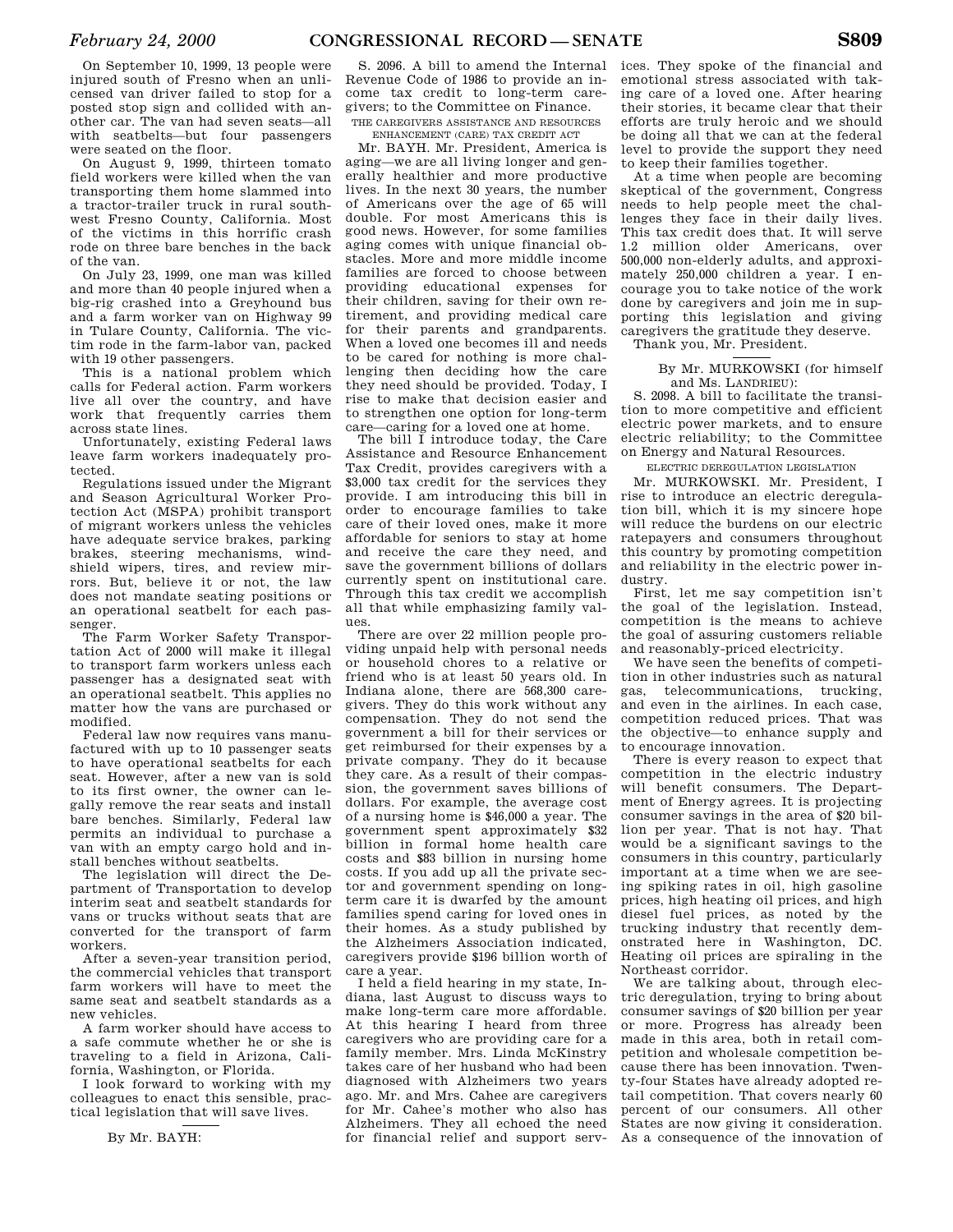On September 10, 1999, 13 people were injured south of Fresno when an unlicensed van driver failed to stop for a posted stop sign and collided with another car. The van had seven seats—all with seatbelts—but four passengers were seated on the floor.

On August 9, 1999, thirteen tomato field workers were killed when the van transporting them home slammed into a tractor-trailer truck in rural southwest Fresno County, California. Most of the victims in this horrific crash rode on three bare benches in the back of the van.

On July 23, 1999, one man was killed and more than 40 people injured when a big-rig crashed into a Greyhound bus and a farm worker van on Highway 99 in Tulare County, California. The victim rode in the farm-labor van, packed with 19 other passengers.

This is a national problem which calls for Federal action. Farm workers live all over the country, and have work that frequently carries them across state lines.

Unfortunately, existing Federal laws leave farm workers inadequately protected.

Regulations issued under the Migrant and Season Agricultural Worker Protection Act (MSPA) prohibit transport of migrant workers unless the vehicles have adequate service brakes, parking brakes, steering mechanisms, windshield wipers, tires, and review mirrors. But, believe it or not, the law does not mandate seating positions or an operational seatbelt for each passenger.

The Farm Worker Safety Transportation Act of 2000 will make it illegal to transport farm workers unless each passenger has a designated seat with an operational seatbelt. This applies no matter how the vans are purchased or modified.

Federal law now requires vans manufactured with up to 10 passenger seats to have operational seatbelts for each seat. However, after a new van is sold to its first owner, the owner can legally remove the rear seats and install bare benches. Similarly, Federal law permits an individual to purchase a van with an empty cargo hold and install benches without seatbelts.

The legislation will direct the Department of Transportation to develop interim seat and seatbelt standards for vans or trucks without seats that are converted for the transport of farm workers.

After a seven-year transition period, the commercial vehicles that transport farm workers will have to meet the same seat and seatbelt standards as a new vehicles.

A farm worker should have access to a safe commute whether he or she is traveling to a field in Arizona, California, Washington, or Florida.

I look forward to working with my colleagues to enact this sensible, practical legislation that will save lives.

---

By Mr. BAYH:

S. 2096. A bill to amend the Internal Revenue Code of 1986 to provide an income tax credit to long-term caregivers; to the Committee on Finance.

THE CAREGIVERS ASSISTANCE AND RESOURCES ENHANCEMENT (CARE) TAX CREDIT ACT

Mr. BAYH. Mr. President, America is aging—we are all living longer and generally healthier and more productive lives. In the next 30 years, the number of Americans over the age of 65 will double. For most Americans this is good news. However, for some families aging comes with unique financial obstacles. More and more middle income families are forced to choose between providing educational expenses for their children, saving for their own retirement, and providing medical care for their parents and grandparents. When a loved one becomes ill and needs to be cared for nothing is more challenging then deciding how the care they need should be provided. Today, I rise to make that decision easier and to strengthen one option for long-term care—caring for a loved one at home.

The bill I introduce today, the Care Assistance and Resource Enhancement Tax Credit, provides caregivers with a $3,000 tax credit for the services they provide. I am introducing this bill in order to encourage families to take care of their loved ones, make it more affordable for seniors to stay at home and receive the care they need, and save the government billions of dollars currently spent on institutional care. Through this tax credit we accomplish all that while emphasizing family values.

There are over 22 million people providing unpaid help with personal needs or household chores to a relative or friend who is at least 50 years old. In Indiana alone, there are 568,300 caregivers. They do this work without any compensation. They do not send the government a bill for their services or get reimbursed for their expenses by a private company. They do it because they care. As a result of their compassion, the government saves billions of dollars. For example, the average cost of a nursing home is $46,000 a year. The government spent approximately $32 billion in formal home health care costs and $83 billion in nursing home costs. If you add up all the private sector and government spending on long-term care it is dwarfed by the amount families spend caring for loved ones in their homes. As a study published by the Alzheimers Association indicated, caregivers provide $196 billion worth of care a year.

I held a field hearing in my state, Indiana, last August to discuss ways to make long-term care more affordable. At this hearing I heard from three caregivers who are providing care for a family member. Mrs. Linda McKinstry takes care of her husband who had been diagnosed with Alzheimers two years ago. Mr. and Mrs. Cahee are caregivers for Mr. Cahee's mother who also has Alzheimers. They all echoed the need for financial relief and support services. They spoke of the financial and emotional stress associated with taking care of a loved one. After hearing their stories, it became clear that their efforts are truly heroic and we should be doing all that we can at the federal level to provide the support they need to keep their families together.

At a time when people are becoming skeptical of the government, Congress needs to help people meet the challenges they face in their daily lives. This tax credit does that. It will serve 1.2 million older Americans, over 500,000 non-elderly adults, and approximately 250,000 children a year. I encourage you to take notice of the work done by caregivers and join me in supporting this legislation and giving caregivers the gratitude they deserve.

Thank you, Mr. President.

---

By Mr. MURKOWSKI (for himself and Ms. LANDRIEU):

S. 2098. A bill to facilitate the transition to more competitive and efficient electric power markets, and to ensure electric reliability; to the Committee on Energy and Natural Resources.

ELECTRIC DEREGULATION LEGISLATION

Mr. MURKOWSKI. Mr. President, I rise to introduce an electric deregulation bill, which it is my sincere hope will reduce the burdens on our electric ratepayers and consumers throughout this country by promoting competition and reliability in the electric power industry.

First, let me say competition isn't the goal of the legislation. Instead, competition is the means to achieve the goal of assuring customers reliable and reasonably-priced electricity.

We have seen the benefits of competition in other industries such as natural gas, telecommunications, trucking, and even in the airlines. In each case, competition reduced prices. That was the objective—to enhance supply and to encourage innovation.

There is every reason to expect that competition in the electric industry will benefit consumers. The Department of Energy agrees. It is projecting consumer savings in the area of $20 billion per year. That is not hay. That would be a significant savings to the consumers in this country, particularly important at a time when we are seeing spiking rates in oil, high gasoline prices, high heating oil prices, and high diesel fuel prices, as noted by the trucking industry that recently demonstrated here in Washington, DC. Heating oil prices are spiraling in the Northeast corridor.

We are talking about, through electric deregulation, trying to bring about consumer savings of $20 billion per year or more. Progress has already been made in this area, both in retail competition and wholesale competition because there has been innovation. Twenty-four States have already adopted retail competition. That covers nearly 60 percent of our consumers. All other States are now giving it consideration. As a consequence of the innovation of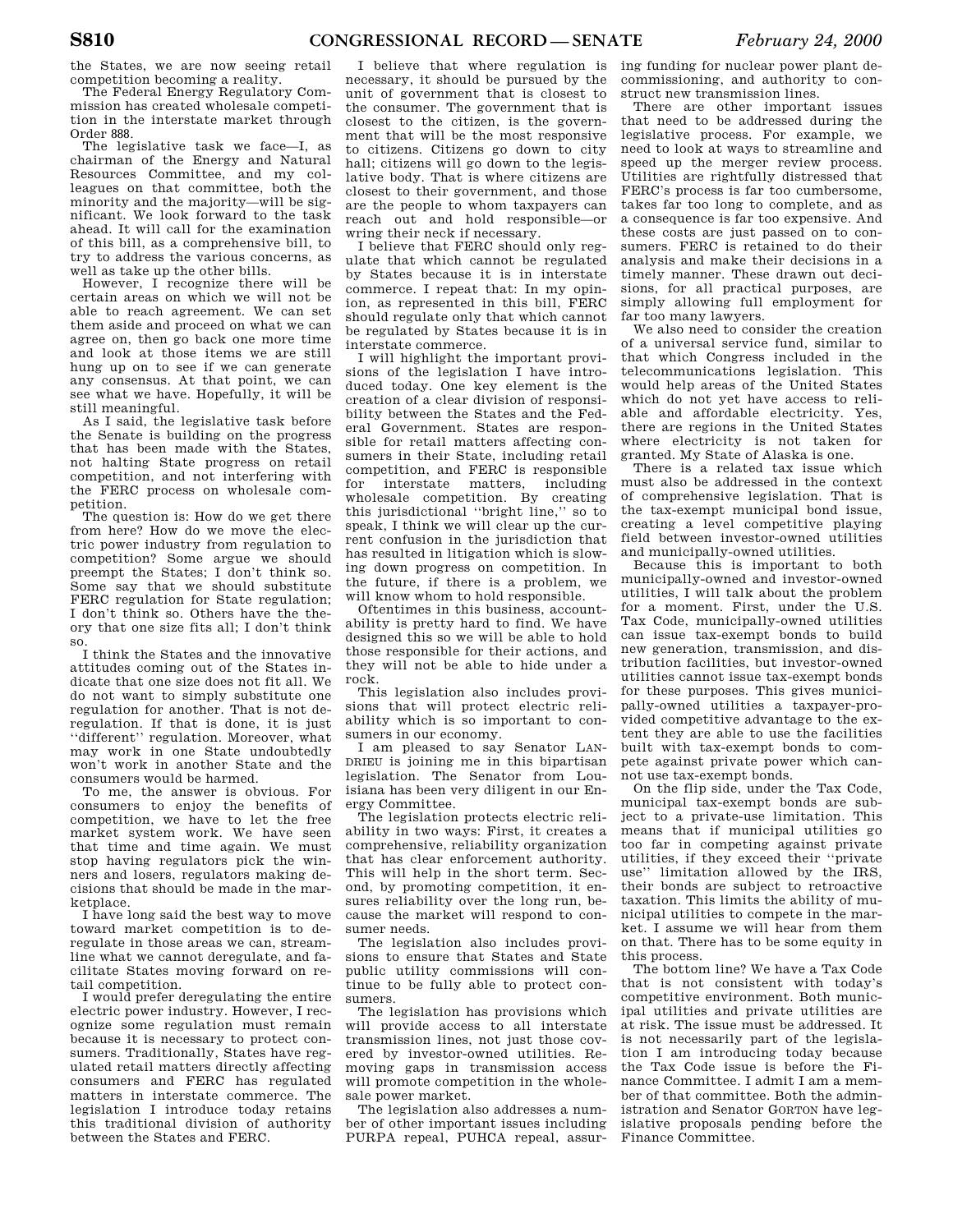the States, we are now seeing retail competition becoming a reality.

The Federal Energy Regulatory Commission has created wholesale competition in the interstate market through Order 888.

The legislative task we face—I, as chairman of the Energy and Natural Resources Committee, and my colleagues on that committee, both the minority and the majority—will be significant. We look forward to the task ahead. It will call for the examination of this bill, as a comprehensive bill, to try to address the various concerns, as well as take up the other bills.

However, I recognize there will be certain areas on which we will not be able to reach agreement. We can set them aside and proceed on what we can agree on, then go back one more time and look at those items we are still hung up on to see if we can generate any consensus. At that point, we can see what we have. Hopefully, it will be still meaningful.

As I said, the legislative task before the Senate is building on the progress that has been made with the States, not halting State progress on retail competition, and not interfering with the FERC process on wholesale competition.

The question is: How do we get there from here? How do we move the electric power industry from regulation to competition? Some argue we should preempt the States; I don't think so. Some say that we should substitute FERC regulation for State regulation; I don't think so. Others have the theory that one size fits all; I don't think so.

I think the States and the innovative attitudes coming out of the States indicate that one size does not fit all. We do not want to simply substitute one regulation for another. That is not deregulation. If that is done, it is just ''different'' regulation. Moreover, what may work in one State undoubtedly won't work in another State and the consumers would be harmed.

To me, the answer is obvious. For consumers to enjoy the benefits of competition, we have to let the free market system work. We have seen that time and time again. We must stop having regulators pick the winners and losers, regulators making decisions that should be made in the marketplace.

I have long said the best way to move toward market competition is to deregulate in those areas we can, streamline what we cannot deregulate, and facilitate States moving forward on retail competition.

I would prefer deregulating the entire electric power industry. However, I recognize some regulation must remain because it is necessary to protect consumers. Traditionally, States have regulated retail matters directly affecting consumers and FERC has regulated matters in interstate commerce. The legislation I introduce today retains this traditional division of authority between the States and FERC.

I believe that where regulation is necessary, it should be pursued by the unit of government that is closest to the consumer. The government that is closest to the citizen, is the government that will be the most responsive to citizens. Citizens go down to city hall; citizens will go down to the legislative body. That is where citizens are closest to their government, and those are the people to whom taxpayers can reach out and hold responsible—or wring their neck if necessary.

I believe that FERC should only regulate that which cannot be regulated by States because it is in interstate commerce. I repeat that: In my opinion, as represented in this bill, FERC should regulate only that which cannot be regulated by States because it is in interstate commerce.

I will highlight the important provisions of the legislation I have introduced today. One key element is the creation of a clear division of responsibility between the States and the Federal Government. States are responsible for retail matters affecting consumers in their State, including retail competition, and FERC is responsible for interstate matters, including wholesale competition. By creating this jurisdictional ''bright line,'' so to speak, I think we will clear up the current confusion in the jurisdiction that has resulted in litigation which is slowing down progress on competition. In the future, if there is a problem, we will know whom to hold responsible.

Oftentimes in this business, accountability is pretty hard to find. We have designed this so we will be able to hold those responsible for their actions, and they will not be able to hide under a rock.

This legislation also includes provisions that will protect electric reliability which is so important to consumers in our economy.

I am pleased to say Senator LANDRIEU is joining me in this bipartisan legislation. The Senator from Louisiana has been very diligent in our Energy Committee.

The legislation protects electric reliability in two ways: First, it creates a comprehensive, reliability organization that has clear enforcement authority. This will help in the short term. Second, by promoting competition, it ensures reliability over the long run, because the market will respond to consumer needs.

The legislation also includes provisions to ensure that States and State public utility commissions will continue to be fully able to protect consumers.

The legislation has provisions which will provide access to all interstate transmission lines, not just those covered by investor-owned utilities. Removing gaps in transmission access will promote competition in the wholesale power market.

The legislation also addresses a number of other important issues including PURPA repeal, PUHCA repeal, assuring funding for nuclear power plant decommissioning, and authority to construct new transmission lines.

There are other important issues that need to be addressed during the legislative process. For example, we need to look at ways to streamline and speed up the merger review process. Utilities are rightfully distressed that FERC's process is far too cumbersome, takes far too long to complete, and as a consequence is far too expensive. And these costs are just passed on to consumers. FERC is retained to do their analysis and make their decisions in a timely manner. These drawn out decisions, for all practical purposes, are simply allowing full employment for far too many lawyers.

We also need to consider the creation of a universal service fund, similar to that which Congress included in the telecommunications legislation. This would help areas of the United States which do not yet have access to reliable and affordable electricity. Yes, there are regions in the United States where electricity is not taken for granted. My State of Alaska is one.

There is a related tax issue which must also be addressed in the context of comprehensive legislation. That is the tax-exempt municipal bond issue, creating a level competitive playing field between investor-owned utilities and municipally-owned utilities.

Because this is important to both municipally-owned and investor-owned utilities, I will talk about the problem for a moment. First, under the U.S. Tax Code, municipally-owned utilities can issue tax-exempt bonds to build new generation, transmission, and distribution facilities, but investor-owned utilities cannot issue tax-exempt bonds for these purposes. This gives municipally-owned utilities a taxpayer-provided competitive advantage to the extent they are able to use the facilities built with tax-exempt bonds to compete against private power which cannot use tax-exempt bonds.

On the flip side, under the Tax Code, municipal tax-exempt bonds are subject to a private-use limitation. This means that if municipal utilities go too far in competing against private utilities, if they exceed their ''private use'' limitation allowed by the IRS, their bonds are subject to retroactive taxation. This limits the ability of municipal utilities to compete in the market. I assume we will hear from them on that. There has to be some equity in this process.

The bottom line? We have a Tax Code that is not consistent with today's competitive environment. Both municipal utilities and private utilities are at risk. The issue must be addressed. It is not necessarily part of the legislation I am introducing today because the Tax Code issue is before the Finance Committee. I admit I am a member of that committee. Both the administration and Senator GORTON have legislative proposals pending before the Finance Committee.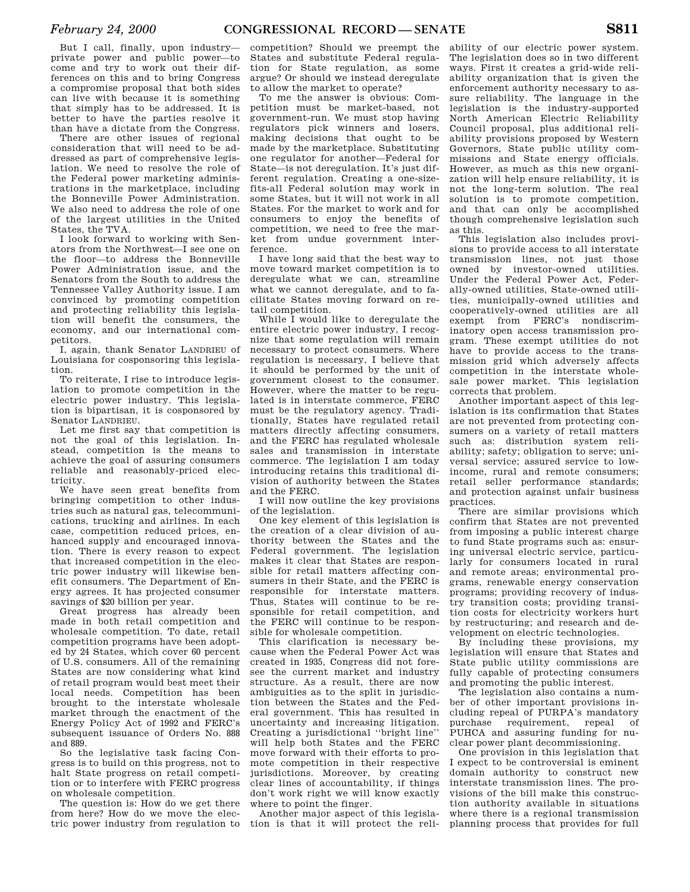But I call, finally, upon industry—private power and public power—to come and try to work out their differences on this and to bring Congress a compromise proposal that both sides can live with because it is something that simply has to be addressed. It is better to have the parties resolve it than have a dictate from the Congress.

There are other issues of regional consideration that will need to be addressed as part of comprehensive legislation. We need to resolve the role of the Federal power marketing administrations in the marketplace, including the Bonneville Power Administration. We also need to address the role of one of the largest utilities in the United States, the TVA.

I look forward to working with Senators from the Northwest—I see one on the floor—to address the Bonneville Power Administration issue, and the Senators from the South to address the Tennessee Valley Authority issue. I am convinced by promoting competition and protecting reliability this legislation will benefit the consumers, the economy, and our international competitors.

I, again, thank Senator LANDRIEU of Louisiana for cosponsoring this legislation.

To reiterate, I rise to introduce legislation to promote competition in the electric power industry. This legislation is bipartisan, it is cosponsored by Senator LANDRIEU.

Let me first say that competition is not the goal of this legislation. Instead, competition is the means to achieve the goal of assuring consumers reliable and reasonably-priced electricity.

We have seen great benefits from bringing competition to other industries such as natural gas, telecommunications, trucking and airlines. In each case, competition reduced prices, enhanced supply and encouraged innovation. There is every reason to expect that increased competition in the electric power industry will likewise benefit consumers. The Department of Energy agrees. It has projected consumer savings of $20 billion per year.

Great progress has already been made in both retail competition and wholesale competition. To date, retail competition programs have been adopted by 24 States, which cover 60 percent of U.S. consumers. All of the remaining States are now considering what kind of retail program would best meet their local needs. Competition has been brought to the interstate wholesale market through the enactment of the Energy Policy Act of 1992 and FERC's subsequent issuance of Orders No. 888 and 889.

So the legislative task facing Congress is to build on this progress, not to halt State progress on retail competition or to interfere with FERC progress on wholesale competition.

The question is: How do we get there from here? How do we move the electric power industry from regulation to competition? Should we preempt the States and substitute Federal regulation for State regulation, as some argue? Or should we instead deregulate to allow the market to operate?

To me the answer is obvious: Competition must be market-based, not government-run. We must stop having regulators pick winners and losers, making decisions that ought to be made by the marketplace. Substituting one regulator for another—Federal for State—is not deregulation. It's just different regulation. Creating a one-size-fits-all Federal solution may work in some States, but it will not work in all States. For the market to work and for consumers to enjoy the benefits of competition, we need to free the market from undue government interference.

I have long said that the best way to move toward market competition is to deregulate what we can, streamline what we cannot deregulate, and to facilitate States moving forward on retail competition.

While I would like to deregulate the entire electric power industry, I recognize that some regulation will remain necessary to protect consumers. Where regulation is necessary, I believe that it should be performed by the unit of government closest to the consumer. However, where the matter to be regulated is in interstate commerce, FERC must be the regulatory agency. Traditionally, States have regulated retail matters directly affecting consumers, and the FERC has regulated wholesale sales and transmission in interstate commerce. The legislation I am today introducing retains this traditional division of authority between the States and the FERC.

I will now outline the key provisions of the legislation.

One key element of this legislation is the creation of a clear division of authority between the States and the Federal government. The legislation makes it clear that States are responsible for retail matters affecting consumers in their State, and the FERC is responsible for interstate matters. Thus, States will continue to be responsible for retail competition, and the FERC will continue to be responsible for wholesale competition.

This clarification is necessary because when the Federal Power Act was created in 1935, Congress did not foresee the current market and industry structure. As a result, there are now ambiguities as to the split in jurisdiction between the States and the Federal government. This has resulted in uncertainty and increasing litigation. Creating a jurisdictional "bright line" will help both States and the FERC move forward with their efforts to promote competition in their respective jurisdictions. Moreover, by creating clear lines of accountability, if things don't work right we will know exactly where to point the finger.

Another major aspect of this legislation is that it will protect the reliability of our electric power system. The legislation does so in two different ways. First it creates a grid-wide reliability organization that is given the enforcement authority necessary to assure reliability. The language in the legislation is the industry-supported North American Electric Reliability Council proposal, plus additional reliability provisions proposed by Western Governors, State public utility commissions and State energy officials. However, as much as this new organization will help ensure reliability, it is not the long-term solution. The real solution is to promote competition, and that can only be accomplished though comprehensive legislation such as this.

This legislation also includes provisions to provide access to all interstate transmission lines, not just those owned by investor-owned utilities. Under the Federal Power Act, Federally-owned utilities, State-owned utilities, municipally-owned utilities and cooperatively-owned utilities are all exempt from FERC's nondiscriminatory open access transmission program. These exempt utilities do not have to provide access to the transmission grid which adversely affects competition in the interstate wholesale power market. This legislation corrects that problem.

Another important aspect of this legislation is its confirmation that States are not prevented from protecting consumers on a variety of retail matters such as: distribution system reliability; safety; obligation to serve; universal service; assured service to low-income, rural and remote consumers; retail seller performance standards; and protection against unfair business practices.

There are similar provisions which confirm that States are not prevented from imposing a public interest charge to fund State programs such as: ensuring universal electric service, particularly for consumers located in rural and remote areas; environmental programs, renewable energy conservation programs; providing recovery of industry transition costs; providing transition costs for electricity workers hurt by restructuring; and research and development on electric technologies.

By including these provisions, my legislation will ensure that States and State public utility commissions are fully capable of protecting consumers and promoting the public interest.

The legislation also contains a number of other important provisions including repeal of PURPA's mandatory purchase requirement, repeal of PUHCA and assuring funding for nuclear power plant decommissioning.

One provision in this legislation that I expect to be controversial is eminent domain authority to construct new interstate transmission lines. The provisions of the bill make this construction authority available in situations where there is a regional transmission planning process that provides for full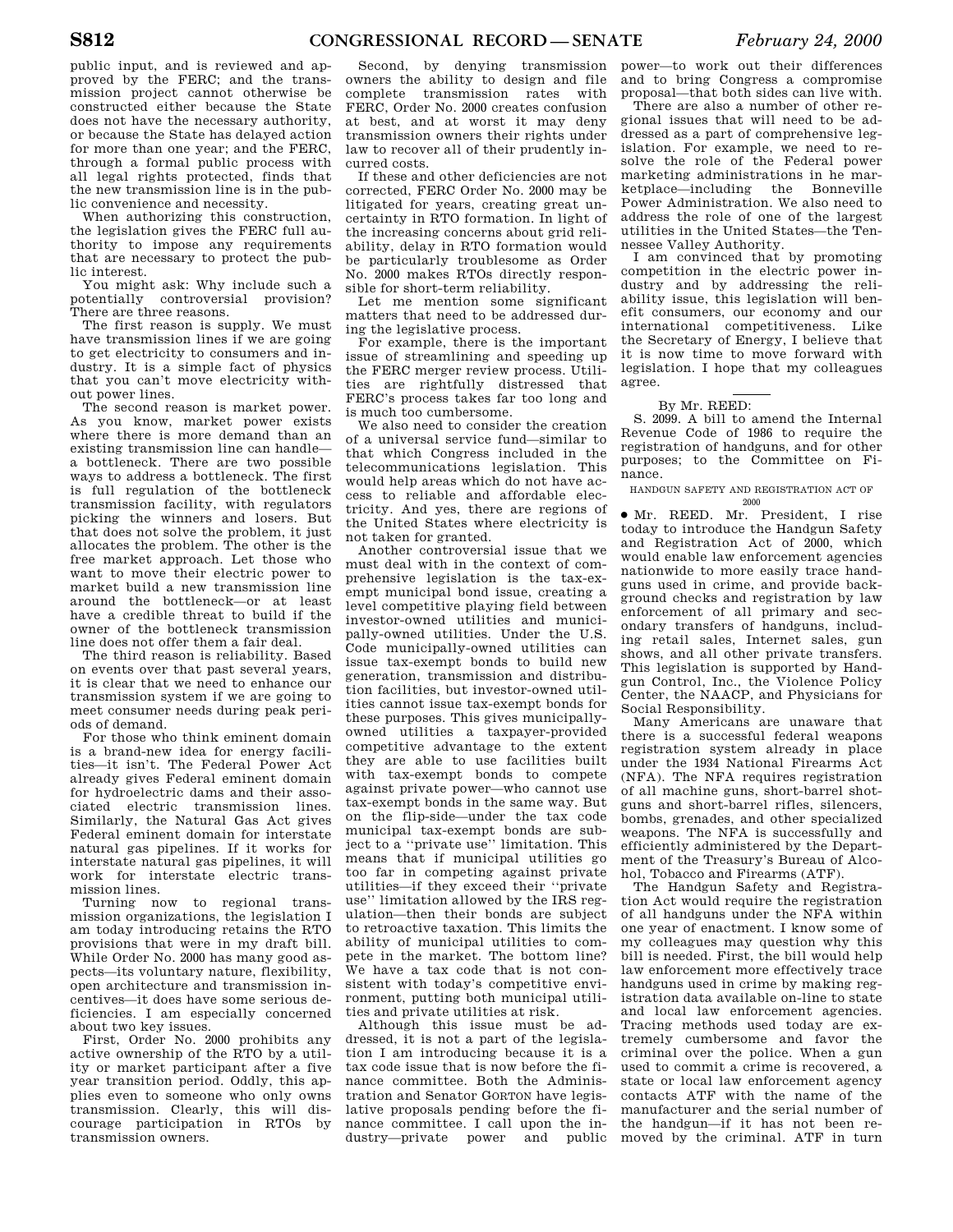public input, and is reviewed and approved by the FERC; and the transmission project cannot otherwise be constructed either because the State does not have the necessary authority, or because the State has delayed action for more than one year; and the FERC, through a formal public process with all legal rights protected, finds that the new transmission line is in the public convenience and necessity.

When authorizing this construction, the legislation gives the FERC full authority to impose any requirements that are necessary to protect the public interest.

You might ask: Why include such a potentially controversial provision? There are three reasons.

The first reason is supply. We must have transmission lines if we are going to get electricity to consumers and industry. It is a simple fact of physics that you can't move electricity without power lines.

The second reason is market power. As you know, market power exists where there is more demand than an existing transmission line can handle—a bottleneck. There are two possible ways to address a bottleneck. The first is full regulation of the bottleneck transmission facility, with regulators picking the winners and losers. But that does not solve the problem, it just allocates the problem. The other is the free market approach. Let those who want to move their electric power to market build a new transmission line around the bottleneck—or at least have a credible threat to build if the owner of the bottleneck transmission line does not offer them a fair deal.

The third reason is reliability. Based on events over that past several years, it is clear that we need to enhance our transmission system if we are going to meet consumer needs during peak periods of demand.

For those who think eminent domain is a brand-new idea for energy facilities—it isn't. The Federal Power Act already gives Federal eminent domain for hydroelectric dams and their associated electric transmission lines. Similarly, the Natural Gas Act gives Federal eminent domain for interstate natural gas pipelines. If it works for interstate natural gas pipelines, it will work for interstate electric transmission lines.

Turning now to regional transmission organizations, the legislation I am today introducing retains the RTO provisions that were in my draft bill. While Order No. 2000 has many good aspects—its voluntary nature, flexibility, open architecture and transmission incentives—it does have some serious deficiencies. I am especially concerned about two key issues.

First, Order No. 2000 prohibits any active ownership of the RTO by a utility or market participant after a five year transition period. Oddly, this applies even to someone who only owns transmission. Clearly, this will discourage participation in RTOs by transmission owners.

Second, by denying transmission owners the ability to design and file complete transmission rates with FERC, Order No. 2000 creates confusion at best, and at worst it may deny transmission owners their rights under law to recover all of their prudently incurred costs.

If these and other deficiencies are not corrected, FERC Order No. 2000 may be litigated for years, creating great uncertainty in RTO formation. In light of the increasing concerns about grid reliability, delay in RTO formation would be particularly troublesome as Order No. 2000 makes RTOs directly responsible for short-term reliability.

Let me mention some significant matters that need to be addressed during the legislative process.

For example, there is the important issue of streamlining and speeding up the FERC merger review process. Utilities are rightfully distressed that FERC's process takes far too long and is much too cumbersome.

We also need to consider the creation of a universal service fund—similar to that which Congress included in the telecommunications legislation. This would help areas which do not have access to reliable and affordable electricity. And yes, there are regions of the United States where electricity is not taken for granted.

Another controversial issue that we must deal with in the context of comprehensive legislation is the tax-exempt municipal bond issue, creating a level competitive playing field between investor-owned utilities and municipally-owned utilities. Under the U.S. Code municipally-owned utilities can issue tax-exempt bonds to build new generation, transmission and distribution facilities, but investor-owned utilities cannot issue tax-exempt bonds for these purposes. This gives municipally-owned utilities a taxpayer-provided competitive advantage to the extent they are able to use facilities built with tax-exempt bonds to compete against private power—who cannot use tax-exempt bonds in the same way. But on the flip-side—under the tax code municipal tax-exempt bonds are subject to a ''private use'' limitation. This means that if municipal utilities go too far in competing against private utilities—if they exceed their ''private use'' limitation allowed by the IRS regulation—then their bonds are subject to retroactive taxation. This limits the ability of municipal utilities to compete in the market. The bottom line? We have a tax code that is not consistent with today's competitive environment, putting both municipal utilities and private utilities at risk.

Although this issue must be addressed, it is not a part of the legislation I am introducing because it is a tax code issue that is now before the finance committee. Both the Administration and Senator GORTON have legislative proposals pending before the finance committee. I call upon the industry—private power and public power—to work out their differences and to bring Congress a compromise proposal—that both sides can live with.

There are also a number of other regional issues that will need to be addressed as a part of comprehensive legislation. For example, we need to resolve the role of the Federal power marketing administrations in he marketplace—including the Bonneville Power Administration. We also need to address the role of one of the largest utilities in the United States—the Tennessee Valley Authority.

I am convinced that by promoting competition in the electric power industry and by addressing the reliability issue, this legislation will benefit consumers, our economy and our international competitiveness. Like the Secretary of Energy, I believe that it is now time to move forward with legislation. I hope that my colleagues agree.

---

By Mr. REED:

S. 2099. A bill to amend the Internal Revenue Code of 1986 to require the registration of handguns, and for other purposes; to the Committee on Finance.

HANDGUN SAFETY AND REGISTRATION ACT OF 2000

● Mr. REED. Mr. President, I rise today to introduce the Handgun Safety and Registration Act of 2000, which would enable law enforcement agencies nationwide to more easily trace handguns used in crime, and provide background checks and registration by law enforcement of all primary and secondary transfers of handguns, including retail sales, Internet sales, gun shows, and all other private transfers. This legislation is supported by Handgun Control, Inc., the Violence Policy Center, the NAACP, and Physicians for Social Responsibility.

Many Americans are unaware that there is a successful federal weapons registration system already in place under the 1934 National Firearms Act (NFA). The NFA requires registration of all machine guns, short-barrel shotguns and short-barrel rifles, silencers, bombs, grenades, and other specialized weapons. The NFA is successfully and efficiently administered by the Department of the Treasury's Bureau of Alcohol, Tobacco and Firearms (ATF).

The Handgun Safety and Registration Act would require the registration of all handguns under the NFA within one year of enactment. I know some of my colleagues may question why this bill is needed. First, the bill would help law enforcement more effectively trace handguns used in crime by making registration data available on-line to state and local law enforcement agencies. Tracing methods used today are extremely cumbersome and favor the criminal over the police. When a gun used to commit a crime is recovered, a state or local law enforcement agency contacts ATF with the name of the manufacturer and the serial number of the handgun—if it has not been removed by the criminal. ATF in turn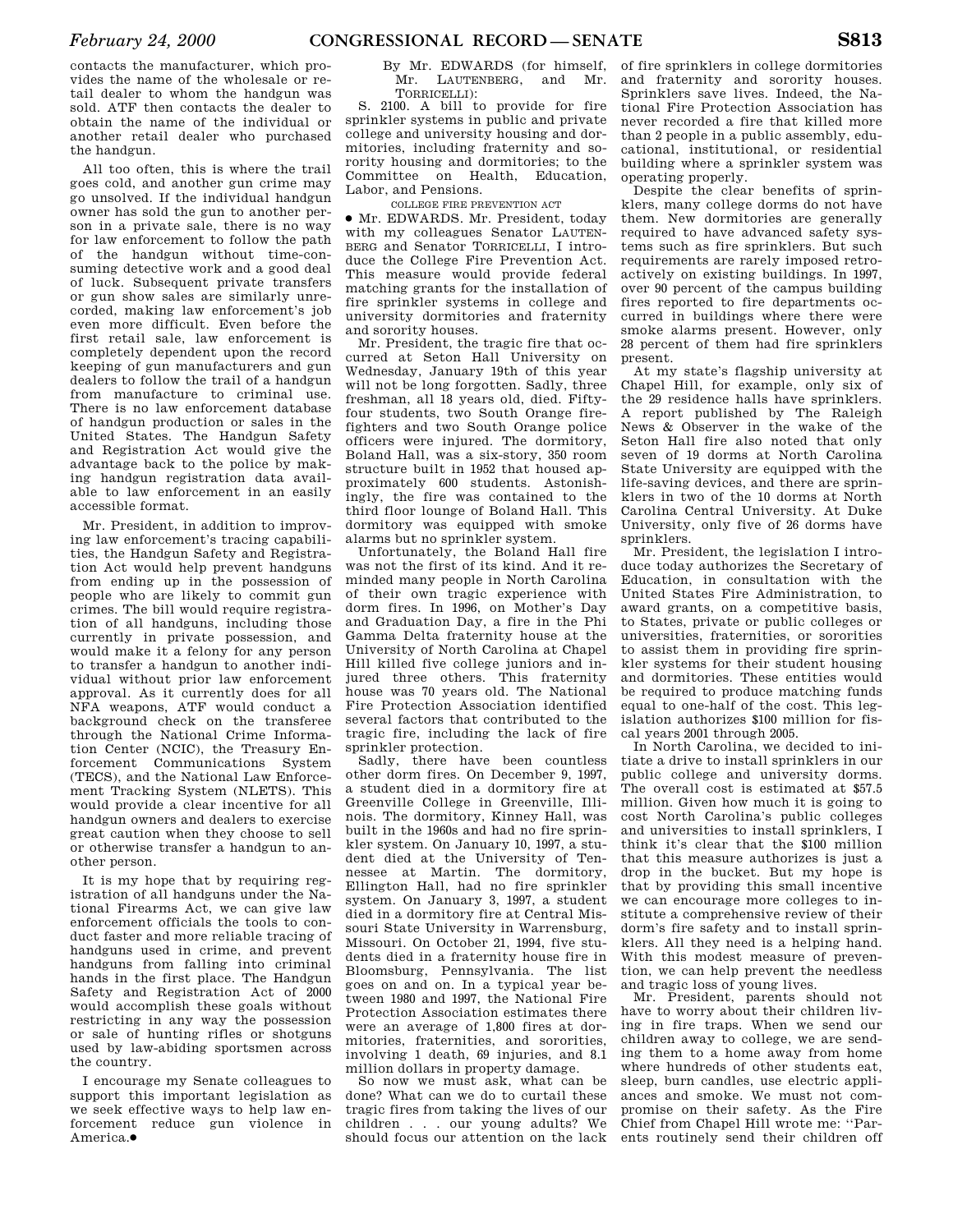contacts the manufacturer, which provides the name of the wholesale or retail dealer to whom the handgun was sold. ATF then contacts the dealer to obtain the name of the individual or another retail dealer who purchased the handgun.

All too often, this is where the trail goes cold, and another gun crime may go unsolved. If the individual handgun owner has sold the gun to another person in a private sale, there is no way for law enforcement to follow the path of the handgun without time-consuming detective work and a good deal of luck. Subsequent private transfers or gun show sales are similarly unrecorded, making law enforcement's job even more difficult. Even before the first retail sale, law enforcement is completely dependent upon the record keeping of gun manufacturers and gun dealers to follow the trail of a handgun from manufacture to criminal use. There is no law enforcement database of handgun production or sales in the United States. The Handgun Safety and Registration Act would give the advantage back to the police by making handgun registration data available to law enforcement in an easily accessible format.

Mr. President, in addition to improving law enforcement's tracing capabilities, the Handgun Safety and Registration Act would help prevent handguns from ending up in the possession of people who are likely to commit gun crimes. The bill would require registration of all handguns, including those currently in private possession, and would make it a felony for any person to transfer a handgun to another individual without prior law enforcement approval. As it currently does for all NFA weapons, ATF would conduct a background check on the transferee through the National Crime Information Center (NCIC), the Treasury Enforcement Communications System (TECS), and the National Law Enforcement Tracking System (NLETS). This would provide a clear incentive for all handgun owners and dealers to exercise great caution when they choose to sell or otherwise transfer a handgun to another person.

It is my hope that by requiring registration of all handguns under the National Firearms Act, we can give law enforcement officials the tools to conduct faster and more reliable tracing of handguns used in crime, and prevent handguns from falling into criminal hands in the first place. The Handgun Safety and Registration Act of 2000 would accomplish these goals without restricting in any way the possession or sale of hunting rifles or shotguns used by law-abiding sportsmen across the country.

I encourage my Senate colleagues to support this important legislation as we seek effective ways to help law enforcement reduce gun violence in America.●

By Mr. EDWARDS (for himself, Mr. LAUTENBERG, and Mr. TORRICELLI):

S. 2100. A bill to provide for fire sprinkler systems in public and private college and university housing and dormitories, including fraternity and sorority housing and dormitories; to the Committee on Health, Education, Labor, and Pensions.

COLLEGE FIRE PREVENTION ACT

● Mr. EDWARDS. Mr. President, today with my colleagues Senator LAUTENBERG and Senator TORRICELLI, I introduce the College Fire Prevention Act. This measure would provide federal matching grants for the installation of fire sprinkler systems in college and university dormitories and fraternity and sorority houses.

Mr. President, the tragic fire that occurred at Seton Hall University on Wednesday, January 19th of this year will not be long forgotten. Sadly, three freshman, all 18 years old, died. Fifty-four students, two South Orange firefighters and two South Orange police officers were injured. The dormitory, Boland Hall, was a six-story, 350 room structure built in 1952 that housed approximately 600 students. Astonishingly, the fire was contained to the third floor lounge of Boland Hall. This dormitory was equipped with smoke alarms but no sprinkler system.

Unfortunately, the Boland Hall fire was not the first of its kind. And it reminded many people in North Carolina of their own tragic experience with dorm fires. In 1996, on Mother's Day and Graduation Day, a fire in the Phi Gamma Delta fraternity house at the University of North Carolina at Chapel Hill killed five college juniors and injured three others. This fraternity house was 70 years old. The National Fire Protection Association identified several factors that contributed to the tragic fire, including the lack of fire sprinkler protection.

Sadly, there have been countless other dorm fires. On December 9, 1997, a student died in a dormitory fire at Greenville College in Greenville, Illinois. The dormitory, Kinney Hall, was built in the 1960s and had no fire sprinkler system. On January 10, 1997, a student died at the University of Tennessee at Martin. The dormitory, Ellington Hall, had no fire sprinkler system. On January 3, 1997, a student died in a dormitory fire at Central Missouri State University in Warrensburg, Missouri. On October 21, 1994, five students died in a fraternity house fire in Bloomsburg, Pennsylvania. The list goes on and on. In a typical year between 1980 and 1997, the National Fire Protection Association estimates there were an average of 1,800 fires at dormitories, fraternities, and sororities, involving 1 death, 69 injuries, and 8.1 million dollars in property damage.

So now we must ask, what can be done? What can we do to curtail these tragic fires from taking the lives of our children . . . our young adults? We should focus our attention on the lack of fire sprinklers in college dormitories and fraternity and sorority houses. Sprinklers save lives. Indeed, the National Fire Protection Association has never recorded a fire that killed more than 2 people in a public assembly, educational, institutional, or residential building where a sprinkler system was operating properly.

Despite the clear benefits of sprinklers, many college dorms do not have them. New dormitories are generally required to have advanced safety systems such as fire sprinklers. But such requirements are rarely imposed retroactively on existing buildings. In 1997, over 90 percent of the campus building fires reported to fire departments occurred in buildings where there were smoke alarms present. However, only 28 percent of them had fire sprinklers present.

At my state's flagship university at Chapel Hill, for example, only six of the 29 residence halls have sprinklers. A report published by The Raleigh News & Observer in the wake of the Seton Hall fire also noted that only seven of 19 dorms at North Carolina State University are equipped with the life-saving devices, and there are sprinklers in two of the 10 dorms at North Carolina Central University. At Duke University, only five of 26 dorms have sprinklers.

Mr. President, the legislation I introduce today authorizes the Secretary of Education, in consultation with the United States Fire Administration, to award grants, on a competitive basis, to States, private or public colleges or universities, fraternities, or sororities to assist them in providing fire sprinkler systems for their student housing and dormitories. These entities would be required to produce matching funds equal to one-half of the cost. This legislation authorizes $100 million for fiscal years 2001 through 2005.

In North Carolina, we decided to initiate a drive to install sprinklers in our public college and university dorms. The overall cost is estimated at $57.5 million. Given how much it is going to cost North Carolina's public colleges and universities to install sprinklers, I think it's clear that the $100 million that this measure authorizes is just a drop in the bucket. But my hope is that by providing this small incentive we can encourage more colleges to institute a comprehensive review of their dorm's fire safety and to install sprinklers. All they need is a helping hand. With this modest measure of prevention, we can help prevent the needless and tragic loss of young lives.

Mr. President, parents should not have to worry about their children living in fire traps. When we send our children away to college, we are sending them to a home away from home where hundreds of other students eat, sleep, burn candles, use electric appliances and smoke. We must not compromise on their safety. As the Fire Chief from Chapel Hill wrote me: "Parents routinely send their children off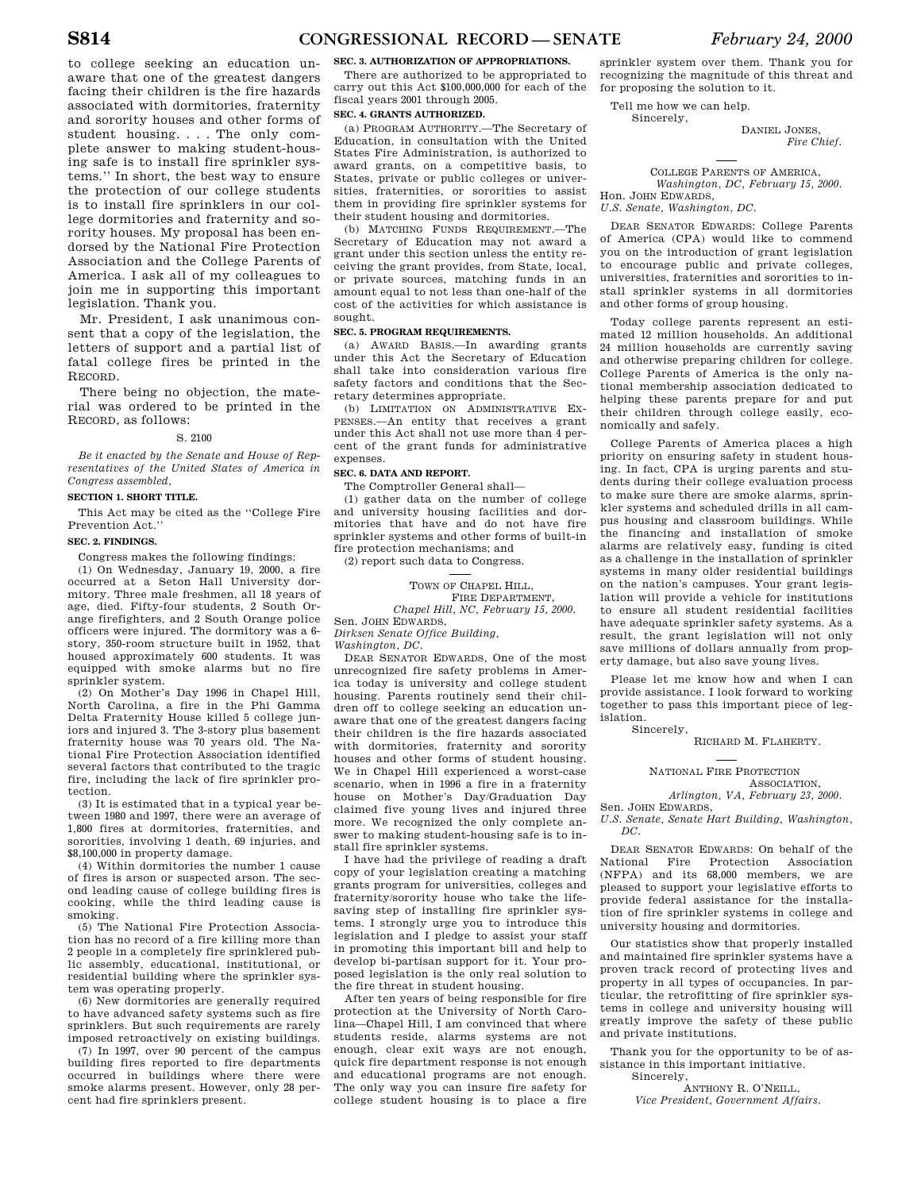to college seeking an education unaware that one of the greatest dangers facing their children is the fire hazards associated with dormitories, fraternity and sorority houses and other forms of student housing. . . . The only complete answer to making student-housing safe is to install fire sprinkler systems.'' In short, the best way to ensure the protection of our college students is to install fire sprinklers in our college dormitories and fraternity and sorority houses. My proposal has been endorsed by the National Fire Protection Association and the College Parents of America. I ask all of my colleagues to join me in supporting this important legislation. Thank you.

Mr. President, I ask unanimous consent that a copy of the legislation, the letters of support and a partial list of fatal college fires be printed in the RECORD.

There being no objection, the material was ordered to be printed in the RECORD, as follows:

S. 2100

*Be it enacted by the Senate and House of Representatives of the United States of America in Congress assembled,*

**SECTION 1. SHORT TITLE.**

This Act may be cited as the ''College Fire Prevention Act.''

**SEC. 2. FINDINGS.**

Congress makes the following findings:

(1) On Wednesday, January 19, 2000, a fire occurred at a Seton Hall University dormitory. Three male freshmen, all 18 years of age, died. Fifty-four students, 2 South Orange firefighters, and 2 South Orange police officers were injured. The dormitory was a 6-story, 350-room structure built in 1952, that housed approximately 600 students. It was equipped with smoke alarms but no fire sprinkler system.

(2) On Mother's Day 1996 in Chapel Hill, North Carolina, a fire in the Phi Gamma Delta Fraternity House killed 5 college juniors and injured 3. The 3-story plus basement fraternity house was 70 years old. The National Fire Protection Association identified several factors that contributed to the tragic fire, including the lack of fire sprinkler protection.

(3) It is estimated that in a typical year between 1980 and 1997, there were an average of 1,800 fires at dormitories, fraternities, and sororities, involving 1 death, 69 injuries, and $8,100,000 in property damage.

(4) Within dormitories the number 1 cause of fires is arson or suspected arson. The second leading cause of college building fires is cooking, while the third leading cause is smoking.

(5) The National Fire Protection Association has no record of a fire killing more than 2 people in a completely fire sprinklered public assembly, educational, institutional, or residential building where the sprinkler system was operating properly.

(6) New dormitories are generally required to have advanced safety systems such as fire sprinklers. But such requirements are rarely imposed retroactively on existing buildings.

(7) In 1997, over 90 percent of the campus building fires reported to fire departments occurred in buildings where there were smoke alarms present. However, only 28 percent had fire sprinklers present.

**SEC. 3. AUTHORIZATION OF APPROPRIATIONS.**

There are authorized to be appropriated to carry out this Act $100,000,000 for each of the fiscal years 2001 through 2005.

**SEC. 4. GRANTS AUTHORIZED.**

(a) PROGRAM AUTHORITY.—The Secretary of Education, in consultation with the United States Fire Administration, is authorized to award grants, on a competitive basis, to States, private or public colleges or universities, fraternities, or sororities to assist them in providing fire sprinkler systems for their student housing and dormitories.

(b) MATCHING FUNDS REQUIREMENT.—The Secretary of Education may not award a grant under this section unless the entity receiving the grant provides, from State, local, or private sources, matching funds in an amount equal to not less than one-half of the cost of the activities for which assistance is sought.

**SEC. 5. PROGRAM REQUIREMENTS.**

(a) AWARD BASIS.—In awarding grants under this Act the Secretary of Education shall take into consideration various fire safety factors and conditions that the Secretary determines appropriate.

(b) LIMITATION ON ADMINISTRATIVE EXPENSES.—An entity that receives a grant under this Act shall not use more than 4 percent of the grant funds for administrative expenses.

**SEC. 6. DATA AND REPORT.**

The Comptroller General shall—

(1) gather data on the number of college and university housing facilities and dormitories that have and do not have fire sprinkler systems and other forms of built-in fire protection mechanisms; and

(2) report such data to Congress.

---

TOWN OF CHAPEL HILL,
FIRE DEPARTMENT,
*Chapel Hill, NC, February 15, 2000.*

Sen. JOHN EDWARDS,
*Dirksen Senate Office Building,*
*Washington, DC.*

DEAR SENATOR EDWARDS, One of the most unrecognized fire safety problems in America today is university and college student housing. Parents routinely send their children off to college seeking an education unaware that one of the greatest dangers facing their children is the fire hazards associated with dormitories, fraternity and sorority houses and other forms of student housing. We in Chapel Hill experienced a worst-case scenario, when in 1996 a fire in a fraternity house on Mother's Day/Graduation Day claimed five young lives and injured three more. We recognized the only complete answer to making student-housing safe is to install fire sprinkler systems.

I have had the privilege of reading a draft copy of your legislation creating a matching grants program for universities, colleges and fraternity/sorority house who take the lifesaving step of installing fire sprinkler systems. I strongly urge you to introduce this legislation and I pledge to assist your staff in promoting this important bill and help to develop bi-partisan support for it. Your proposed legislation is the only real solution to the fire threat in student housing.

After ten years of being responsible for fire protection at the University of North Carolina—Chapel Hill, I am convinced that where students reside, alarms systems are not enough, clear exit ways are not enough, quick fire department response is not enough and educational programs are not enough. The only way you can insure fire safety for college student housing is to place a fire sprinkler system over them. Thank you for recognizing the magnitude of this threat and for proposing the solution to it.

Tell me how we can help.

Sincerely,

DANIEL JONES,
*Fire Chief.*

---

COLLEGE PARENTS OF AMERICA,
*Washington, DC, February 15, 2000.*

Hon. JOHN EDWARDS,
*U.S. Senate, Washington, DC.*

DEAR SENATOR EDWARDS: College Parents of America (CPA) would like to commend you on the introduction of grant legislation to encourage public and private colleges, universities, fraternities and sororities to install sprinkler systems in all dormitories and other forms of group housing.

Today college parents represent an estimated 12 million households. An additional 24 million households are currently saving and otherwise preparing children for college. College Parents of America is the only national membership association dedicated to helping these parents prepare for and put their children through college easily, economically and safely.

College Parents of America places a high priority on ensuring safety in student housing. In fact, CPA is urging parents and students during their college evaluation process to make sure there are smoke alarms, sprinkler systems and scheduled drills in all campus housing and classroom buildings. While the financing and installation of smoke alarms are relatively easy, funding is cited as a challenge in the installation of sprinkler systems in many older residential buildings on the nation's campuses. Your grant legislation will provide a vehicle for institutions to ensure all student residential facilities have adequate sprinkler safety systems. As a result, the grant legislation will not only save millions of dollars annually from property damage, but also save young lives.

Please let me know how and when I can provide assistance. I look forward to working together to pass this important piece of legislation.

Sincerely,

RICHARD M. FLAHERTY.

---

NATIONAL FIRE PROTECTION ASSOCIATION,
*Arlington, VA, February 23, 2000.*

Sen. JOHN EDWARDS,
*U.S. Senate, Senate Hart Building, Washington, DC.*

DEAR SENATOR EDWARDS: On behalf of the National Fire Protection Association (NFPA) and its 68,000 members, we are pleased to support your legislative efforts to provide federal assistance for the installation of fire sprinkler systems in college and university housing and dormitories.

Our statistics show that properly installed and maintained fire sprinkler systems have a proven track record of protecting lives and property in all types of occupancies. In particular, the retrofitting of fire sprinkler systems in college and university housing will greatly improve the safety of these public and private institutions.

Thank you for the opportunity to be of assistance in this important initiative.

Sincerely,

ANTHONY R. O'NEILL,
*Vice President, Government Affairs.*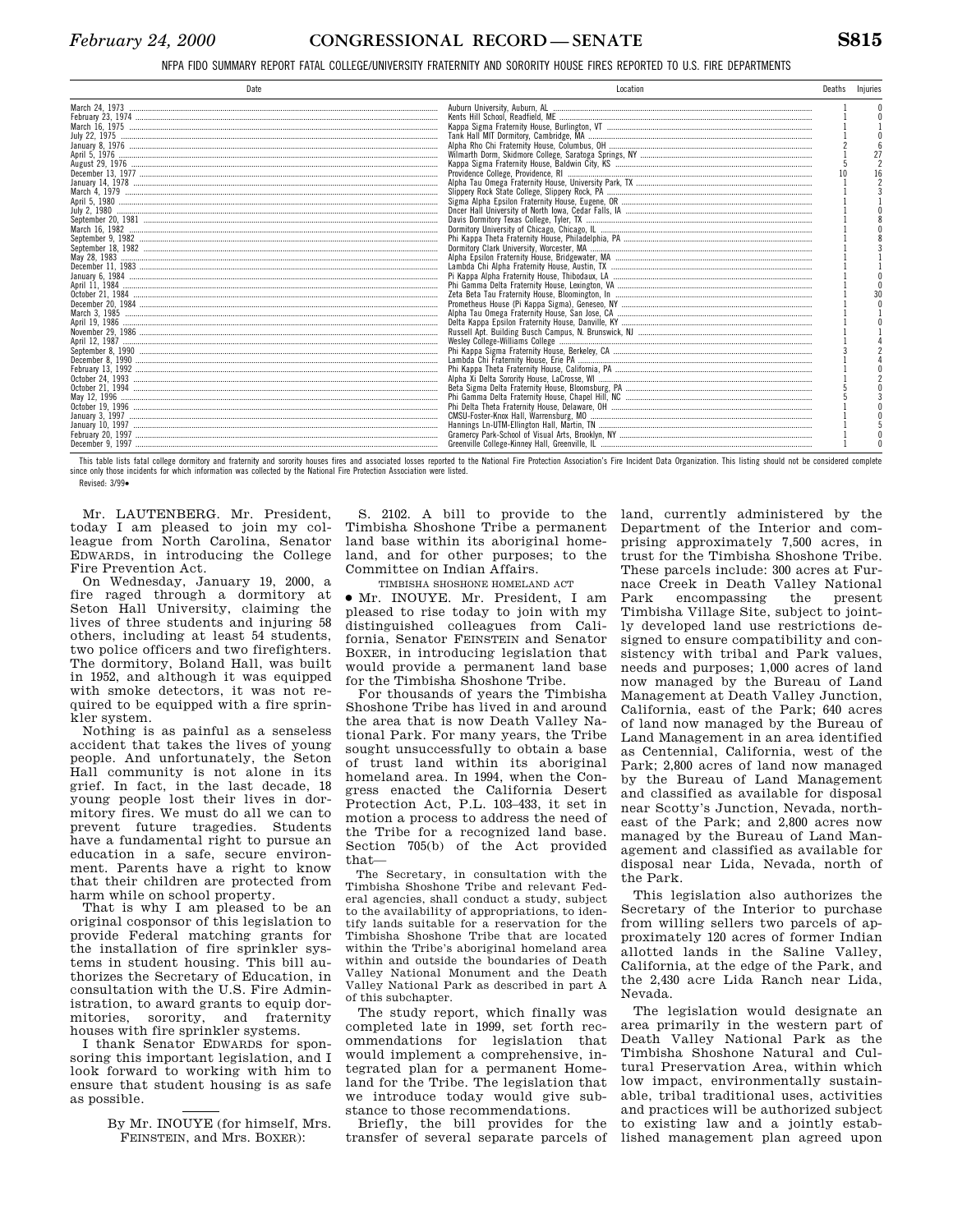NFPA FIDO SUMMARY REPORT FATAL COLLEGE/UNIVERSITY FRATERNITY AND SORORITY HOUSE FIRES REPORTED TO U.S. FIRE DEPARTMENTS

| Date | Location | Deaths | Injuries |
|---|---|---|---|
| March 24, 1973 | Auburn University, Auburn, AL | 1 | 0 |
| February 23, 1974 | Kents Hill School, Readfield, ME | 1 | 0 |
| March 16, 1975 | Kappa Sigma Fraternity House, Burlington, VT | 1 | 1 |
| July 22, 1975 | Tank Hall MIT Dormitory, Cambridge, MA | 1 | 0 |
| January 8, 1976 | Alpha Rho Chi Fraternity House, Columbus, OH | 2 | 6 |
| April 5, 1976 | Wilmarth Dorm, Skidmore College, Saratoga Springs, NY | 1 | 27 |
| August 29, 1976 | Kappa Sigma Fraternity House, Baldwin City, KS | 5 | 2 |
| December 13, 1977 | Providence College, Providence, RI | 10 | 16 |
| January 14, 1978 | Alpha Tau Omega Fraternity House, University Park, TX | 1 | 2 |
| March 4, 1979 | Slippery Rock State College, Slippery Rock, PA | 1 | 3 |
| April 5, 1980 | Sigma Alpha Epsilon Fraternity House, Eugene, OR | 1 | 1 |
| July 2, 1980 | Dncer Hall University of North Iowa, Cedar Falls, IA | 1 | 0 |
| September 20, 1981 | Davis Dormitory Texas College, Tyler, TX | 1 | 8 |
| March 16, 1982 | Dormitory University of Chicago, Chicago, IL | 1 | 0 |
| September 9, 1982 | Phi Kappa Theta Fraternity House, Philadelphia, PA | 1 | 8 |
| September 18, 1982 | Dormitory Clark University, Worcester, MA | 1 | 3 |
| May 28, 1983 | Alpha Epsilon Fraternity House, Bridgewater, MA | 1 | 1 |
| December 11, 1983 | Lambda Chi Alpha Fraternity House, Austin, TX | 1 | 1 |
| January 6, 1984 | Pi Kappa Alpha Fraternity House, Thibodaux, LA | 1 | 0 |
| April 11, 1984 | Phi Gamma Delta Fraternity House, Lexington, VA | 1 | 0 |
| October 21, 1984 | Zeta Beta Tau Fraternity House, Bloomington, In | 1 | 30 |
| December 20, 1984 | Prometheus House (Pi Kappa Sigma), Geneseo, NY | 1 | 0 |
| March 3, 1985 | Alpha Tau Omega Fraternity House, San Jose, CA | 1 | 1 |
| April 19, 1986 | Delta Kappa Epsilon Fraternity House, Danville, KY | 1 | 0 |
| November 29, 1986 | Russell Apt. Building Busch Campus, N. Brunswick, NJ | 1 | 1 |
| April 12, 1987 | Wesley College-Williams College | 1 | 4 |
| September 8, 1990 | Phi Kappa Sigma Fraternity House, Berkeley, CA | 3 | 2 |
| December 8, 1990 | Lambda Chi Fraternity House, Erie PA | 1 | 4 |
| February 13, 1992 | Phi Kappa Theta Fraternity House, California, PA | 1 | 0 |
| October 24, 1993 | Alpha Xi Delta Sorority House, LaCrosse, WI | 1 | 2 |
| October 21, 1994 | Beta Sigma Delta Fraternity House, Bloomsburg, PA | 5 | 0 |
| May 12, 1996 | Phi Gamma Delta Fraternity House, Chapel Hill, NC | 5 | 3 |
| October 19, 1996 | Phi Delta Theta Fraternity House, Delaware, OH | 1 | 0 |
| January 3, 1997 | CMSU-Foster-Knox Hall, Warrensburg, MO | 1 | 0 |
| January 10, 1997 | Hannings Ln-UTM-Ellington Hall, Martin, TN | 1 | 5 |
| February 20, 1997 | Gramercy Park-School of Visual Arts, Brooklyn, NY | 1 | 0 |
| December 9, 1997 | Greenville College-Kinney Hall, Greenville, IL | 1 | 0 |

This table lists fatal college dormitory and fraternity and sorority houses fires and associated losses reported to the National Fire Protection Association's Fire Incident Data Organization. This listing should not be considered complete since only those incidents for which information was collected by the National Fire Protection Association were listed.

Revised: 3/99●

Mr. LAUTENBERG. Mr. President, today I am pleased to join my colleague from North Carolina, Senator EDWARDS, in introducing the College Fire Prevention Act.

On Wednesday, January 19, 2000, a fire raged through a dormitory at Seton Hall University, claiming the lives of three students and injuring 58 others, including at least 54 students, two police officers and two firefighters. The dormitory, Boland Hall, was built in 1952, and although it was equipped with smoke detectors, it was not required to be equipped with a fire sprinkler system.

Nothing is as painful as a senseless accident that takes the lives of young people. And unfortunately, the Seton Hall community is not alone in its grief. In fact, in the last decade, 18 young people lost their lives in dormitory fires. We must do all we can to prevent future tragedies. Students have a fundamental right to pursue an education in a safe, secure environment. Parents have a right to know that their children are protected from harm while on school property.

That is why I am pleased to be an original cosponsor of this legislation to provide Federal matching grants for the installation of fire sprinkler systems in student housing. This bill authorizes the Secretary of Education, in consultation with the U.S. Fire Administration, to award grants to equip dormitories, sorority, and fraternity houses with fire sprinkler systems.

I thank Senator EDWARDS for sponsoring this important legislation, and I look forward to working with him to ensure that student housing is as safe as possible.

---

By Mr. INOUYE (for himself, Mrs. FEINSTEIN, and Mrs. BOXER):

S. 2102. A bill to provide to the Timbisha Shoshone Tribe a permanent land base within its aboriginal homeland, and for other purposes; to the Committee on Indian Affairs.

TIMBISHA SHOSHONE HOMELAND ACT

● Mr. INOUYE. Mr. President, I am pleased to rise today to join with my distinguished colleagues from California, Senator FEINSTEIN and Senator BOXER, in introducing legislation that would provide a permanent land base for the Timbisha Shoshone Tribe.

For thousands of years the Timbisha Shoshone Tribe has lived in and around the area that is now Death Valley National Park. For many years, the Tribe sought unsuccessfully to obtain a base of trust land within its aboriginal homeland area. In 1994, when the Congress enacted the California Desert Protection Act, P.L. 103–433, it set in motion a process to address the need of the Tribe for a recognized land base. Section 705(b) of the Act provided that—

> The Secretary, in consultation with the Timbisha Shoshone Tribe and relevant Federal agencies, shall conduct a study, subject to the availability of appropriations, to identify lands suitable for a reservation for the Timbisha Shoshone Tribe that are located within the Tribe's aboriginal homeland area within and outside the boundaries of Death Valley National Monument and the Death Valley National Park as described in part A of this subchapter.

The study report, which finally was completed late in 1999, set forth recommendations for legislation that would implement a comprehensive, integrated plan for a permanent Homeland for the Tribe. The legislation that we introduce today would give substance to those recommendations.

Briefly, the bill provides for the transfer of several separate parcels of land, currently administered by the Department of the Interior and comprising approximately 7,500 acres, in trust for the Timbisha Shoshone Tribe. These parcels include: 300 acres at Furnace Creek in Death Valley National Park encompassing the present Timbisha Village Site, subject to jointly developed land use restrictions designed to ensure compatibility and consistency with tribal and Park values, needs and purposes; 1,000 acres of land now managed by the Bureau of Land Management at Death Valley Junction, California, east of the Park; 640 acres of land now managed by the Bureau of Land Management in an area identified as Centennial, California, west of the Park; 2,800 acres of land now managed by the Bureau of Land Management and classified as available for disposal near Scotty's Junction, Nevada, northeast of the Park; and 2,800 acres now managed by the Bureau of Land Management and classified as available for disposal near Lida, Nevada, north of the Park.

This legislation also authorizes the Secretary of the Interior to purchase from willing sellers two parcels of approximately 120 acres of former Indian allotted lands in the Saline Valley, California, at the edge of the Park, and the 2,430 acre Lida Ranch near Lida, Nevada.

The legislation would designate an area primarily in the western part of Death Valley National Park as the Timbisha Shoshone Natural and Cultural Preservation Area, within which low impact, environmentally sustainable, tribal traditional uses, activities and practices will be authorized subject to existing law and a jointly established management plan agreed upon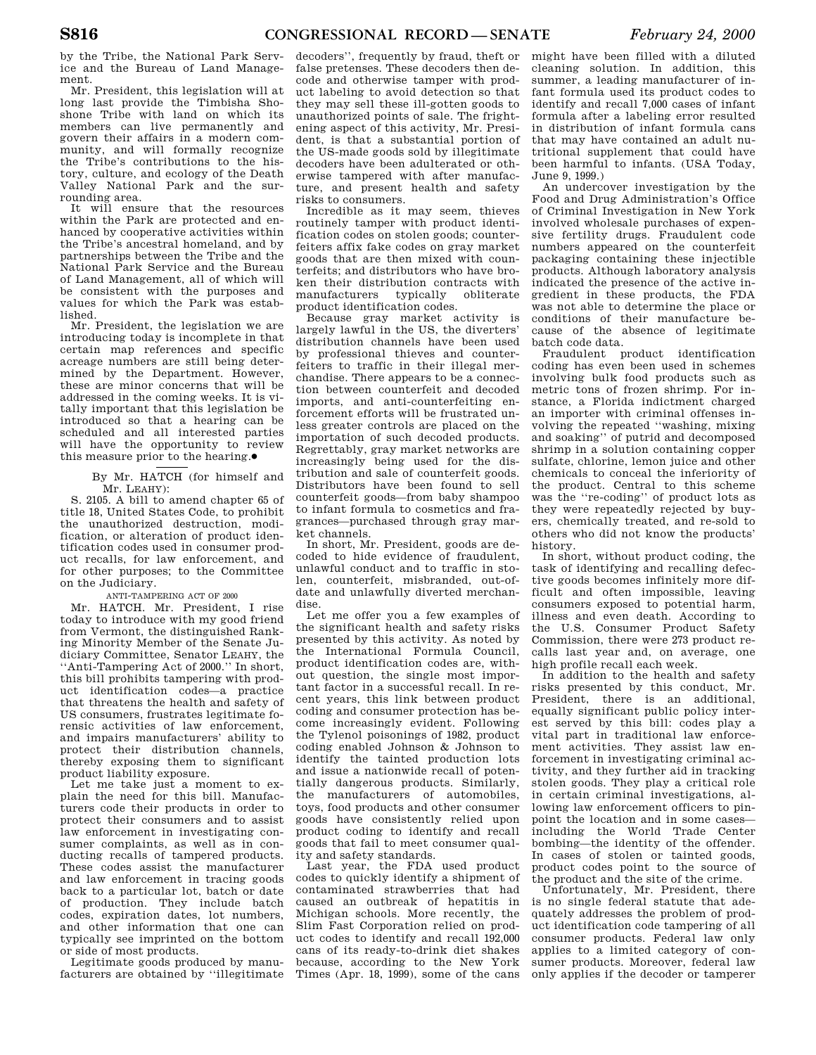by the Tribe, the National Park Service and the Bureau of Land Management.

Mr. President, this legislation will at long last provide the Timbisha Shoshone Tribe with land on which its members can live permanently and govern their affairs in a modern community, and will formally recognize the Tribe's contributions to the history, culture, and ecology of the Death Valley National Park and the surrounding area.

It will ensure that the resources within the Park are protected and enhanced by cooperative activities within the Tribe's ancestral homeland, and by partnerships between the Tribe and the National Park Service and the Bureau of Land Management, all of which will be consistent with the purposes and values for which the Park was established.

Mr. President, the legislation we are introducing today is incomplete in that certain map references and specific acreage numbers are still being determined by the Department. However, these are minor concerns that will be addressed in the coming weeks. It is vitally important that this legislation be introduced so that a hearing can be scheduled and all interested parties will have the opportunity to review this measure prior to the hearing.●

---

By Mr. HATCH (for himself and Mr. LEAHY):

S. 2105. A bill to amend chapter 65 of title 18, United States Code, to prohibit the unauthorized destruction, modification, or alteration of product identification codes used in consumer product recalls, for law enforcement, and for other purposes; to the Committee on the Judiciary.

ANTI-TAMPERING ACT OF 2000

Mr. HATCH. Mr. President, I rise today to introduce with my good friend from Vermont, the distinguished Ranking Minority Member of the Senate Judiciary Committee, Senator LEAHY, the ''Anti-Tampering Act of 2000.'' In short, this bill prohibits tampering with product identification codes—a practice that threatens the health and safety of US consumers, frustrates legitimate forensic activities of law enforcement, and impairs manufacturers' ability to protect their distribution channels, thereby exposing them to significant product liability exposure.

Let me take just a moment to explain the need for this bill. Manufacturers code their products in order to protect their consumers and to assist law enforcement in investigating consumer complaints, as well as in conducting recalls of tampered products. These codes assist the manufacturer and law enforcement in tracing goods back to a particular lot, batch or date of production. They include batch codes, expiration dates, lot numbers, and other information that one can typically see imprinted on the bottom or side of most products.

Legitimate goods produced by manufacturers are obtained by ''illegitimate decoders'', frequently by fraud, theft or false pretenses. These decoders then decode and otherwise tamper with product labeling to avoid detection so that they may sell these ill-gotten goods to unauthorized points of sale. The frightening aspect of this activity, Mr. President, is that a substantial portion of the US-made goods sold by illegitimate decoders have been adulterated or otherwise tampered with after manufacture, and present health and safety risks to consumers.

Incredible as it may seem, thieves routinely tamper with product identification codes on stolen goods; counterfeiters affix fake codes on gray market goods that are then mixed with counterfeits; and distributors who have broken their distribution contracts with manufacturers typically obliterate product identification codes.

Because gray market activity is largely lawful in the US, the diverters' distribution channels have been used by professional thieves and counterfeiters to traffic in their illegal merchandise. There appears to be a connection between counterfeit and decoded imports, and anti-counterfeiting enforcement efforts will be frustrated unless greater controls are placed on the importation of such decoded products. Regrettably, gray market networks are increasingly being used for the distribution and sale of counterfeit goods. Distributors have been found to sell counterfeit goods—from baby shampoo to infant formula to cosmetics and fragrances—purchased through gray market channels.

In short, Mr. President, goods are decoded to hide evidence of fraudulent, unlawful conduct and to traffic in stolen, counterfeit, misbranded, out-of-date and unlawfully diverted merchandise.

Let me offer you a few examples of the significant health and safety risks presented by this activity. As noted by the International Formula Council, product identification codes are, without question, the single most important factor in a successful recall. In recent years, this link between product coding and consumer protection has become increasingly evident. Following the Tylenol poisonings of 1982, product coding enabled Johnson & Johnson to identify the tainted production lots and issue a nationwide recall of potentially dangerous products. Similarly, the manufacturers of automobiles, toys, food products and other consumer goods have consistently relied upon product coding to identify and recall goods that fail to meet consumer quality and safety standards.

Last year, the FDA used product codes to quickly identify a shipment of contaminated strawberries that had caused an outbreak of hepatitis in Michigan schools. More recently, the Slim Fast Corporation relied on product codes to identify and recall 192,000 cans of its ready-to-drink diet shakes because, according to the New York Times (Apr. 18, 1999), some of the cans might have been filled with a diluted cleaning solution. In addition, this summer, a leading manufacturer of infant formula used its product codes to identify and recall 7,000 cases of infant formula after a labeling error resulted in distribution of infant formula cans that may have contained an adult nutritional supplement that could have been harmful to infants. (USA Today, June 9, 1999.)

An undercover investigation by the Food and Drug Administration's Office of Criminal Investigation in New York involved wholesale purchases of expensive fertility drugs. Fraudulent code numbers appeared on the counterfeit packaging containing these injectible products. Although laboratory analysis indicated the presence of the active ingredient in these products, the FDA was not able to determine the place or conditions of their manufacture because of the absence of legitimate batch code data.

Fraudulent product identification coding has even been used in schemes involving bulk food products such as metric tons of frozen shrimp. For instance, a Florida indictment charged an importer with criminal offenses involving the repeated ''washing, mixing and soaking'' of putrid and decomposed shrimp in a solution containing copper sulfate, chlorine, lemon juice and other chemicals to conceal the inferiority of the product. Central to this scheme was the ''re-coding'' of product lots as they were repeatedly rejected by buyers, chemically treated, and re-sold to others who did not know the products' history.

In short, without product coding, the task of identifying and recalling defective goods becomes infinitely more difficult and often impossible, leaving consumers exposed to potential harm, illness and even death. According to the U.S. Consumer Product Safety Commission, there were 273 product recalls last year and, on average, one high profile recall each week.

In addition to the health and safety risks presented by this conduct, Mr. President, there is an additional, equally significant public policy interest served by this bill: codes play a vital part in traditional law enforcement activities. They assist law enforcement in investigating criminal activity, and they further aid in tracking stolen goods. They play a critical role in certain criminal investigations, allowing law enforcement officers to pinpoint the location and in some cases—including the World Trade Center bombing—the identity of the offender. In cases of stolen or tainted goods, product codes point to the source of the product and the site of the crime.

Unfortunately, Mr. President, there is no single federal statute that adequately addresses the problem of product identification code tampering of all consumer products. Federal law only applies to a limited category of consumer products. Moreover, federal law only applies if the decoder or tamperer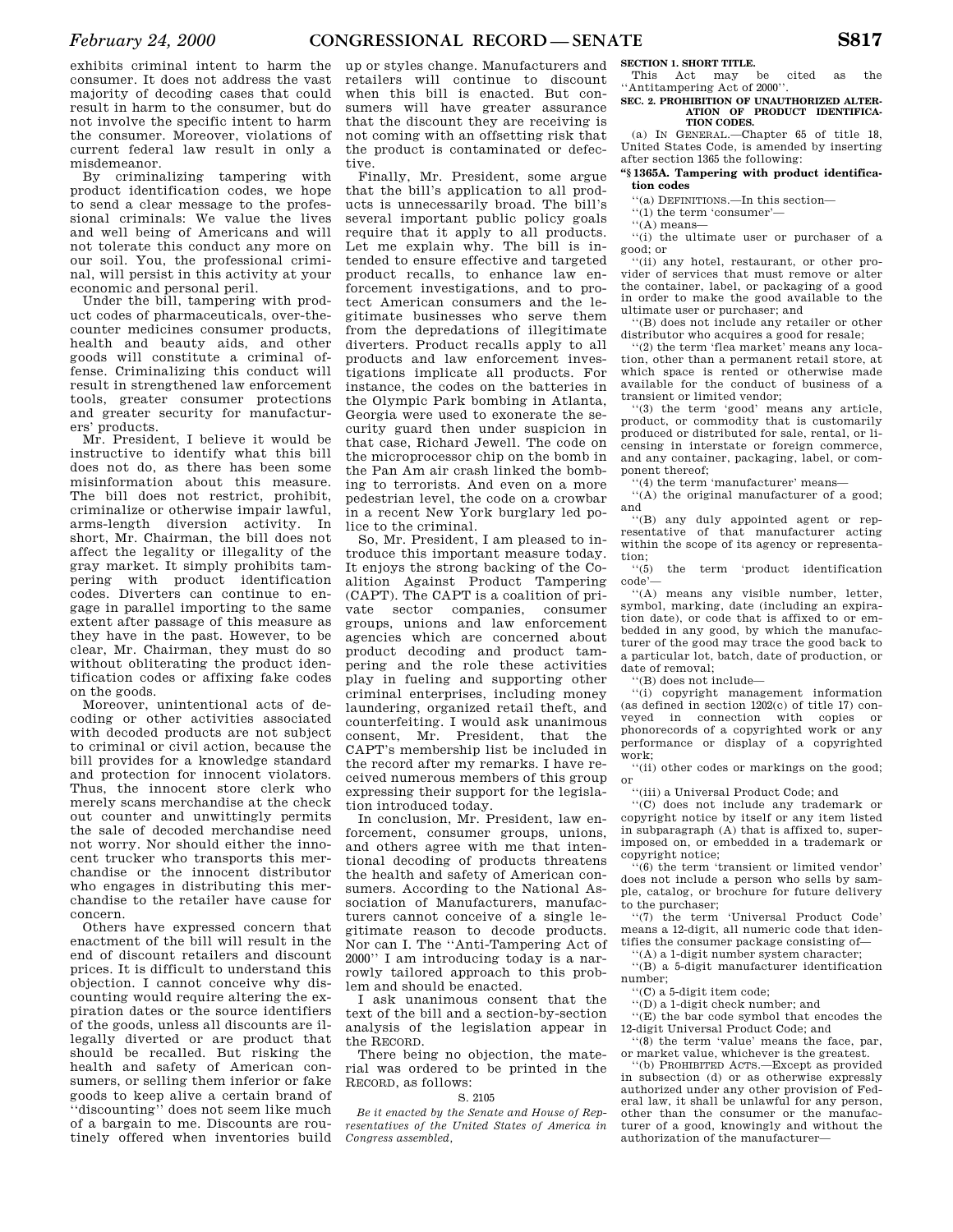exhibits criminal intent to harm the consumer. It does not address the vast majority of decoding cases that could result in harm to the consumer, but do not involve the specific intent to harm the consumer. Moreover, violations of current federal law result in only a misdemeanor.

By criminalizing tampering with product identification codes, we hope to send a clear message to the professional criminals: We value the lives and well being of Americans and will not tolerate this conduct any more on our soil. You, the professional criminal, will persist in this activity at your economic and personal peril.

Under the bill, tampering with product codes of pharmaceuticals, over-the-counter medicines consumer products, health and beauty aids, and other goods will constitute a criminal offense. Criminalizing this conduct will result in strengthened law enforcement tools, greater consumer protections and greater security for manufacturers' products.

Mr. President, I believe it would be instructive to identify what this bill does not do, as there has been some misinformation about this measure. The bill does not restrict, prohibit, criminalize or otherwise impair lawful, arms-length diversion activity. In short, Mr. Chairman, the bill does not affect the legality or illegality of the gray market. It simply prohibits tampering with product identification codes. Diverters can continue to engage in parallel importing to the same extent after passage of this measure as they have in the past. However, to be clear, Mr. Chairman, they must do so without obliterating the product identification codes or affixing fake codes on the goods.

Moreover, unintentional acts of decoding or other activities associated with decoded products are not subject to criminal or civil action, because the bill provides for a knowledge standard and protection for innocent violators. Thus, the innocent store clerk who merely scans merchandise at the check out counter and unwittingly permits the sale of decoded merchandise need not worry. Nor should either the innocent trucker who transports this merchandise or the innocent distributor who engages in distributing this merchandise to the retailer have cause for concern.

Others have expressed concern that enactment of the bill will result in the end of discount retailers and discount prices. It is difficult to understand this objection. I cannot conceive why discounting would require altering the expiration dates or the source identifiers of the goods, unless all discounts are illegally diverted or are product that should be recalled. But risking the health and safety of American consumers, or selling them inferior or fake goods to keep alive a certain brand of ''discounting'' does not seem like much of a bargain to me. Discounts are routinely offered when inventories build up or styles change. Manufacturers and retailers will continue to discount when this bill is enacted. But consumers will have greater assurance that the discount they are receiving is not coming with an offsetting risk that the product is contaminated or defective.

Finally, Mr. President, some argue that the bill's application to all products is unnecessarily broad. The bill's several important public policy goals require that it apply to all products. Let me explain why. The bill is intended to ensure effective and targeted product recalls, to enhance law enforcement investigations, and to protect American consumers and the legitimate businesses who serve them from the depredations of illegitimate diverters. Product recalls apply to all products and law enforcement investigations implicate all products. For instance, the codes on the batteries in the Olympic Park bombing in Atlanta, Georgia were used to exonerate the security guard then under suspicion in that case, Richard Jewell. The code on the microprocessor chip on the bomb in the Pan Am air crash linked the bombing to terrorists. And even on a more pedestrian level, the code on a crowbar in a recent New York burglary led police to the criminal.

So, Mr. President, I am pleased to introduce this important measure today. It enjoys the strong backing of the Coalition Against Product Tampering (CAPT). The CAPT is a coalition of private sector companies, consumer groups, unions and law enforcement agencies which are concerned about product decoding and product tampering and the role these activities play in fueling and supporting other criminal enterprises, including money laundering, organized retail theft, and counterfeiting. I would ask unanimous consent, Mr. President, that the CAPT's membership list be included in the record after my remarks. I have received numerous members of this group expressing their support for the legislation introduced today.

In conclusion, Mr. President, law enforcement, consumer groups, unions, and others agree with me that intentional decoding of products threatens the health and safety of American consumers. According to the National Association of Manufacturers, manufacturers cannot conceive of a single legitimate reason to decode products. Nor can I. The ''Anti-Tampering Act of 2000'' I am introducing today is a narrowly tailored approach to this problem and should be enacted.

I ask unanimous consent that the text of the bill and a section-by-section analysis of the legislation appear in the RECORD.

There being no objection, the material was ordered to be printed in the RECORD, as follows:

S. 2105

*Be it enacted by the Senate and House of Representatives of the United States of America in Congress assembled,*

**SECTION 1. SHORT TITLE.**

This Act may be cited as the ''Antitampering Act of 2000''.

**SEC. 2. PROHIBITION OF UNAUTHORIZED ALTERATION OF PRODUCT IDENTIFICATION CODES.**

(a) IN GENERAL.—Chapter 65 of title 18, United States Code, is amended by inserting after section 1365 the following:

**''§ 1365A. Tampering with product identification codes**

''(a) DEFINITIONS.—In this section—

''(1) the term 'consumer'—

''(A) means—

''(i) the ultimate user or purchaser of a good; or

''(ii) any hotel, restaurant, or other provider of services that must remove or alter the container, label, or packaging of a good in order to make the good available to the ultimate user or purchaser; and

''(B) does not include any retailer or other distributor who acquires a good for resale;

''(2) the term 'flea market' means any location, other than a permanent retail store, at which space is rented or otherwise made available for the conduct of business of a transient or limited vendor;

''(3) the term 'good' means any article, product, or commodity that is customarily produced or distributed for sale, rental, or licensing in interstate or foreign commerce, and any container, packaging, label, or component thereof;

''(4) the term 'manufacturer' means—

''(A) the original manufacturer of a good; and

''(B) any duly appointed agent or representative of that manufacturer acting within the scope of its agency or representation;

''(5) the term 'product identification code'—

''(A) means any visible number, letter, symbol, marking, date (including an expiration date), or code that is affixed to or embedded in any good, by which the manufacturer of the good may trace the good back to a particular lot, batch, date of production, or date of removal;

''(B) does not include—

''(i) copyright management information (as defined in section 1202(c) of title 17) conveyed in connection with copies or phonorecords of a copyrighted work or any performance or display of a copyrighted work;

''(ii) other codes or markings on the good; or

''(iii) a Universal Product Code; and

''(C) does not include any trademark or copyright notice by itself or any item listed in subparagraph (A) that is affixed to, superimposed on, or embedded in a trademark or copyright notice;

''(6) the term 'transient or limited vendor' does not include a person who sells by sample, catalog, or brochure for future delivery to the purchaser;

''(7) the term 'Universal Product Code' means a 12-digit, all numeric code that identifies the consumer package consisting of—

''(A) a 1-digit number system character;

''(B) a 5-digit manufacturer identification number;

''(C) a 5-digit item code;

''(D) a 1-digit check number; and

''(E) the bar code symbol that encodes the 12-digit Universal Product Code; and

''(8) the term 'value' means the face, par, or market value, whichever is the greatest.

''(b) PROHIBITED ACTS.—Except as provided in subsection (d) or as otherwise expressly authorized under any other provision of Federal law, it shall be unlawful for any person, other than the consumer or the manufacturer of a good, knowingly and without the authorization of the manufacturer—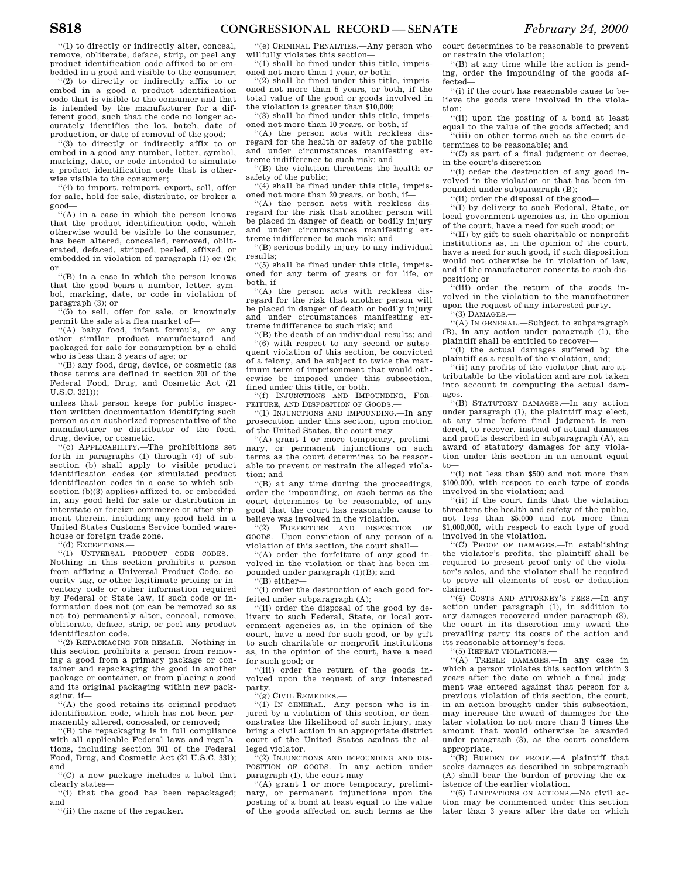"(1) to directly or indirectly alter, conceal, remove, obliterate, deface, strip, or peel any product identification code affixed to or embedded in a good and visible to the consumer;

"(2) to directly or indirectly affix to or embed in a good a product identification code that is visible to the consumer and that is intended by the manufacturer for a different good, such that the code no longer accurately identifies the lot, batch, date of production, or date of removal of the good;

"(3) to directly or indirectly affix to or embed in a good any number, letter, symbol, marking, date, or code intended to simulate a product identification code that is otherwise visible to the consumer;

"(4) to import, reimport, export, sell, offer for sale, hold for sale, distribute, or broker a good—

"(A) in a case in which the person knows that the product identification code, which otherwise would be visible to the consumer, has been altered, concealed, removed, obliterated, defaced, stripped, peeled, affixed, or embedded in violation of paragraph (1) or (2); or

"(B) in a case in which the person knows that the good bears a number, letter, symbol, marking, date, or code in violation of paragraph (3); or

"(5) to sell, offer for sale, or knowingly permit the sale at a flea market of—

"(A) baby food, infant formula, or any other similar product manufactured and packaged for sale for consumption by a child who is less than 3 years of age; or

"(B) any food, drug, device, or cosmetic (as those terms are defined in section 201 of the Federal Food, Drug, and Cosmetic Act (21 U.S.C. 321));

unless that person keeps for public inspection written documentation identifying such person as an authorized representative of the manufacturer or distributor of the food, drug, device, or cosmetic.

"(c) APPLICABILITY.—The prohibitions set forth in paragraphs (1) through (4) of subsection (b) shall apply to visible product identification codes (or simulated product identification codes in a case to which subsection (b)(3) applies) affixed to, or embedded in, any good held for sale or distribution in interstate or foreign commerce or after shipment therein, including any good held in a United States Customs Service bonded warehouse or foreign trade zone.

"(d) EXCEPTIONS.—

"(1) UNIVERSAL PRODUCT CODE CODES.—Nothing in this section prohibits a person from affixing a Universal Product Code, security tag, or other legitimate pricing or inventory code or other information required by Federal or State law, if such code or information does not (or can be removed so as not to) permanently alter, conceal, remove, obliterate, deface, strip, or peel any product identification code.

"(2) REPACKAGING FOR RESALE.—Nothing in this section prohibits a person from removing a good from a primary package or container and repackaging the good in another package or container, or from placing a good and its original packaging within new packaging, if—

"(A) the good retains its original product identification code, which has not been permanently altered, concealed, or removed;

"(B) the repackaging is in full compliance with all applicable Federal laws and regulations, including section 301 of the Federal Food, Drug, and Cosmetic Act (21 U.S.C. 331); and

"(C) a new package includes a label that clearly states—

"(i) that the good has been repackaged; and

"(ii) the name of the repacker.

"(e) CRIMINAL PENALTIES.—Any person who willfully violates this section—

"(1) shall be fined under this title, imprisoned not more than 1 year, or both;

"(2) shall be fined under this title, imprisoned not more than 5 years, or both, if the total value of the good or goods involved in the violation is greater than $10,000;

"(3) shall be fined under this title, imprisoned not more than 10 years, or both, if—

"(A) the person acts with reckless disregard for the health or safety of the public and under circumstances manifesting extreme indifference to such risk; and

"(B) the violation threatens the health or safety of the public;

"(4) shall be fined under this title, imprisoned not more than 20 years, or both, if—

"(A) the person acts with reckless disregard for the risk that another person will be placed in danger of death or bodily injury and under circumstances manifesting extreme indifference to such risk; and

"(B) serious bodily injury to any individual results;

"(5) shall be fined under this title, imprisoned for any term of years or for life, or both, if—

"(A) the person acts with reckless disregard for the risk that another person will be placed in danger of death or bodily injury and under circumstances manifesting extreme indifference to such risk; and

"(B) the death of an individual results; and

"(6) with respect to any second or subsequent violation of this section, be convicted of a felony, and be subject to twice the maximum term of imprisonment that would otherwise be imposed under this subsection, fined under this title, or both.

"(f) INJUNCTIONS AND IMPOUNDING, FORFEITURE, AND DISPOSITION OF GOODS.—

"(1) INJUNCTIONS AND IMPOUNDING.—In any prosecution under this section, upon motion of the United States, the court may—

"(A) grant 1 or more temporary, preliminary, or permanent injunctions on such terms as the court determines to be reasonable to prevent or restrain the alleged violation; and

"(B) at any time during the proceedings, order the impounding, on such terms as the court determines to be reasonable, of any good that the court has reasonable cause to believe was involved in the violation.

"(2) FORFEITURE AND DISPOSITION OF GOODS.—Upon conviction of any person of a violation of this section, the court shall—

"(A) order the forfeiture of any good involved in the violation or that has been impounded under paragraph (1)(B); and

"(B) either—

"(i) order the destruction of each good forfeited under subparagraph (A);

"(ii) order the disposal of the good by delivery to such Federal, State, or local government agencies as, in the opinion of the court, have a need for such good, or by gift to such charitable or nonprofit institutions as, in the opinion of the court, have a need for such good; or

"(iii) order the return of the goods involved upon the request of any interested party.

"(g) CIVIL REMEDIES.—

"(1) IN GENERAL.—Any person who is injured by a violation of this section, or demonstrates the likelihood of such injury, may bring a civil action in an appropriate district court of the United States against the alleged violator.

"(2) INJUNCTIONS AND IMPOUNDING AND DISPOSITION OF GOODS.—In any action under paragraph (1), the court may—

"(A) grant 1 or more temporary, preliminary, or permanent injunctions upon the posting of a bond at least equal to the value of the goods affected on such terms as the court determines to be reasonable to prevent or restrain the violation;

"(B) at any time while the action is pending, order the impounding of the goods affected—

"(i) if the court has reasonable cause to believe the goods were involved in the violation;

"(ii) upon the posting of a bond at least equal to the value of the goods affected; and

"(iii) on other terms such as the court determines to be reasonable; and

"(C) as part of a final judgment or decree, in the court's discretion—

"(i) order the destruction of any good involved in the violation or that has been impounded under subparagraph (B);

"(ii) order the disposal of the good—

"(I) by delivery to such Federal, State, or local government agencies as, in the opinion of the court, have a need for such good; or

"(II) by gift to such charitable or nonprofit institutions as, in the opinion of the court, have a need for such good, if such disposition would not otherwise be in violation of law, and if the manufacturer consents to such disposition; or

"(iii) order the return of the goods involved in the violation to the manufacturer upon the request of any interested party.

"(3) DAMAGES.—

"(A) IN GENERAL.—Subject to subparagraph (B), in any action under paragraph (1), the plaintiff shall be entitled to recover—

"(i) the actual damages suffered by the plaintiff as a result of the violation, and;

"(ii) any profits of the violator that are attributable to the violation and are not taken into account in computing the actual damages.

"(B) STATUTORY DAMAGES.—In any action under paragraph (1), the plaintiff may elect, at any time before final judgment is rendered, to recover, instead of actual damages and profits described in subparagraph (A), an award of statutory damages for any violation under this section in an amount equal to—

"(i) not less than $500 and not more than $100,000, with respect to each type of goods involved in the violation; and

"(ii) if the court finds that the violation threatens the health and safety of the public, not less than $5,000 and not more than $1,000,000, with respect to each type of good involved in the violation.

"(C) PROOF OF DAMAGES.—In establishing the violator's profits, the plaintiff shall be required to present proof only of the violator's sales, and the violator shall be required to prove all elements of cost or deduction claimed.

"(4) COSTS AND ATTORNEY'S FEES.—In any action under paragraph (1), in addition to any damages recovered under paragraph (3), the court in its discretion may award the prevailing party its costs of the action and its reasonable attorney's fees.

"(5) REPEAT VIOLATIONS.—

"(A) TREBLE DAMAGES.—In any case in which a person violates this section within 3 years after the date on which a final judgment was entered against that person for a previous violation of this section, the court, in an action brought under this subsection, may increase the award of damages for the later violation to not more than 3 times the amount that would otherwise be awarded under paragraph (3), as the court considers appropriate.

"(B) BURDEN OF PROOF.—A plaintiff that seeks damages as described in subparagraph (A) shall bear the burden of proving the existence of the earlier violation.

"(6) LIMITATIONS ON ACTIONS.—No civil action may be commenced under this section later than 3 years after the date on which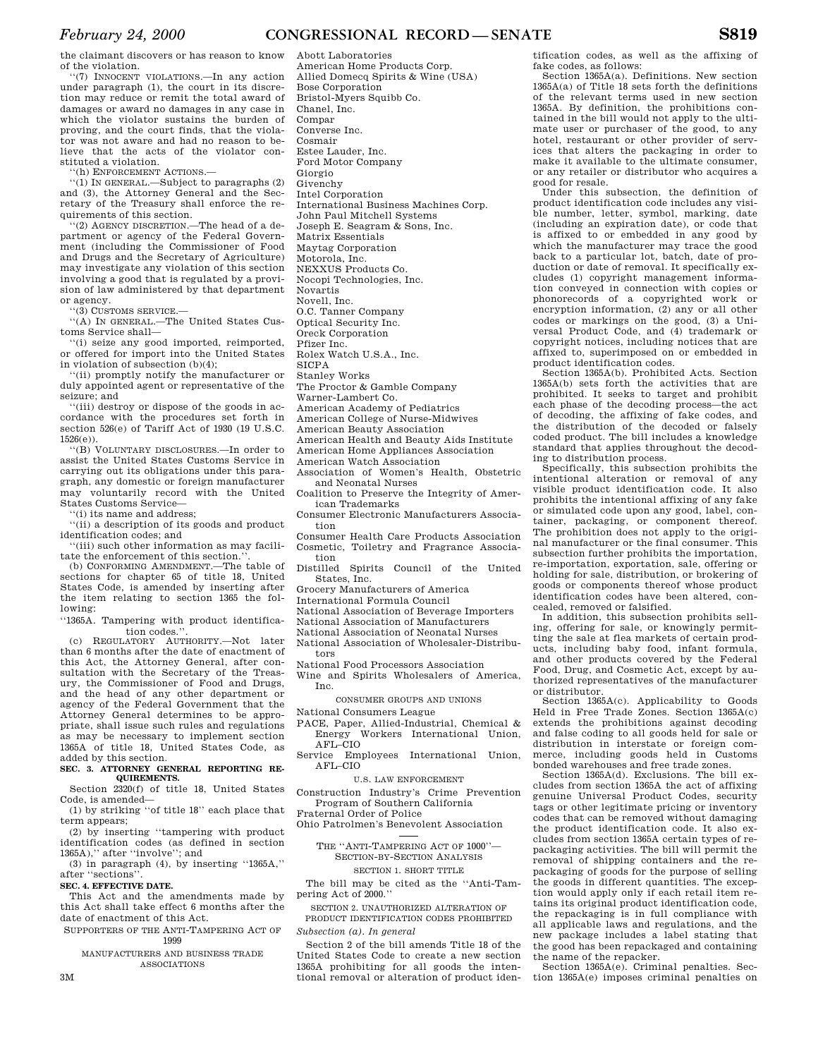the claimant discovers or has reason to know of the violation.

"(7) INNOCENT VIOLATIONS.—In any action under paragraph (1), the court in its discretion may reduce or remit the total award of damages or award no damages in any case in which the violator sustains the burden of proving, and the court finds, that the violator was not aware and had no reason to believe that the acts of the violator constituted a violation.

"(h) ENFORCEMENT ACTIONS.—

"(1) IN GENERAL.—Subject to paragraphs (2) and (3), the Attorney General and the Secretary of the Treasury shall enforce the requirements of this section.

"(2) AGENCY DISCRETION.—The head of a department or agency of the Federal Government (including the Commissioner of Food and Drugs and the Secretary of Agriculture) may investigate any violation of this section involving a good that is regulated by a provision of law administered by that department or agency.

"(3) CUSTOMS SERVICE.—

"(A) IN GENERAL.—The United States Customs Service shall—

"(i) seize any good imported, reimported, or offered for import into the United States in violation of subsection (b)(4);

"(ii) promptly notify the manufacturer or duly appointed agent or representative of the seizure; and

"(iii) destroy or dispose of the goods in accordance with the procedures set forth in section 526(e) of Tariff Act of 1930 (19 U.S.C. 1526(e)).

"(B) VOLUNTARY DISCLOSURES.—In order to assist the United States Customs Service in carrying out its obligations under this paragraph, any domestic or foreign manufacturer may voluntarily record with the United States Customs Service—

"(i) its name and address;

"(ii) a description of its goods and product identification codes; and

"(iii) such other information as may facilitate the enforcement of this section.".

(b) CONFORMING AMENDMENT.—The table of sections for chapter 65 of title 18, United States Code, is amended by inserting after the item relating to section 1365 the following:

"1365A. Tampering with product identification codes.".

(c) REGULATORY AUTHORITY.—Not later than 6 months after the date of enactment of this Act, the Attorney General, after consultation with the Secretary of the Treasury, the Commissioner of Food and Drugs, and the head of any other department or agency of the Federal Government that the Attorney General determines to be appropriate, shall issue such rules and regulations as may be necessary to implement section 1365A of title 18, United States Code, as added by this section.

**SEC. 3. ATTORNEY GENERAL REPORTING REQUIREMENTS.**

Section 2320(f) of title 18, United States Code, is amended—

(1) by striking "of title 18" each place that term appears;

(2) by inserting "tampering with product identification codes (as defined in section 1365A)," after "involve"; and

(3) in paragraph (4), by inserting "1365A," after "sections".

**SEC. 4. EFFECTIVE DATE.**

This Act and the amendments made by this Act shall take effect 6 months after the date of enactment of this Act.

SUPPORTERS OF THE ANTI-TAMPERING ACT OF 1999

MANUFACTURERS AND BUSINESS TRADE ASSOCIATIONS

Abott Laboratories
American Home Products Corp.
Allied Domecq Spirits & Wine (USA)
Bose Corporation
Bristol-Myers Squibb Co.
Chanel, Inc.
Compar
Converse Inc.
Cosmair
Estee Lauder, Inc.
Ford Motor Company
Giorgio
Givenchy
Intel Corporation
International Business Machines Corp.
John Paul Mitchell Systems
Joseph E. Seagram & Sons, Inc.
Matrix Essentials
Maytag Corporation
Motorola, Inc.
NEXXUS Products Co.
Nocopi Technologies, Inc.
Novartis
Novell, Inc.
O.C. Tanner Company
Optical Security Inc.
Oreck Corporation
Pfizer Inc.
Rolex Watch U.S.A., Inc.
SICPA
Stanley Works
The Proctor & Gamble Company
Warner-Lambert Co.
American Academy of Pediatrics
American College of Nurse-Midwives
American Beauty Association
American Health and Beauty Aids Institute
American Home Appliances Association
American Watch Association
Association of Women's Health, Obstetric and Neonatal Nurses
Coalition to Preserve the Integrity of American Trademarks
Consumer Electronic Manufacturers Association
Consumer Health Care Products Association
Cosmetic, Toiletry and Fragrance Association
Distilled Spirits Council of the United States, Inc.
Grocery Manufacturers of America
International Formula Council
National Association of Beverage Importers
National Association of Manufacturers
National Association of Neonatal Nurses
National Association of Wholesaler-Distributors
National Food Processors Association
Wine and Spirits Wholesalers of America, Inc.

CONSUMER GROUPS AND UNIONS

National Consumers League
PACE, Paper, Allied-Industrial, Chemical & Energy Workers International Union, AFL–CIO
Service Employees International Union, AFL–CIO

U.S. LAW ENFORCEMENT

Construction Industry's Crime Prevention Program of Southern California
Fraternal Order of Police
Ohio Patrolmen's Benevolent Association

THE "ANTI-TAMPERING ACT OF 1000"—SECTION-BY-SECTION ANALYSIS

SECTION 1. SHORT TITLE

The bill may be cited as the "Anti-Tampering Act of 2000."

SECTION 2. UNAUTHORIZED ALTERATION OF PRODUCT IDENTIFICATION CODES PROHIBITED

*Subsection (a). In general*

Section 2 of the bill amends Title 18 of the United States Code to create a new section 1365A prohibiting for all goods the intentional removal or alteration of product identification codes, as well as the affixing of fake codes, as follows:

Section 1365A(a). Definitions. New section 1365A(a) of Title 18 sets forth the definitions of the relevant terms used in new section 1365A. By definition, the prohibitions contained in the bill would not apply to the ultimate user or purchaser of the good, to any hotel, restaurant or other provider of services that alters the packaging in order to make it available to the ultimate consumer, or any retailer or distributor who acquires a good for resale.

Under this subsection, the definition of product identification code includes any visible number, letter, symbol, marking, date (including an expiration date), or code that is affixed to or embedded in any good by which the manufacturer may trace the good back to a particular lot, batch, date of production or date of removal. It specifically excludes (1) copyright management information conveyed in connection with copies or phonorecords of a copyrighted work or encryption information, (2) any or all other codes or markings on the good, (3) a Universal Product Code, and (4) trademark or copyright notices, including notices that are affixed to, superimposed on or embedded in product identification codes.

Section 1365A(b). Prohibited Acts. Section 1365A(b) sets forth the activities that are prohibited. It seeks to target and prohibit each phase of the decoding process—the act of decoding, the affixing of fake codes, and the distribution of the decoded or falsely coded product. The bill includes a knowledge standard that applies throughout the decoding to distribution process.

Specifically, this subsection prohibits the intentional alteration or removal of any visible product identification code. It also prohibits the intentional affixing of any fake or simulated code upon any good, label, container, packaging, or component thereof. The prohibition does not apply to the original manufacturer or the final consumer. This subsection further prohibits the importation, re-importation, exportation, sale, offering or holding for sale, distribution, or brokering of goods or components thereof whose product identification codes have been altered, concealed, removed or falsified.

In addition, this subsection prohibits selling, offering for sale, or knowingly permitting the sale at flea markets of certain products, including baby food, infant formula, and other products covered by the Federal Food, Drug, and Cosmetic Act, except by authorized representatives of the manufacturer or distributor.

Section 1365A(c). Applicability to Goods Held in Free Trade Zones. Section 1365A(c) extends the prohibitions against decoding and false coding to all goods held for sale or distribution in interstate or foreign commerce, including goods held in Customs bonded warehouses and free trade zones.

Section 1365A(d). Exclusions. The bill excludes from section 1365A the act of affixing genuine Universal Product Codes, security tags or other legitimate pricing or inventory codes that can be removed without damaging the product identification code. It also excludes from section 1365A certain types of repackaging activities. The bill will permit the removal of shipping containers and the repackaging of goods for the purpose of selling the goods in different quantities. The exception would apply only if each retail item retains its original product identification code, the repackaging is in full compliance with all applicable laws and regulations, and the new package includes a label stating that the good has been repackaged and containing the name of the repacker.

Section 1365A(e). Criminal penalties. Section 1365A(e) imposes criminal penalties on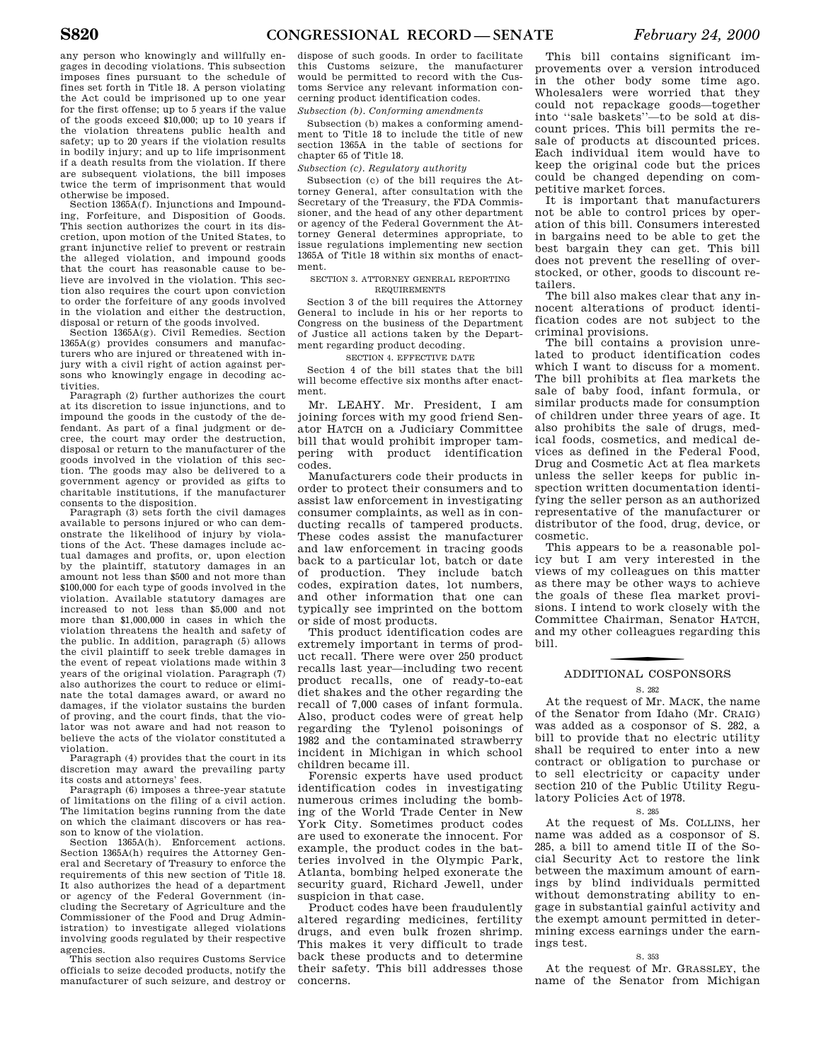any person who knowingly and willfully engages in decoding violations. This subsection imposes fines pursuant to the schedule of fines set forth in Title 18. A person violating the Act could be imprisoned up to one year for the first offense; up to 5 years if the value of the goods exceed $10,000; up to 10 years if the violation threatens public health and safety; up to 20 years if the violation results in bodily injury; and up to life imprisonment if a death results from the violation. If there are subsequent violations, the bill imposes twice the term of imprisonment that would otherwise be imposed.

Section 1365A(f). Injunctions and Impounding, Forfeiture, and Disposition of Goods. This section authorizes the court in its discretion, upon motion of the United States, to grant injunctive relief to prevent or restrain the alleged violation, and impound goods that the court has reasonable cause to believe are involved in the violation. This section also requires the court upon conviction to order the forfeiture of any goods involved in the violation and either the destruction, disposal or return of the goods involved.

Section 1365A(g). Civil Remedies. Section 1365A(g) provides consumers and manufacturers who are injured or threatened with injury with a civil right of action against persons who knowingly engage in decoding activities.

Paragraph (2) further authorizes the court at its discretion to issue injunctions, and to impound the goods in the custody of the defendant. As part of a final judgment or decree, the court may order the destruction, disposal or return to the manufacturer of the goods involved in the violation of this section. The goods may also be delivered to a government agency or provided as gifts to charitable institutions, if the manufacturer consents to the disposition.

Paragraph (3) sets forth the civil damages available to persons injured or who can demonstrate the likelihood of injury by violations of the Act. These damages include actual damages and profits, or, upon election by the plaintiff, statutory damages in an amount not less than $500 and not more than $100,000 for each type of goods involved in the violation. Available statutory damages are increased to not less than $5,000 and not more than $1,000,000 in cases in which the violation threatens the health and safety of the public. In addition, paragraph (5) allows the civil plaintiff to seek treble damages in the event of repeat violations made within 3 years of the original violation. Paragraph (7) also authorizes the court to reduce or eliminate the total damages award, or award no damages, if the violator sustains the burden of proving, and the court finds, that the violator was not aware and had not reason to believe the acts of the violator constituted a violation.

Paragraph (4) provides that the court in its discretion may award the prevailing party its costs and attorneys' fees.

Paragraph (6) imposes a three-year statute of limitations on the filing of a civil action. The limitation begins running from the date on which the claimant discovers or has reason to know of the violation.

Section 1365A(h). Enforcement actions. Section 1365A(h) requires the Attorney General and Secretary of Treasury to enforce the requirements of this new section of Title 18. It also authorizes the head of a department or agency of the Federal Government (including the Secretary of Agriculture and the Commissioner of the Food and Drug Administration) to investigate alleged violations involving goods regulated by their respective agencies.

This section also requires Customs Service officials to seize decoded products, notify the manufacturer of such seizure, and destroy or dispose of such goods. In order to facilitate this Customs seizure, the manufacturer would be permitted to record with the Customs Service any relevant information concerning product identification codes.

*Subsection (b). Conforming amendments*

Subsection (b) makes a conforming amendment to Title 18 to include the title of new section 1365A in the table of sections for chapter 65 of Title 18.

*Subsection (c). Regulatory authority*

Subsection (c) of the bill requires the Attorney General, after consultation with the Secretary of the Treasury, the FDA Commissioner, and the head of any other department or agency of the Federal Government the Attorney General determines appropriate, to issue regulations implementing new section 1365A of Title 18 within six months of enactment.

SECTION 3. ATTORNEY GENERAL REPORTING REQUIREMENTS

Section 3 of the bill requires the Attorney General to include in his or her reports to Congress on the business of the Department of Justice all actions taken by the Department regarding product decoding.

SECTION 4. EFFECTIVE DATE

Section 4 of the bill states that the bill will become effective six months after enactment.

Mr. LEAHY. Mr. President, I am joining forces with my good friend Senator HATCH on a Judiciary Committee bill that would prohibit improper tampering with product identification codes.

Manufacturers code their products in order to protect their consumers and to assist law enforcement in investigating consumer complaints, as well as in conducting recalls of tampered products. These codes assist the manufacturer and law enforcement in tracing goods back to a particular lot, batch or date of production. They include batch codes, expiration dates, lot numbers, and other information that one can typically see imprinted on the bottom or side of most products.

This product identification codes are extremely important in terms of product recall. There were over 250 product recalls last year—including two recent product recalls, one of ready-to-eat diet shakes and the other regarding the recall of 7,000 cases of infant formula. Also, product codes were of great help regarding the Tylenol poisonings of 1982 and the contaminated strawberry incident in Michigan in which school children became ill.

Forensic experts have used product identification codes in investigating numerous crimes including the bombing of the World Trade Center in New York City. Sometimes product codes are used to exonerate the innocent. For example, the product codes in the batteries involved in the Olympic Park, Atlanta, bombing helped exonerate the security guard, Richard Jewell, under suspicion in that case.

Product codes have been fraudulently altered regarding medicines, fertility drugs, and even bulk frozen shrimp. This makes it very difficult to trade back these products and to determine their safety. This bill addresses those concerns.

This bill contains significant improvements over a version introduced in the other body some time ago. Wholesalers were worried that they could not repackage goods—together into ''sale baskets''—to be sold at discount prices. This bill permits the resale of products at discounted prices. Each individual item would have to keep the original code but the prices could be changed depending on competitive market forces.

It is important that manufacturers not be able to control prices by operation of this bill. Consumers interested in bargains need to be able to get the best bargain they can get. This bill does not prevent the reselling of overstocked, or other, goods to discount retailers.

The bill also makes clear that any innocent alterations of product identification codes are not subject to the criminal provisions.

The bill contains a provision unrelated to product identification codes which I want to discuss for a moment. The bill prohibits at flea markets the sale of baby food, infant formula, or similar products made for consumption of children under three years of age. It also prohibits the sale of drugs, medical foods, cosmetics, and medical devices as defined in the Federal Food, Drug and Cosmetic Act at flea markets unless the seller keeps for public inspection written documentation identifying the seller person as an authorized representative of the manufacturer or distributor of the food, drug, device, or cosmetic.

This appears to be a reasonable policy but I am very interested in the views of my colleagues on this matter as there may be other ways to achieve the goals of these flea market provisions. I intend to work closely with the Committee Chairman, Senator HATCH, and my other colleagues regarding this bill.

## ADDITIONAL COSPONSORS

S. 282

At the request of Mr. MACK, the name of the Senator from Idaho (Mr. CRAIG) was added as a cosponsor of S. 282, a bill to provide that no electric utility shall be required to enter into a new contract or obligation to purchase or to sell electricity or capacity under section 210 of the Public Utility Regulatory Policies Act of 1978.

S. 285

At the request of Ms. COLLINS, her name was added as a cosponsor of S. 285, a bill to amend title II of the Social Security Act to restore the link between the maximum amount of earnings by blind individuals permitted without demonstrating ability to engage in substantial gainful activity and the exempt amount permitted in determining excess earnings under the earnings test.

S. 353

At the request of Mr. GRASSLEY, the name of the Senator from Michigan